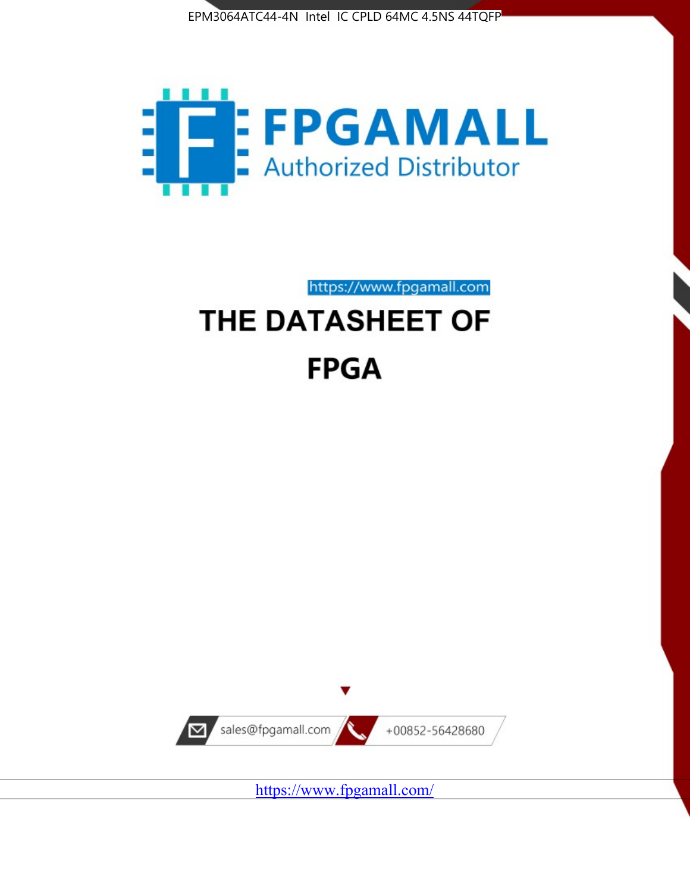EPM3064ATC44-4N Intel IC CPLD 64MC 4.5NS 44TQFP

FPGAMALL

Authorized Distributor

https://www.fpgamall.com

# THE DATASHEET OF

# FPGA

sales@fpgamall.com

+00852-56428680

https://www.fpgamall.com/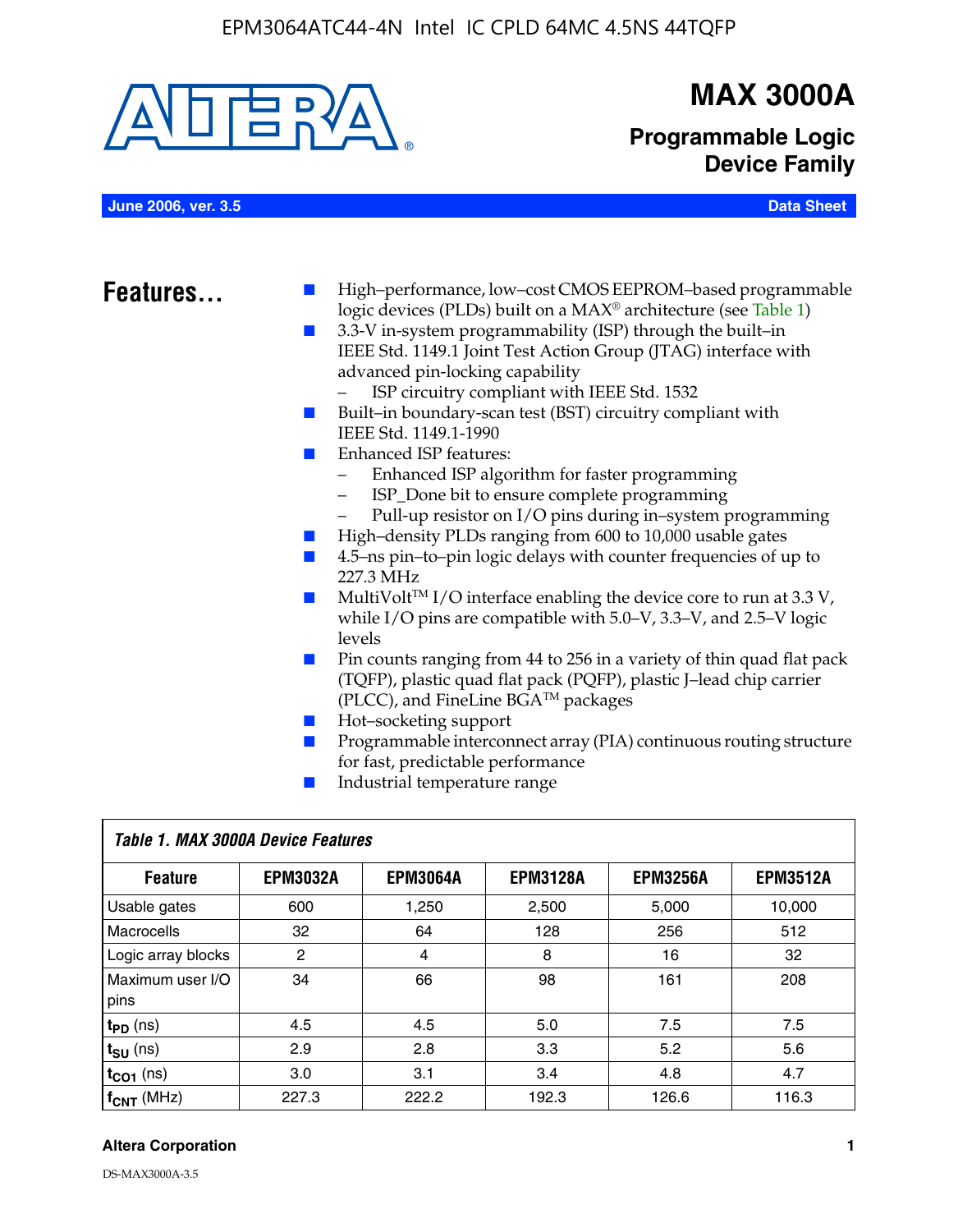# MAX 3000A

## Programmable Logic Device Family

**June 2006, ver. 3.5** **Data Sheet**

## Features...

- High–performance, low–cost CMOS EEPROM–based programmable logic devices (PLDs) built on a MAX® architecture (see Table 1)
- 3.3-V in-system programmability (ISP) through the built–in IEEE Std. 1149.1 Joint Test Action Group (JTAG) interface with advanced pin-locking capability
  - ISP circuitry compliant with IEEE Std. 1532
- Built–in boundary-scan test (BST) circuitry compliant with IEEE Std. 1149.1-1990
- Enhanced ISP features:
  - Enhanced ISP algorithm for faster programming
  - ISP_Done bit to ensure complete programming
  - Pull-up resistor on I/O pins during in–system programming
- High–density PLDs ranging from 600 to 10,000 usable gates
- 4.5–ns pin–to–pin logic delays with counter frequencies of up to 227.3 MHz
- MultiVolt™ I/O interface enabling the device core to run at 3.3 V, while I/O pins are compatible with 5.0–V, 3.3–V, and 2.5–V logic levels
- Pin counts ranging from 44 to 256 in a variety of thin quad flat pack (TQFP), plastic quad flat pack (PQFP), plastic J–lead chip carrier (PLCC), and FineLine BGA™ packages
- Hot–socketing support
- Programmable interconnect array (PIA) continuous routing structure for fast, predictable performance
- Industrial temperature range

*Table 1. MAX 3000A Device Features*

| Feature | EPM3032A | EPM3064A | EPM3128A | EPM3256A | EPM3512A |
|---|---|---|---|---|---|
| Usable gates | 600 | 1,250 | 2,500 | 5,000 | 10,000 |
| Macrocells | 32 | 64 | 128 | 256 | 512 |
| Logic array blocks | 2 | 4 | 8 | 16 | 32 |
| Maximum user I/O pins | 34 | 66 | 98 | 161 | 208 |
| $t_{PD}$ (ns) | 4.5 | 4.5 | 5.0 | 7.5 | 7.5 |
| $t_{SU}$ (ns) | 2.9 | 2.8 | 3.3 | 5.2 | 5.6 |
| $t_{CO1}$ (ns) | 3.0 | 3.1 | 3.4 | 4.8 | 4.7 |
| $f_{CNT}$ (MHz) | 227.3 | 222.2 | 192.3 | 126.6 | 116.3 |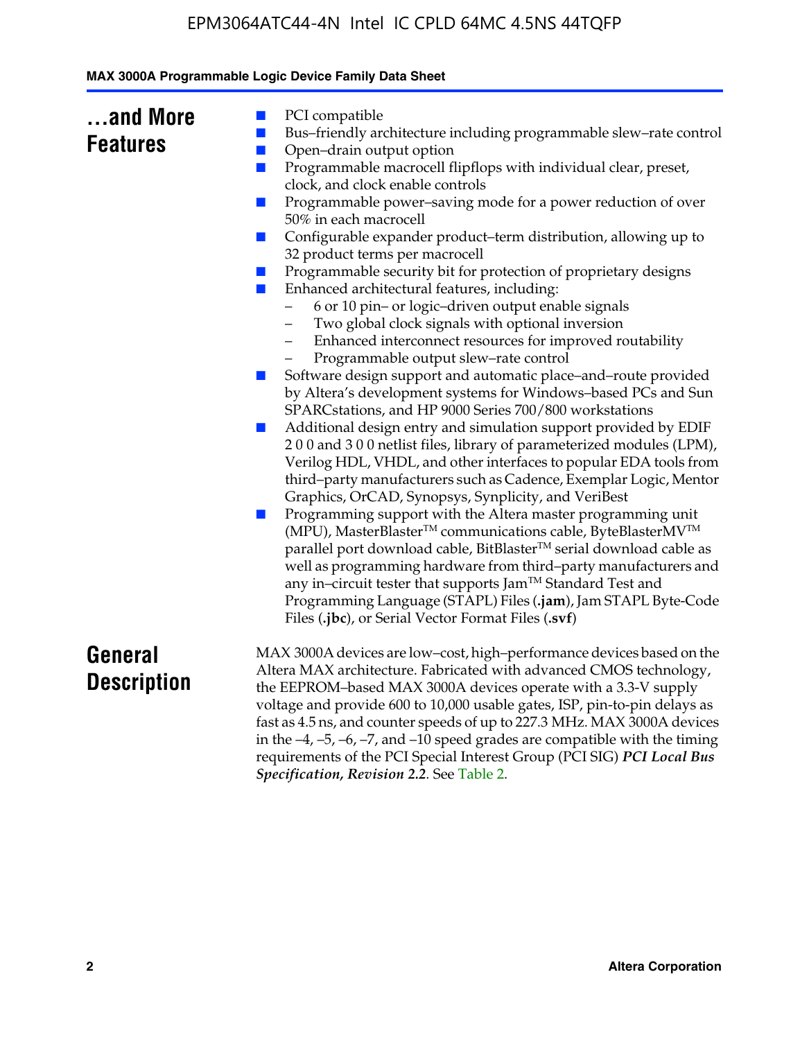## ...and More Features

- PCI compatible
- Bus–friendly architecture including programmable slew–rate control
- Open–drain output option
- Programmable macrocell flipflops with individual clear, preset, clock, and clock enable controls
- Programmable power–saving mode for a power reduction of over 50% in each macrocell
- Configurable expander product–term distribution, allowing up to 32 product terms per macrocell
- Programmable security bit for protection of proprietary designs
- Enhanced architectural features, including:
  - 6 or 10 pin– or logic–driven output enable signals
  - Two global clock signals with optional inversion
  - Enhanced interconnect resources for improved routability
  - Programmable output slew–rate control
- Software design support and automatic place–and–route provided by Altera's development systems for Windows–based PCs and Sun SPARCstations, and HP 9000 Series 700/800 workstations
- Additional design entry and simulation support provided by EDIF 2 0 0 and 3 0 0 netlist files, library of parameterized modules (LPM), Verilog HDL, VHDL, and other interfaces to popular EDA tools from third–party manufacturers such as Cadence, Exemplar Logic, Mentor Graphics, OrCAD, Synopsys, Synplicity, and VeriBest
- Programming support with the Altera master programming unit (MPU), MasterBlaster™ communications cable, ByteBlasterMV™ parallel port download cable, BitBlaster™ serial download cable as well as programming hardware from third–party manufacturers and any in–circuit tester that supports Jam™ Standard Test and Programming Language (STAPL) Files (**.jam**), Jam STAPL Byte-Code Files (**.jbc**), or Serial Vector Format Files (**.svf**)

## General Description

MAX 3000A devices are low–cost, high–performance devices based on the Altera MAX architecture. Fabricated with advanced CMOS technology, the EEPROM–based MAX 3000A devices operate with a 3.3-V supply voltage and provide 600 to 10,000 usable gates, ISP, pin-to-pin delays as fast as 4.5 ns, and counter speeds of up to 227.3 MHz. MAX 3000A devices in the –4, –5, –6, –7, and –10 speed grades are compatible with the timing requirements of the PCI Special Interest Group (PCI SIG) ***PCI Local Bus Specification, Revision 2.2***. See Table 2.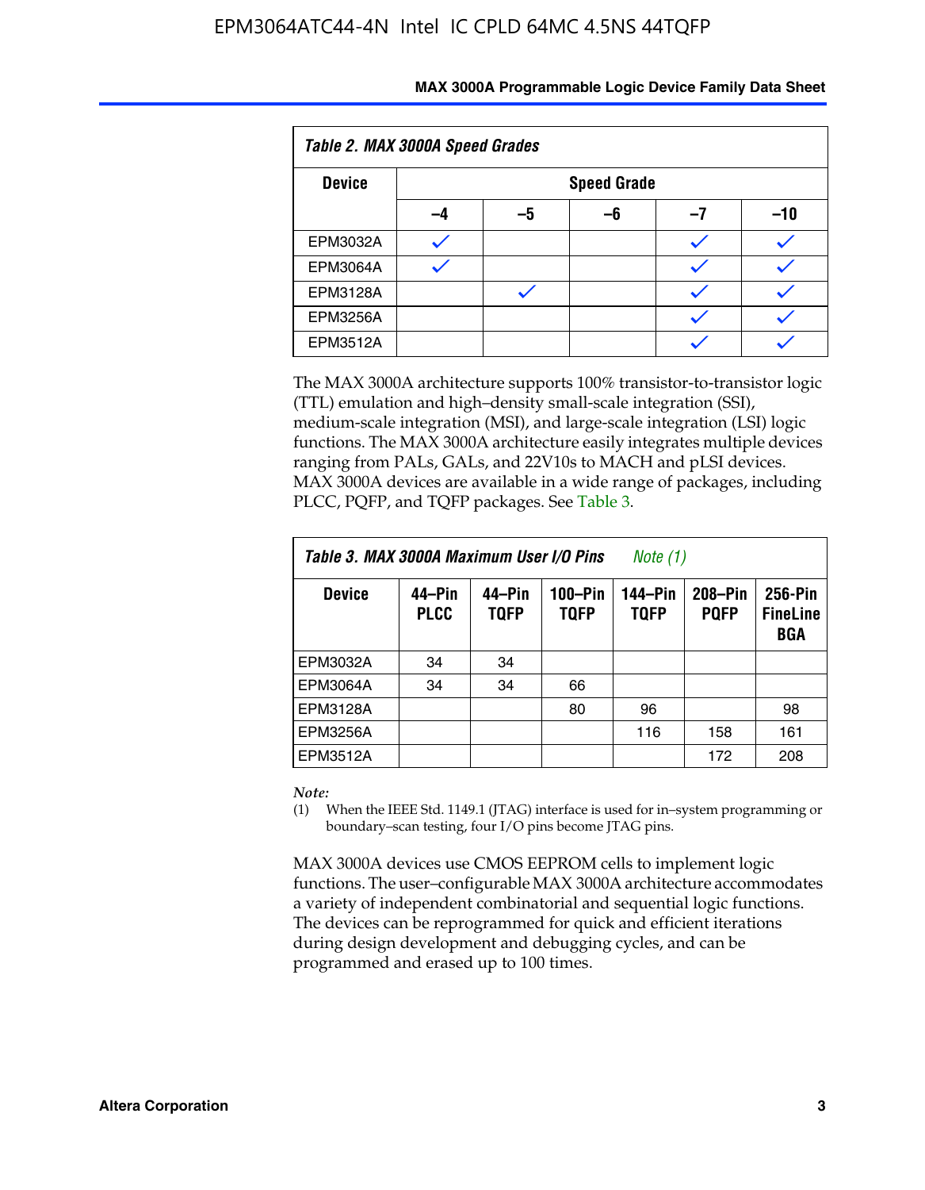**Table 2. MAX 3000A Speed Grades**

| Device | Speed Grade | | | | |
|---|---|---|---|---|---|
| | –4 | –5 | –6 | –7 | –10 |
| EPM3032A | ✓ | | | ✓ | ✓ |
| EPM3064A | ✓ | | | ✓ | ✓ |
| EPM3128A | | ✓ | | ✓ | ✓ |
| EPM3256A | | | | ✓ | ✓ |
| EPM3512A | | | | ✓ | ✓ |

The MAX 3000A architecture supports 100% transistor-to-transistor logic (TTL) emulation and high–density small-scale integration (SSI), medium-scale integration (MSI), and large-scale integration (LSI) logic functions. The MAX 3000A architecture easily integrates multiple devices ranging from PALs, GALs, and 22V10s to MACH and pLSI devices. MAX 3000A devices are available in a wide range of packages, including PLCC, PQFP, and TQFP packages. See Table 3.

**Table 3. MAX 3000A Maximum User I/O Pins** *Note (1)*

| Device | 44–Pin PLCC | 44–Pin TQFP | 100–Pin TQFP | 144–Pin TQFP | 208–Pin PQFP | 256-Pin FineLine BGA |
|---|---|---|---|---|---|---|
| EPM3032A | 34 | 34 | | | | |
| EPM3064A | 34 | 34 | 66 | | | |
| EPM3128A | | | 80 | 96 | | 98 |
| EPM3256A | | | | 116 | 158 | 161 |
| EPM3512A | | | | | 172 | 208 |

*Note:*

(1) When the IEEE Std. 1149.1 (JTAG) interface is used for in–system programming or boundary–scan testing, four I/O pins become JTAG pins.

MAX 3000A devices use CMOS EEPROM cells to implement logic functions. The user–configurable MAX 3000A architecture accommodates a variety of independent combinatorial and sequential logic functions. The devices can be reprogrammed for quick and efficient iterations during design development and debugging cycles, and can be programmed and erased up to 100 times.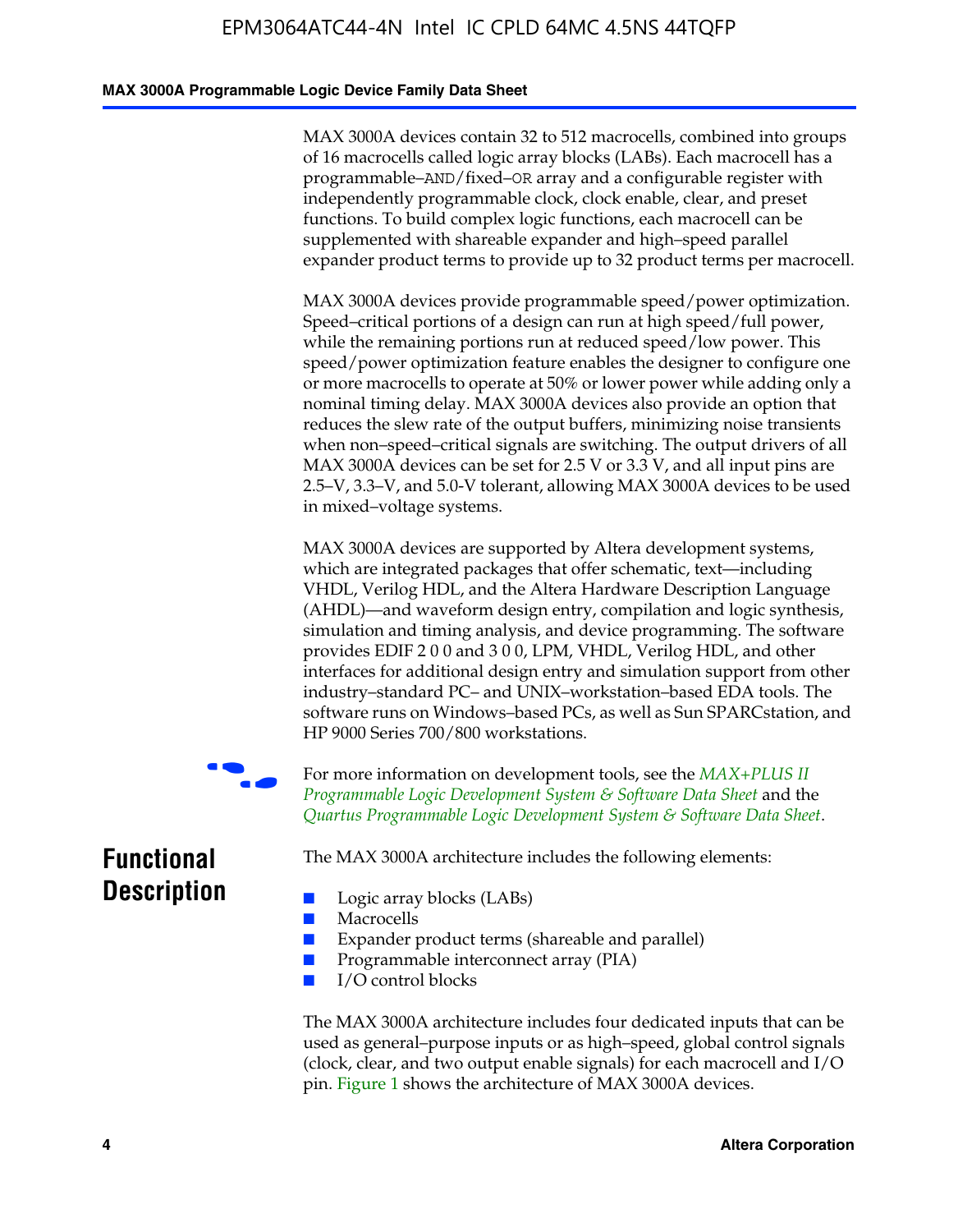MAX 3000A devices contain 32 to 512 macrocells, combined into groups of 16 macrocells called logic array blocks (LABs). Each macrocell has a programmable–AND/fixed–OR array and a configurable register with independently programmable clock, clock enable, clear, and preset functions. To build complex logic functions, each macrocell can be supplemented with shareable expander and high–speed parallel expander product terms to provide up to 32 product terms per macrocell.

MAX 3000A devices provide programmable speed/power optimization. Speed–critical portions of a design can run at high speed/full power, while the remaining portions run at reduced speed/low power. This speed/power optimization feature enables the designer to configure one or more macrocells to operate at 50% or lower power while adding only a nominal timing delay. MAX 3000A devices also provide an option that reduces the slew rate of the output buffers, minimizing noise transients when non–speed–critical signals are switching. The output drivers of all MAX 3000A devices can be set for 2.5 V or 3.3 V, and all input pins are 2.5–V, 3.3–V, and 5.0-V tolerant, allowing MAX 3000A devices to be used in mixed–voltage systems.

MAX 3000A devices are supported by Altera development systems, which are integrated packages that offer schematic, text—including VHDL, Verilog HDL, and the Altera Hardware Description Language (AHDL)—and waveform design entry, compilation and logic synthesis, simulation and timing analysis, and device programming. The software provides EDIF 2 0 0 and 3 0 0, LPM, VHDL, Verilog HDL, and other interfaces for additional design entry and simulation support from other industry–standard PC– and UNIX–workstation–based EDA tools. The software runs on Windows–based PCs, as well as Sun SPARCstation, and HP 9000 Series 700/800 workstations.

For more information on development tools, see the *MAX+PLUS II Programmable Logic Development System & Software Data Sheet* and the *Quartus Programmable Logic Development System & Software Data Sheet*.

## Functional Description

The MAX 3000A architecture includes the following elements:

- Logic array blocks (LABs)
- Macrocells
- Expander product terms (shareable and parallel)
- Programmable interconnect array (PIA)
- I/O control blocks

The MAX 3000A architecture includes four dedicated inputs that can be used as general–purpose inputs or as high–speed, global control signals (clock, clear, and two output enable signals) for each macrocell and I/O pin. Figure 1 shows the architecture of MAX 3000A devices.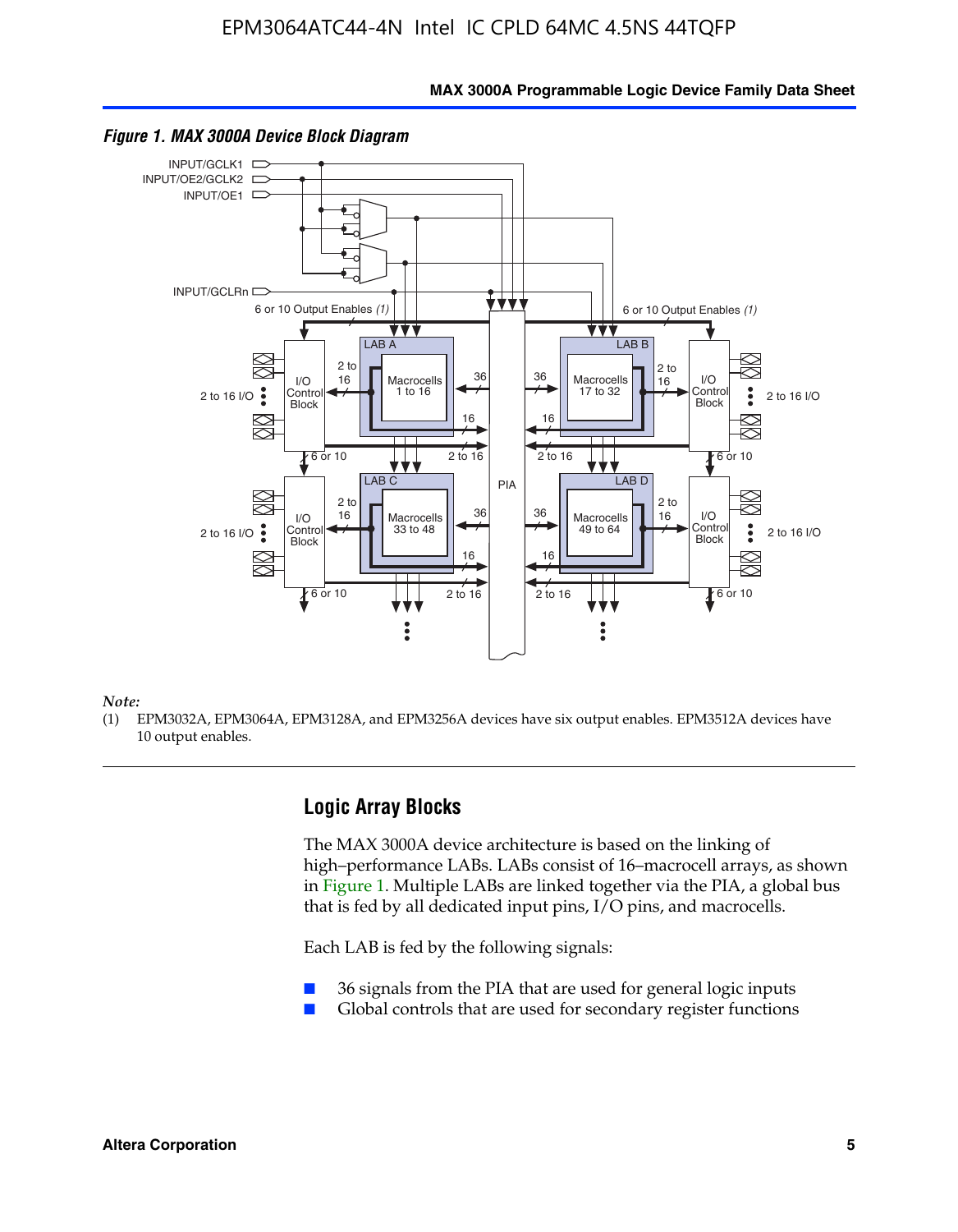*Figure 1. MAX 3000A Device Block Diagram*

*Note:*

(1) EPM3032A, EPM3064A, EPM3128A, and EPM3256A devices have six output enables. EPM3512A devices have 10 output enables.

## Logic Array Blocks

The MAX 3000A device architecture is based on the linking of high–performance LABs. LABs consist of 16–macrocell arrays, as shown in Figure 1. Multiple LABs are linked together via the PIA, a global bus that is fed by all dedicated input pins, I/O pins, and macrocells.

Each LAB is fed by the following signals:

- 36 signals from the PIA that are used for general logic inputs
- Global controls that are used for secondary register functions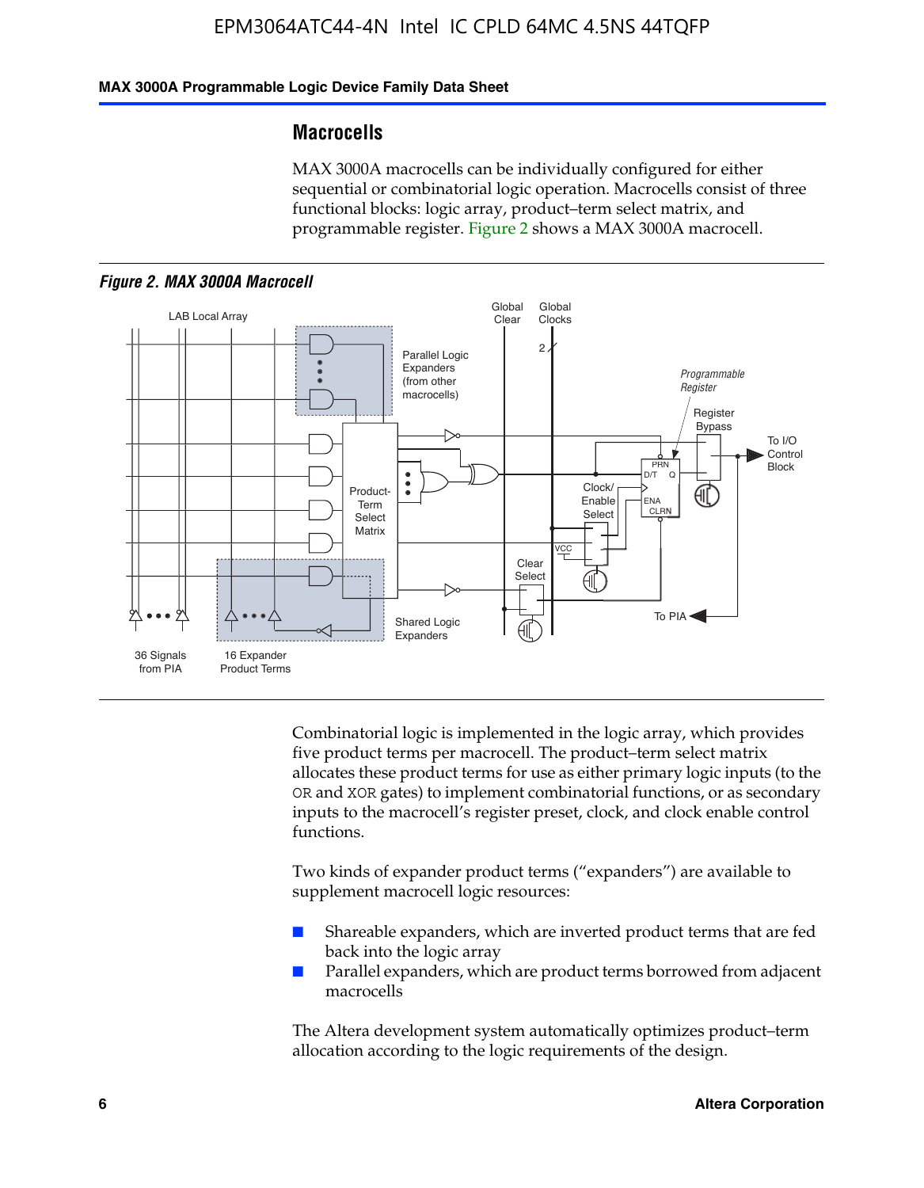## Macrocells

MAX 3000A macrocells can be individually configured for either sequential or combinatorial logic operation. Macrocells consist of three functional blocks: logic array, product–term select matrix, and programmable register. Figure 2 shows a MAX 3000A macrocell.

*Figure 2. MAX 3000A Macrocell*

Combinatorial logic is implemented in the logic array, which provides five product terms per macrocell. The product–term select matrix allocates these product terms for use as either primary logic inputs (to the OR and XOR gates) to implement combinatorial functions, or as secondary inputs to the macrocell's register preset, clock, and clock enable control functions.

Two kinds of expander product terms ("expanders") are available to supplement macrocell logic resources:

- Shareable expanders, which are inverted product terms that are fed back into the logic array
- Parallel expanders, which are product terms borrowed from adjacent macrocells

The Altera development system automatically optimizes product–term allocation according to the logic requirements of the design.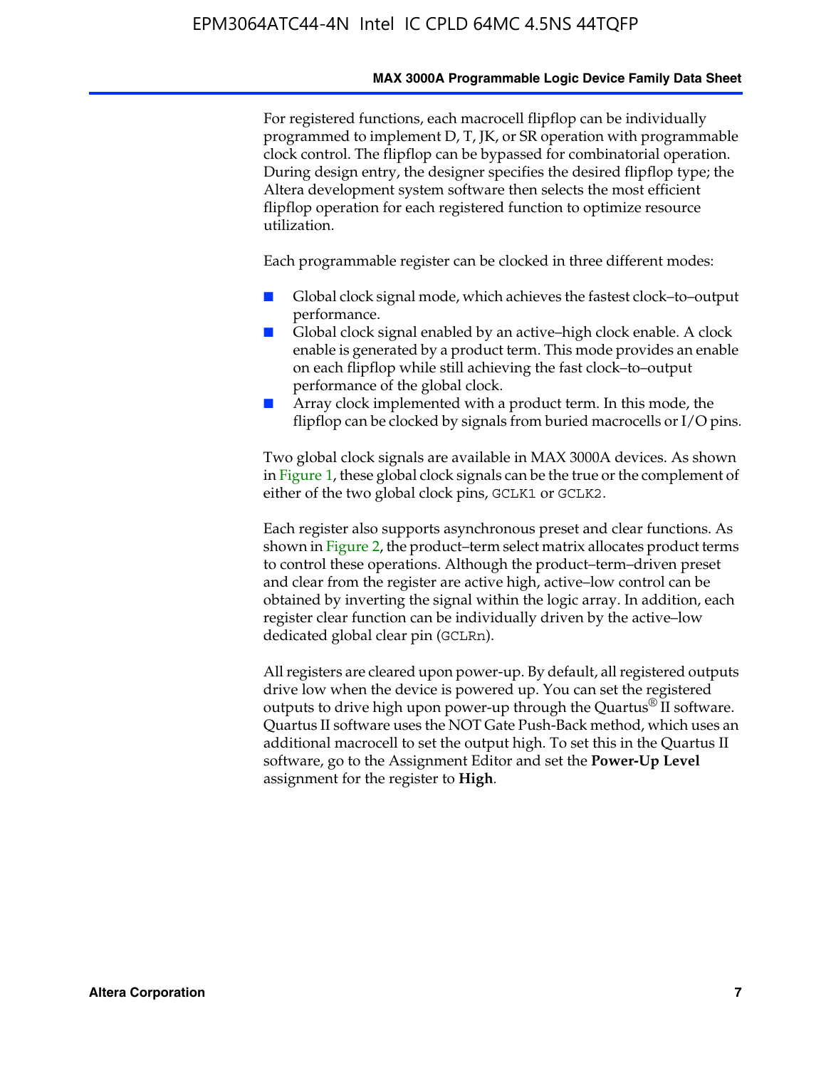For registered functions, each macrocell flipflop can be individually programmed to implement D, T, JK, or SR operation with programmable clock control. The flipflop can be bypassed for combinatorial operation. During design entry, the designer specifies the desired flipflop type; the Altera development system software then selects the most efficient flipflop operation for each registered function to optimize resource utilization.

Each programmable register can be clocked in three different modes:

- Global clock signal mode, which achieves the fastest clock–to–output performance.
- Global clock signal enabled by an active–high clock enable. A clock enable is generated by a product term. This mode provides an enable on each flipflop while still achieving the fast clock–to–output performance of the global clock.
- Array clock implemented with a product term. In this mode, the flipflop can be clocked by signals from buried macrocells or I/O pins.

Two global clock signals are available in MAX 3000A devices. As shown in Figure 1, these global clock signals can be the true or the complement of either of the two global clock pins, `GCLK1` or `GCLK2`.

Each register also supports asynchronous preset and clear functions. As shown in Figure 2, the product–term select matrix allocates product terms to control these operations. Although the product–term–driven preset and clear from the register are active high, active–low control can be obtained by inverting the signal within the logic array. In addition, each register clear function can be individually driven by the active–low dedicated global clear pin (`GCLRn`).

All registers are cleared upon power-up. By default, all registered outputs drive low when the device is powered up. You can set the registered outputs to drive high upon power-up through the Quartus® II software. Quartus II software uses the NOT Gate Push-Back method, which uses an additional macrocell to set the output high. To set this in the Quartus II software, go to the Assignment Editor and set the **Power-Up Level** assignment for the register to **High**.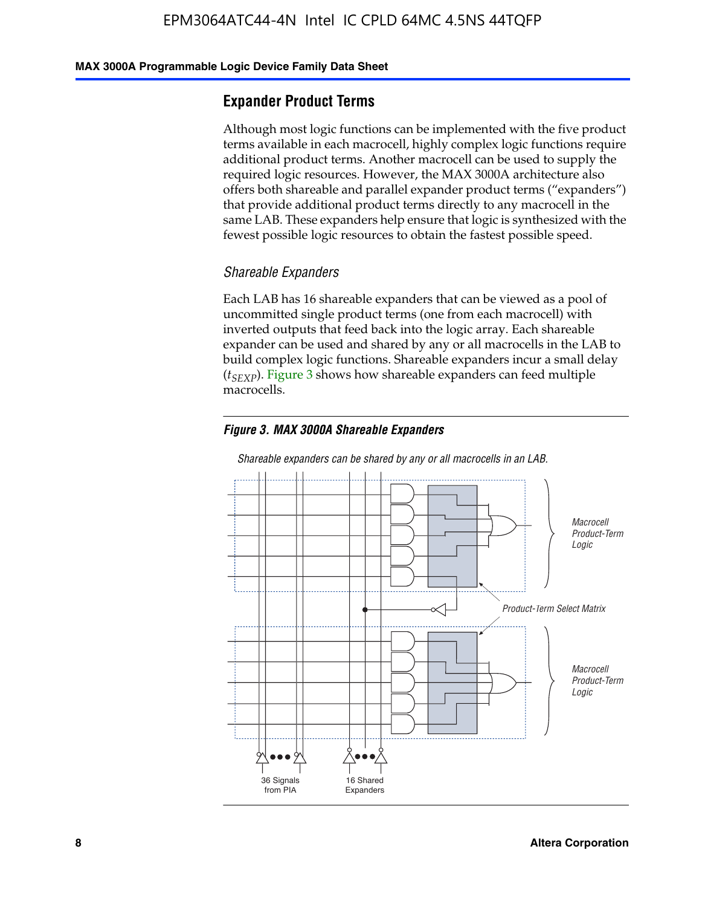## Expander Product Terms

Although most logic functions can be implemented with the five product terms available in each macrocell, highly complex logic functions require additional product terms. Another macrocell can be used to supply the required logic resources. However, the MAX 3000A architecture also offers both shareable and parallel expander product terms ("expanders") that provide additional product terms directly to any macrocell in the same LAB. These expanders help ensure that logic is synthesized with the fewest possible logic resources to obtain the fastest possible speed.

### *Shareable Expanders*

Each LAB has 16 shareable expanders that can be viewed as a pool of uncommitted single product terms (one from each macrocell) with inverted outputs that feed back into the logic array. Each shareable expander can be used and shared by any or all macrocells in the LAB to build complex logic functions. Shareable expanders incur a small delay ($t_{SEXP}$). Figure 3 shows how shareable expanders can feed multiple macrocells.

***Figure 3. MAX 3000A Shareable Expanders***

*Shareable expanders can be shared by any or all macrocells in an LAB.*

Macrocell Product-Term Logic

Product-Term Select Matrix

Macrocell Product-Term Logic

36 Signals from PIA

16 Shared Expanders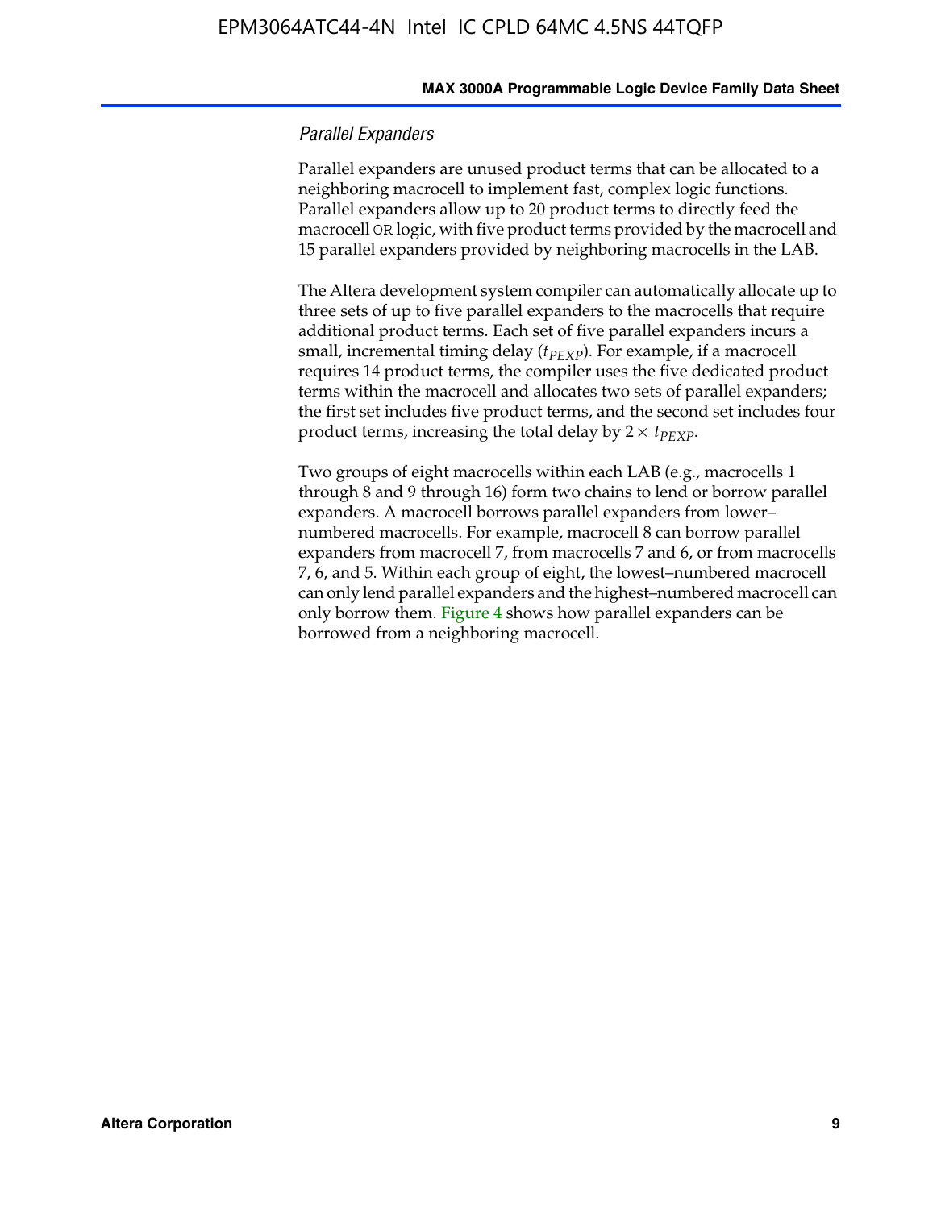### *Parallel Expanders*

Parallel expanders are unused product terms that can be allocated to a neighboring macrocell to implement fast, complex logic functions. Parallel expanders allow up to 20 product terms to directly feed the macrocell OR logic, with five product terms provided by the macrocell and 15 parallel expanders provided by neighboring macrocells in the LAB.

The Altera development system compiler can automatically allocate up to three sets of up to five parallel expanders to the macrocells that require additional product terms. Each set of five parallel expanders incurs a small, incremental timing delay ($t_{PEXP}$). For example, if a macrocell requires 14 product terms, the compiler uses the five dedicated product terms within the macrocell and allocates two sets of parallel expanders; the first set includes five product terms, and the second set includes four product terms, increasing the total delay by $2 \times t_{PEXP}$.

Two groups of eight macrocells within each LAB (e.g., macrocells 1 through 8 and 9 through 16) form two chains to lend or borrow parallel expanders. A macrocell borrows parallel expanders from lower–numbered macrocells. For example, macrocell 8 can borrow parallel expanders from macrocell 7, from macrocells 7 and 6, or from macrocells 7, 6, and 5. Within each group of eight, the lowest–numbered macrocell can only lend parallel expanders and the highest–numbered macrocell can only borrow them. Figure 4 shows how parallel expanders can be borrowed from a neighboring macrocell.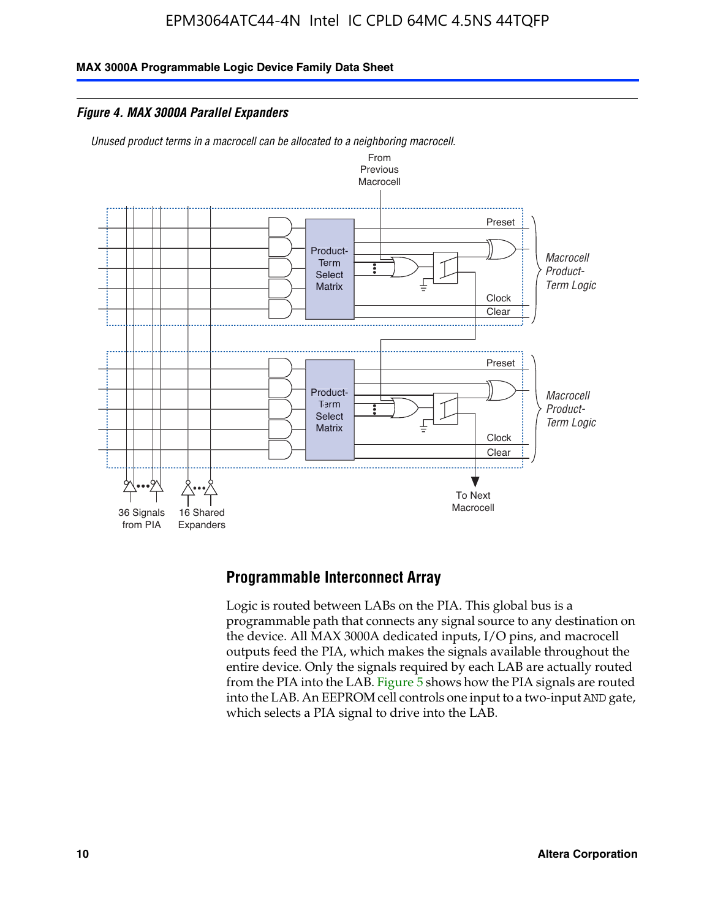*Figure 4. MAX 3000A Parallel Expanders*

*Unused product terms in a macrocell can be allocated to a neighboring macrocell.*

From Previous Macrocell

Preset

Product-Term Select Matrix

*Macrocell Product-Term Logic*

Clock

Clear

Preset

Product-Term Select Matrix

*Macrocell Product-Term Logic*

Clock

Clear

36 Signals from PIA

16 Shared Expanders

To Next Macrocell

## Programmable Interconnect Array

Logic is routed between LABs on the PIA. This global bus is a programmable path that connects any signal source to any destination on the device. All MAX 3000A dedicated inputs, I/O pins, and macrocell outputs feed the PIA, which makes the signals available throughout the entire device. Only the signals required by each LAB are actually routed from the PIA into the LAB. Figure 5 shows how the PIA signals are routed into the LAB. An EEPROM cell controls one input to a two-input AND gate, which selects a PIA signal to drive into the LAB.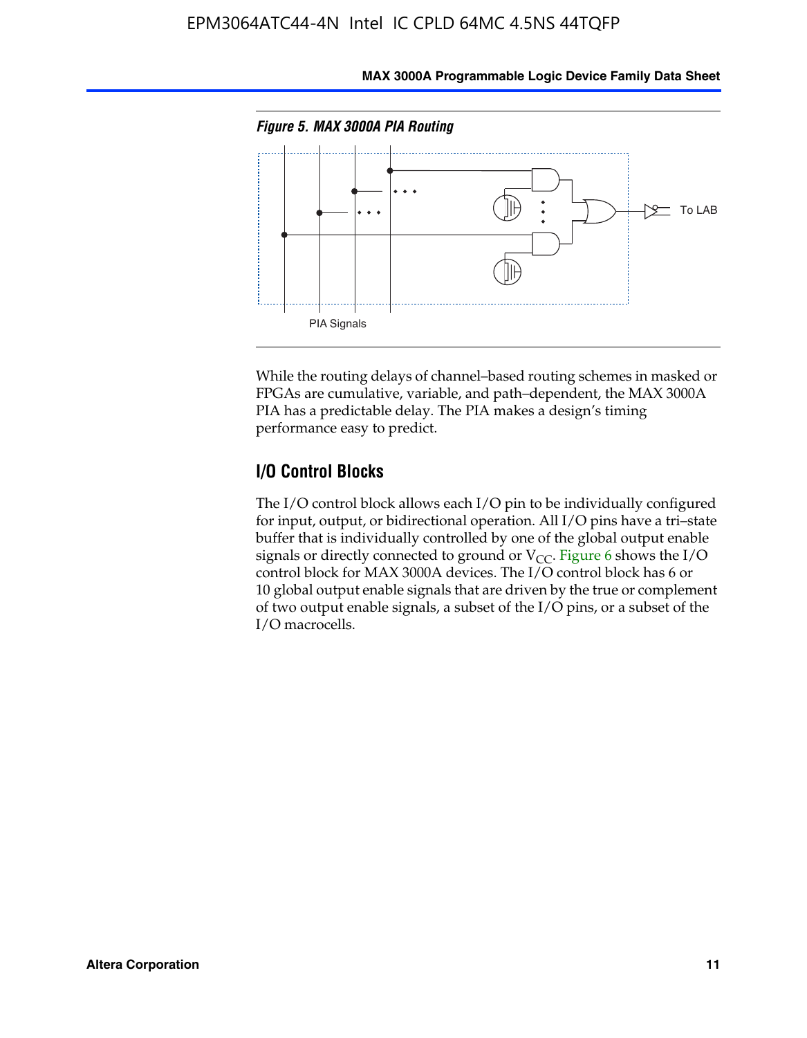*Figure 5. MAX 3000A PIA Routing*

While the routing delays of channel–based routing schemes in masked or FPGAs are cumulative, variable, and path–dependent, the MAX 3000A PIA has a predictable delay. The PIA makes a design's timing performance easy to predict.

## I/O Control Blocks

The I/O control block allows each I/O pin to be individually configured for input, output, or bidirectional operation. All I/O pins have a tri–state buffer that is individually controlled by one of the global output enable signals or directly connected to ground or $V_{CC}$. Figure 6 shows the I/O control block for MAX 3000A devices. The I/O control block has 6 or 10 global output enable signals that are driven by the true or complement of two output enable signals, a subset of the I/O pins, or a subset of the I/O macrocells.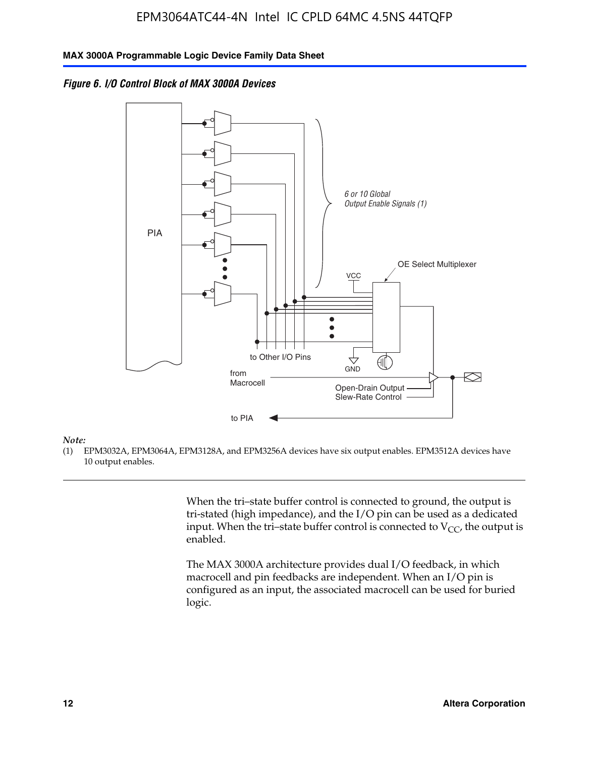*Figure 6. I/O Control Block of MAX 3000A Devices*

*Note:*

(1) EPM3032A, EPM3064A, EPM3128A, and EPM3256A devices have six output enables. EPM3512A devices have 10 output enables.

When the tri–state buffer control is connected to ground, the output is tri-stated (high impedance), and the I/O pin can be used as a dedicated input. When the tri–state buffer control is connected to $V_{CC}$, the output is enabled.

The MAX 3000A architecture provides dual I/O feedback, in which macrocell and pin feedbacks are independent. When an I/O pin is configured as an input, the associated macrocell can be used for buried logic.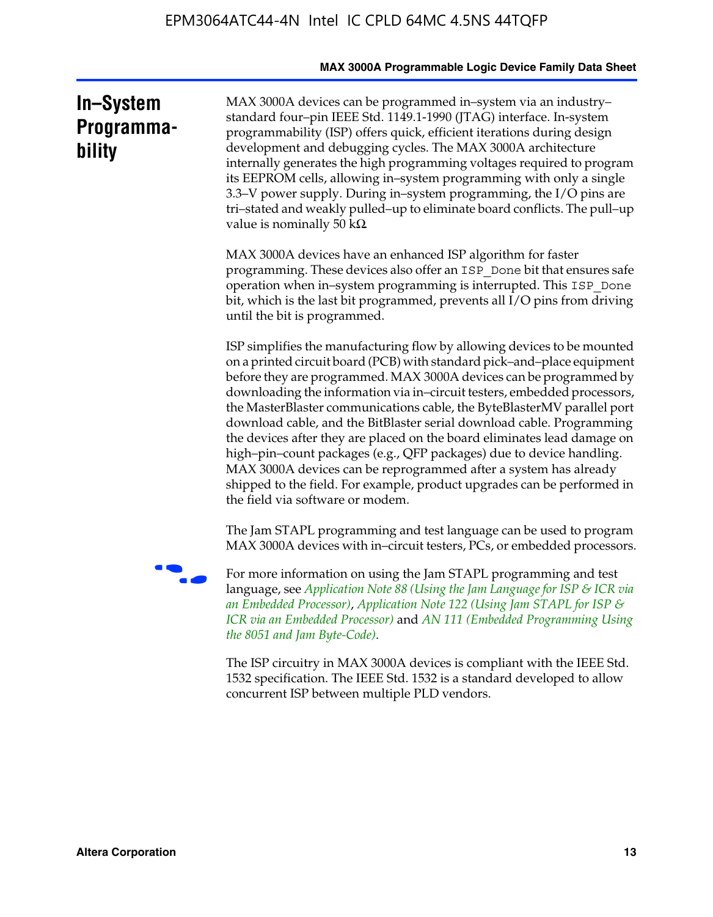## In–System Programmability

MAX 3000A devices can be programmed in–system via an industry–standard four–pin IEEE Std. 1149.1-1990 (JTAG) interface. In-system programmability (ISP) offers quick, efficient iterations during design development and debugging cycles. The MAX 3000A architecture internally generates the high programming voltages required to program its EEPROM cells, allowing in–system programming with only a single 3.3–V power supply. During in–system programming, the I/O pins are tri–stated and weakly pulled–up to eliminate board conflicts. The pull–up value is nominally 50 kΩ.

MAX 3000A devices have an enhanced ISP algorithm for faster programming. These devices also offer an `ISP_Done` bit that ensures safe operation when in–system programming is interrupted. This `ISP_Done` bit, which is the last bit programmed, prevents all I/O pins from driving until the bit is programmed.

ISP simplifies the manufacturing flow by allowing devices to be mounted on a printed circuit board (PCB) with standard pick–and–place equipment before they are programmed. MAX 3000A devices can be programmed by downloading the information via in–circuit testers, embedded processors, the MasterBlaster communications cable, the ByteBlasterMV parallel port download cable, and the BitBlaster serial download cable. Programming the devices after they are placed on the board eliminates lead damage on high–pin–count packages (e.g., QFP packages) due to device handling. MAX 3000A devices can be reprogrammed after a system has already shipped to the field. For example, product upgrades can be performed in the field via software or modem.

The Jam STAPL programming and test language can be used to program MAX 3000A devices with in–circuit testers, PCs, or embedded processors.

For more information on using the Jam STAPL programming and test language, see *Application Note 88 (Using the Jam Language for ISP & ICR via an Embedded Processor)*, *Application Note 122 (Using Jam STAPL for ISP & ICR via an Embedded Processor)* and *AN 111 (Embedded Programming Using the 8051 and Jam Byte-Code)*.

The ISP circuitry in MAX 3000A devices is compliant with the IEEE Std. 1532 specification. The IEEE Std. 1532 is a standard developed to allow concurrent ISP between multiple PLD vendors.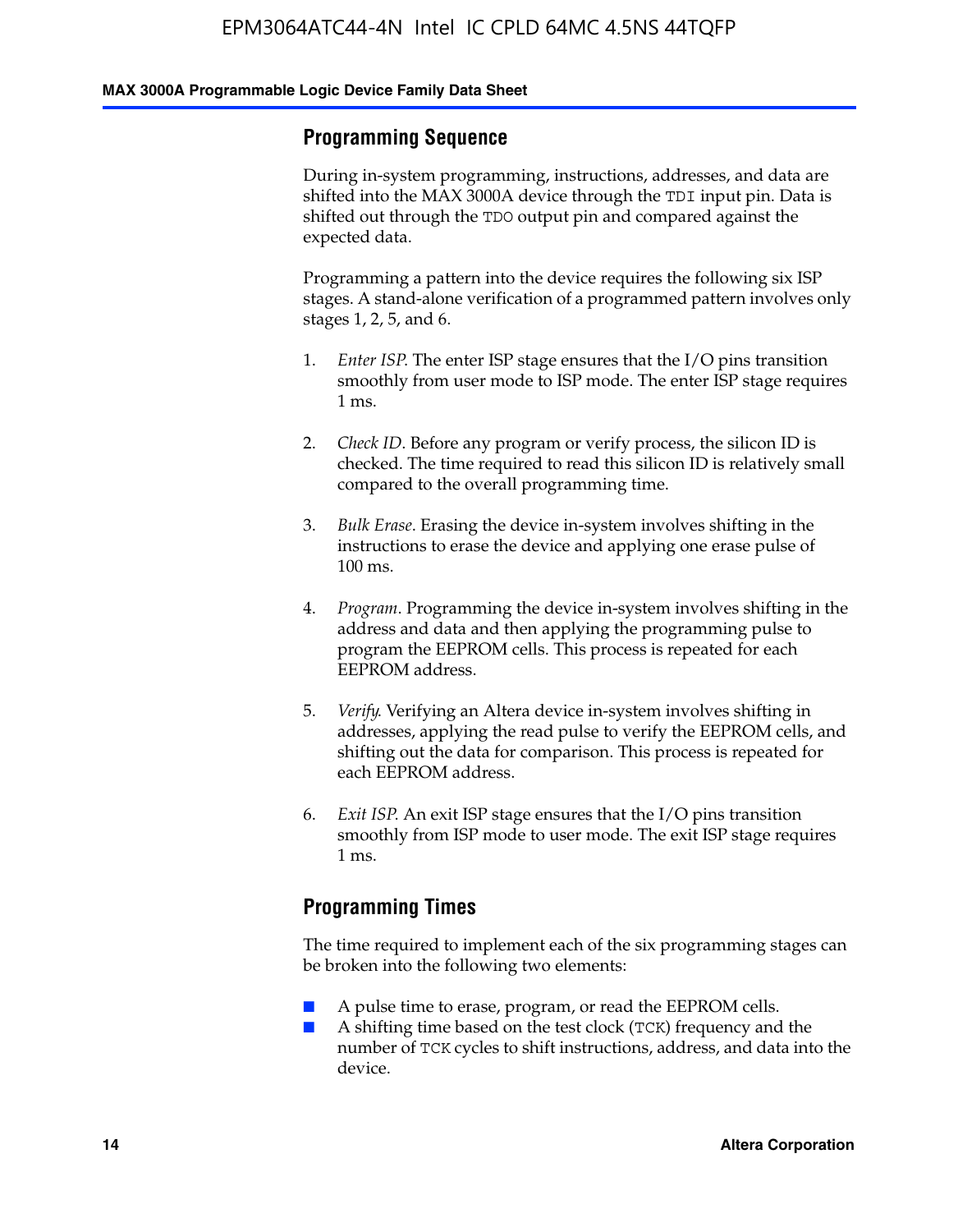## Programming Sequence

During in-system programming, instructions, addresses, and data are shifted into the MAX 3000A device through the TDI input pin. Data is shifted out through the TDO output pin and compared against the expected data.

Programming a pattern into the device requires the following six ISP stages. A stand-alone verification of a programmed pattern involves only stages 1, 2, 5, and 6.

1. *Enter ISP*. The enter ISP stage ensures that the I/O pins transition smoothly from user mode to ISP mode. The enter ISP stage requires 1 ms.
2. *Check ID*. Before any program or verify process, the silicon ID is checked. The time required to read this silicon ID is relatively small compared to the overall programming time.
3. *Bulk Erase*. Erasing the device in-system involves shifting in the instructions to erase the device and applying one erase pulse of 100 ms.
4. *Program*. Programming the device in-system involves shifting in the address and data and then applying the programming pulse to program the EEPROM cells. This process is repeated for each EEPROM address.
5. *Verify*. Verifying an Altera device in-system involves shifting in addresses, applying the read pulse to verify the EEPROM cells, and shifting out the data for comparison. This process is repeated for each EEPROM address.
6. *Exit ISP*. An exit ISP stage ensures that the I/O pins transition smoothly from ISP mode to user mode. The exit ISP stage requires 1 ms.

## Programming Times

The time required to implement each of the six programming stages can be broken into the following two elements:

- A pulse time to erase, program, or read the EEPROM cells.
- A shifting time based on the test clock (TCK) frequency and the number of TCK cycles to shift instructions, address, and data into the device.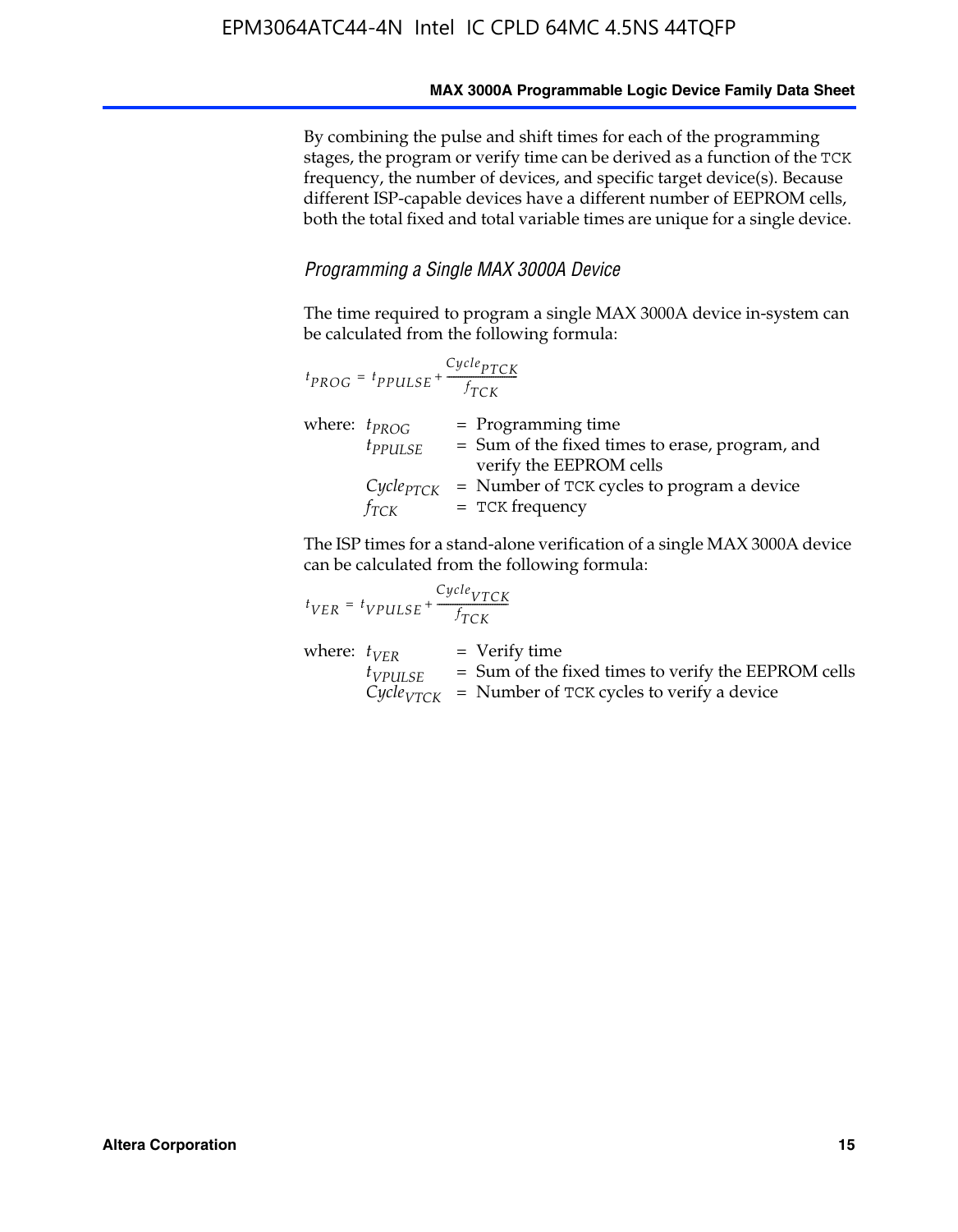By combining the pulse and shift times for each of the programming stages, the program or verify time can be derived as a function of the TCK frequency, the number of devices, and specific target device(s). Because different ISP-capable devices have a different number of EEPROM cells, both the total fixed and total variable times are unique for a single device.

### *Programming a Single MAX 3000A Device*

The time required to program a single MAX 3000A device in-system can be calculated from the following formula:

$$t_{PROG} = t_{PPULSE} + \frac{Cycle_{PTCK}}{f_{TCK}}$$

where:
- $t_{PROG}$ = Programming time
- $t_{PPULSE}$ = Sum of the fixed times to erase, program, and verify the EEPROM cells
- $Cycle_{PTCK}$ = Number of TCK cycles to program a device
- $f_{TCK}$ = TCK frequency

The ISP times for a stand-alone verification of a single MAX 3000A device can be calculated from the following formula:

$$t_{VER} = t_{VPULSE} + \frac{Cycle_{VTCK}}{f_{TCK}}$$

where:
- $t_{VER}$ = Verify time
- $t_{VPULSE}$ = Sum of the fixed times to verify the EEPROM cells
- $Cycle_{VTCK}$ = Number of TCK cycles to verify a device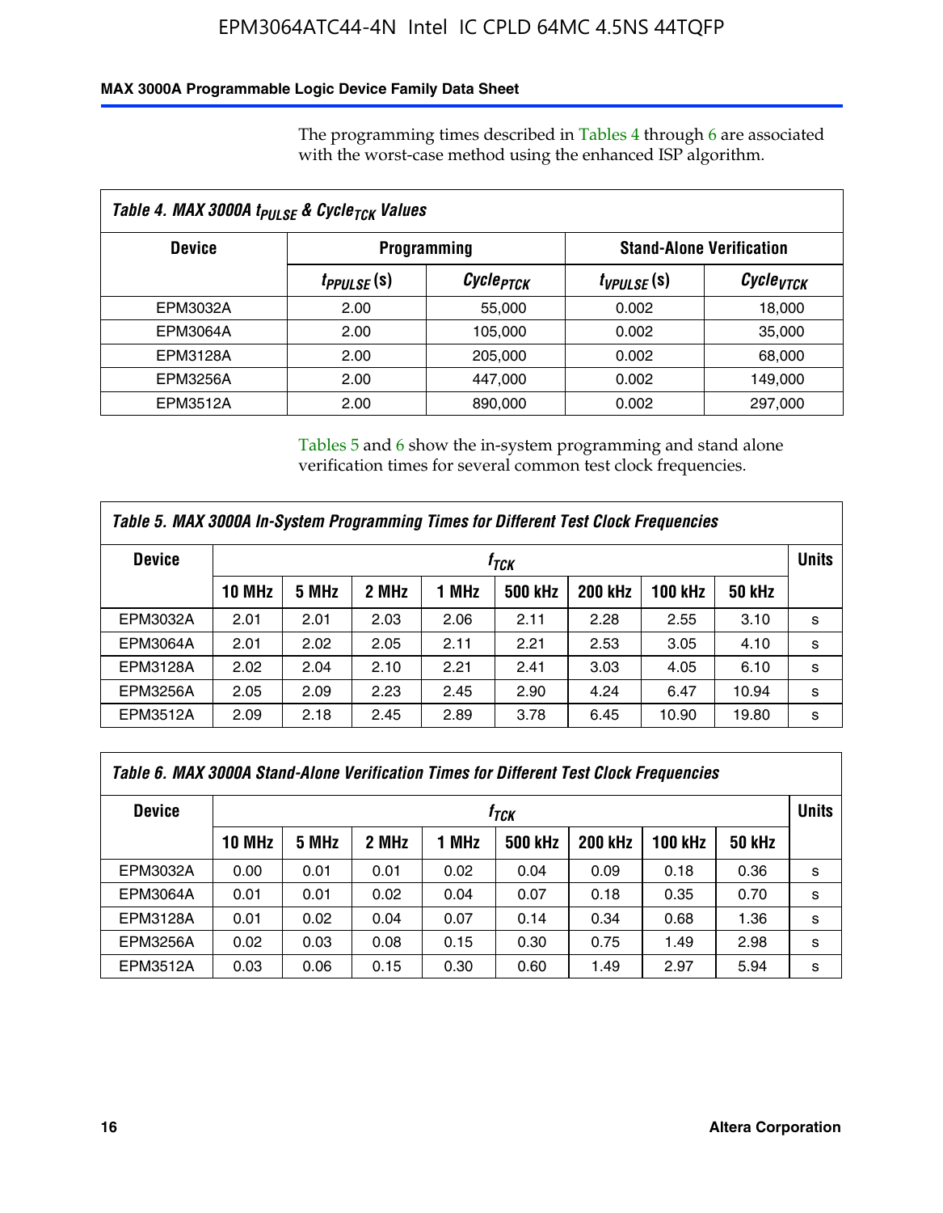The programming times described in Tables 4 through 6 are associated with the worst-case method using the enhanced ISP algorithm.

**Table 4. MAX 3000A $t_{PULSE}$ & $Cycle_{TCK}$ Values**

| Device | Programming | | Stand-Alone Verification | |
|---|---|---|---|---|
| | $t_{PPULSE}$ (s) | $Cycle_{PTCK}$ | $t_{VPULSE}$ (s) | $Cycle_{VTCK}$ |
| EPM3032A | 2.00 | 55,000 | 0.002 | 18,000 |
| EPM3064A | 2.00 | 105,000 | 0.002 | 35,000 |
| EPM3128A | 2.00 | 205,000 | 0.002 | 68,000 |
| EPM3256A | 2.00 | 447,000 | 0.002 | 149,000 |
| EPM3512A | 2.00 | 890,000 | 0.002 | 297,000 |

Tables 5 and 6 show the in-system programming and stand alone verification times for several common test clock frequencies.

**Table 5. MAX 3000A In-System Programming Times for Different Test Clock Frequencies**

| Device | $f_{TCK}$ | | | | | | | | Units |
|---|---|---|---|---|---|---|---|---|---|
| | 10 MHz | 5 MHz | 2 MHz | 1 MHz | 500 kHz | 200 kHz | 100 kHz | 50 kHz | |
| EPM3032A | 2.01 | 2.01 | 2.03 | 2.06 | 2.11 | 2.28 | 2.55 | 3.10 | s |
| EPM3064A | 2.01 | 2.02 | 2.05 | 2.11 | 2.21 | 2.53 | 3.05 | 4.10 | s |
| EPM3128A | 2.02 | 2.04 | 2.10 | 2.21 | 2.41 | 3.03 | 4.05 | 6.10 | s |
| EPM3256A | 2.05 | 2.09 | 2.23 | 2.45 | 2.90 | 4.24 | 6.47 | 10.94 | s |
| EPM3512A | 2.09 | 2.18 | 2.45 | 2.89 | 3.78 | 6.45 | 10.90 | 19.80 | s |

**Table 6. MAX 3000A Stand-Alone Verification Times for Different Test Clock Frequencies**

| Device | $f_{TCK}$ | | | | | | | | Units |
|---|---|---|---|---|---|---|---|---|---|
| | 10 MHz | 5 MHz | 2 MHz | 1 MHz | 500 kHz | 200 kHz | 100 kHz | 50 kHz | |
| EPM3032A | 0.00 | 0.01 | 0.01 | 0.02 | 0.04 | 0.09 | 0.18 | 0.36 | s |
| EPM3064A | 0.01 | 0.01 | 0.02 | 0.04 | 0.07 | 0.18 | 0.35 | 0.70 | s |
| EPM3128A | 0.01 | 0.02 | 0.04 | 0.07 | 0.14 | 0.34 | 0.68 | 1.36 | s |
| EPM3256A | 0.02 | 0.03 | 0.08 | 0.15 | 0.30 | 0.75 | 1.49 | 2.98 | s |
| EPM3512A | 0.03 | 0.06 | 0.15 | 0.30 | 0.60 | 1.49 | 2.97 | 5.94 | s |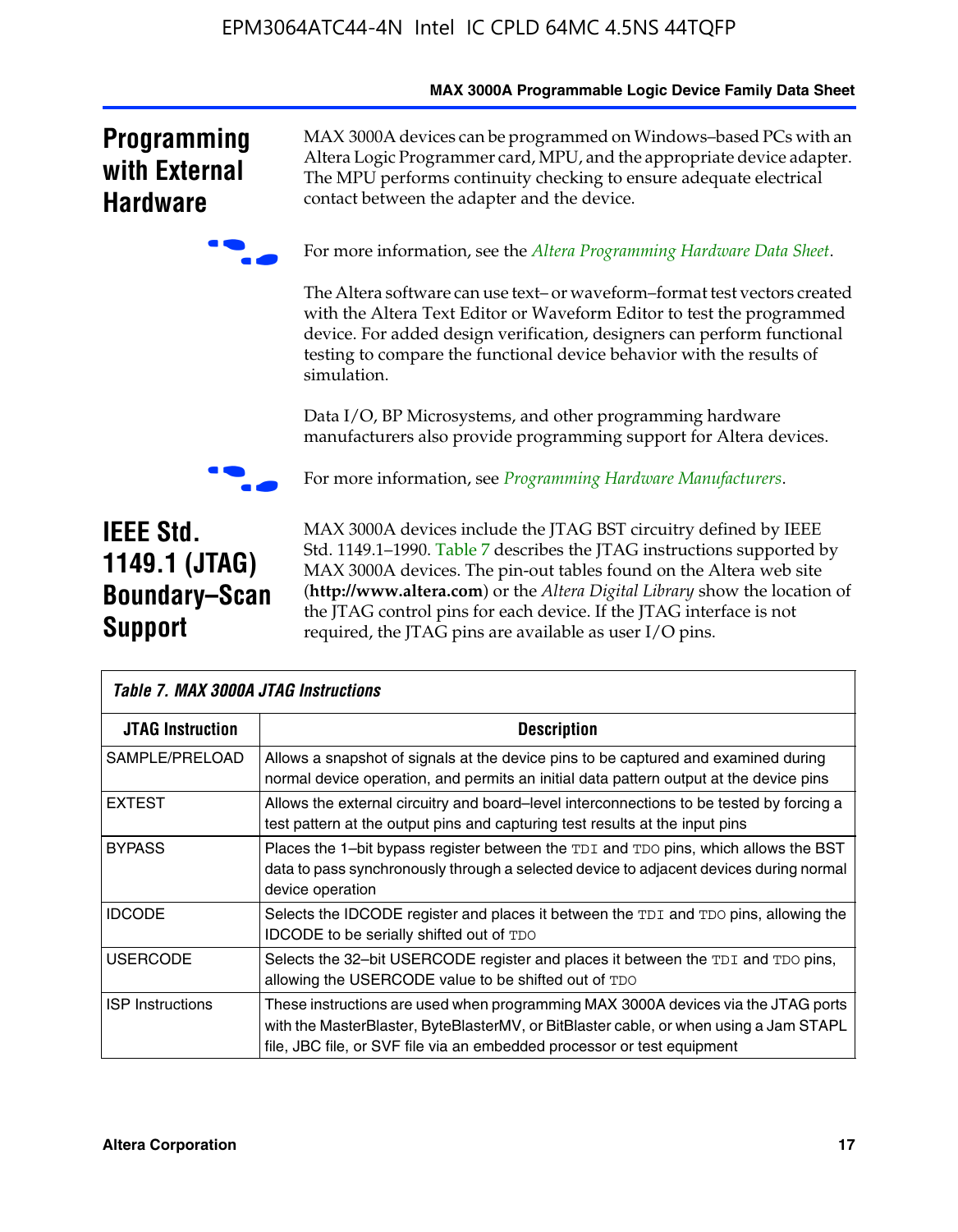## Programming with External Hardware

MAX 3000A devices can be programmed on Windows–based PCs with an Altera Logic Programmer card, MPU, and the appropriate device adapter. The MPU performs continuity checking to ensure adequate electrical contact between the adapter and the device.

For more information, see the *Altera Programming Hardware Data Sheet*.

The Altera software can use text– or waveform–format test vectors created with the Altera Text Editor or Waveform Editor to test the programmed device. For added design verification, designers can perform functional testing to compare the functional device behavior with the results of simulation.

Data I/O, BP Microsystems, and other programming hardware manufacturers also provide programming support for Altera devices.

For more information, see *Programming Hardware Manufacturers*.

## IEEE Std. 1149.1 (JTAG) Boundary–Scan Support

MAX 3000A devices include the JTAG BST circuitry defined by IEEE Std. 1149.1–1990. Table 7 describes the JTAG instructions supported by MAX 3000A devices. The pin-out tables found on the Altera web site (**http://www.altera.com**) or the *Altera Digital Library* show the location of the JTAG control pins for each device. If the JTAG interface is not required, the JTAG pins are available as user I/O pins.

*Table 7. MAX 3000A JTAG Instructions*

| JTAG Instruction | Description |
|---|---|
| SAMPLE/PRELOAD | Allows a snapshot of signals at the device pins to be captured and examined during normal device operation, and permits an initial data pattern output at the device pins |
| EXTEST | Allows the external circuitry and board–level interconnections to be tested by forcing a test pattern at the output pins and capturing test results at the input pins |
| BYPASS | Places the 1–bit bypass register between the TDI and TDO pins, which allows the BST data to pass synchronously through a selected device to adjacent devices during normal device operation |
| IDCODE | Selects the IDCODE register and places it between the TDI and TDO pins, allowing the IDCODE to be serially shifted out of TDO |
| USERCODE | Selects the 32–bit USERCODE register and places it between the TDI and TDO pins, allowing the USERCODE value to be shifted out of TDO |
| ISP Instructions | These instructions are used when programming MAX 3000A devices via the JTAG ports with the MasterBlaster, ByteBlasterMV, or BitBlaster cable, or when using a Jam STAPL file, JBC file, or SVF file via an embedded processor or test equipment |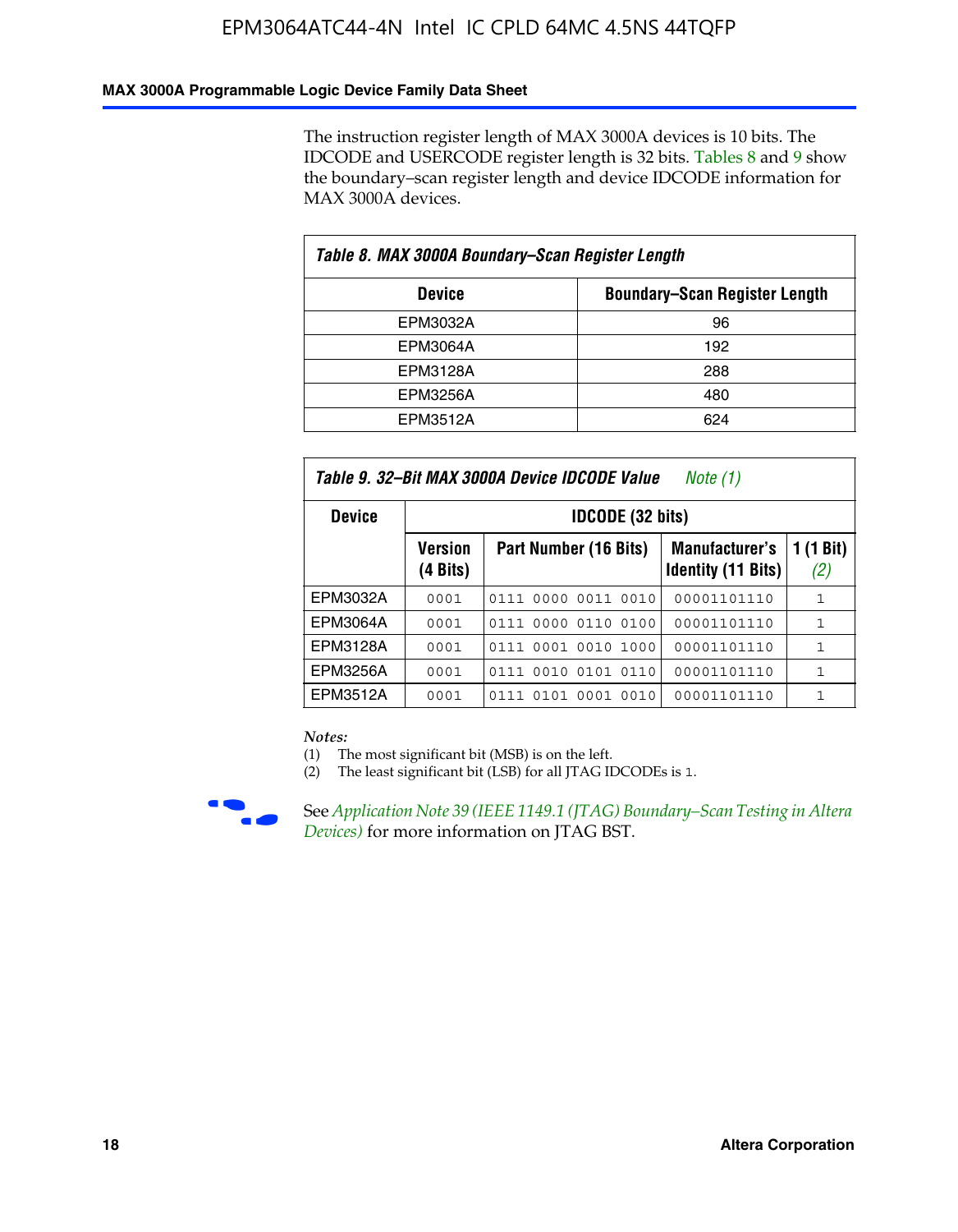The instruction register length of MAX 3000A devices is 10 bits. The IDCODE and USERCODE register length is 32 bits. Tables 8 and 9 show the boundary–scan register length and device IDCODE information for MAX 3000A devices.

**Table 8. MAX 3000A Boundary–Scan Register Length**

| Device | Boundary–Scan Register Length |
|---|---|
| EPM3032A | 96 |
| EPM3064A | 192 |
| EPM3128A | 288 |
| EPM3256A | 480 |
| EPM3512A | 624 |

**Table 9. 32–Bit MAX 3000A Device IDCODE Value** *Note (1)*

| Device | IDCODE (32 bits) | | | |
|---|---|---|---|---|
| | Version (4 Bits) | Part Number (16 Bits) | Manufacturer's Identity (11 Bits) | 1 (1 Bit) *(2)* |
| EPM3032A | 0001 | 0111 0000 0011 0010 | 00001101110 | 1 |
| EPM3064A | 0001 | 0111 0000 0110 0100 | 00001101110 | 1 |
| EPM3128A | 0001 | 0111 0001 0010 1000 | 00001101110 | 1 |
| EPM3256A | 0001 | 0111 0010 0101 0110 | 00001101110 | 1 |
| EPM3512A | 0001 | 0111 0101 0001 0010 | 00001101110 | 1 |

*Notes:*

(1) The most significant bit (MSB) is on the left.

(2) The least significant bit (LSB) for all JTAG IDCODEs is 1.

See *Application Note 39 (IEEE 1149.1 (JTAG) Boundary–Scan Testing in Altera Devices)* for more information on JTAG BST.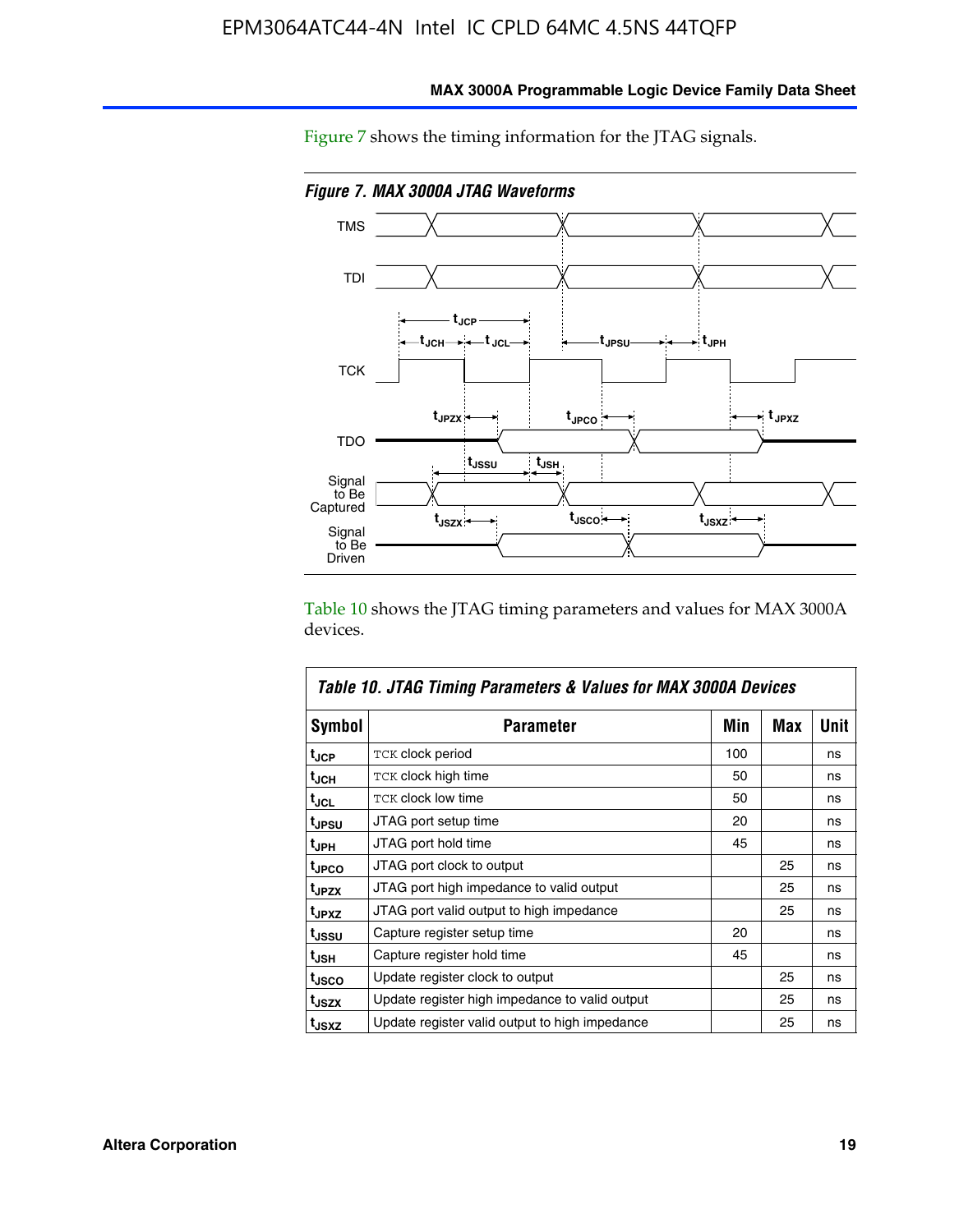Figure 7 shows the timing information for the JTAG signals.

*Figure 7. MAX 3000A JTAG Waveforms*

Table 10 shows the JTAG timing parameters and values for MAX 3000A devices.

**Table 10. JTAG Timing Parameters & Values for MAX 3000A Devices**

| Symbol | Parameter | Min | Max | Unit |
|---|---|---|---|---|
| $t_{JCP}$ | TCK clock period | 100 | | ns |
| $t_{JCH}$ | TCK clock high time | 50 | | ns |
| $t_{JCL}$ | TCK clock low time | 50 | | ns |
| $t_{JPSU}$ | JTAG port setup time | 20 | | ns |
| $t_{JPH}$ | JTAG port hold time | 45 | | ns |
| $t_{JPCO}$ | JTAG port clock to output | | 25 | ns |
| $t_{JPZX}$ | JTAG port high impedance to valid output | | 25 | ns |
| $t_{JPXZ}$ | JTAG port valid output to high impedance | | 25 | ns |
| $t_{JSSU}$ | Capture register setup time | 20 | | ns |
| $t_{JSH}$ | Capture register hold time | 45 | | ns |
| $t_{JSCO}$ | Update register clock to output | | 25 | ns |
| $t_{JSZX}$ | Update register high impedance to valid output | | 25 | ns |
| $t_{JSXZ}$ | Update register valid output to high impedance | | 25 | ns |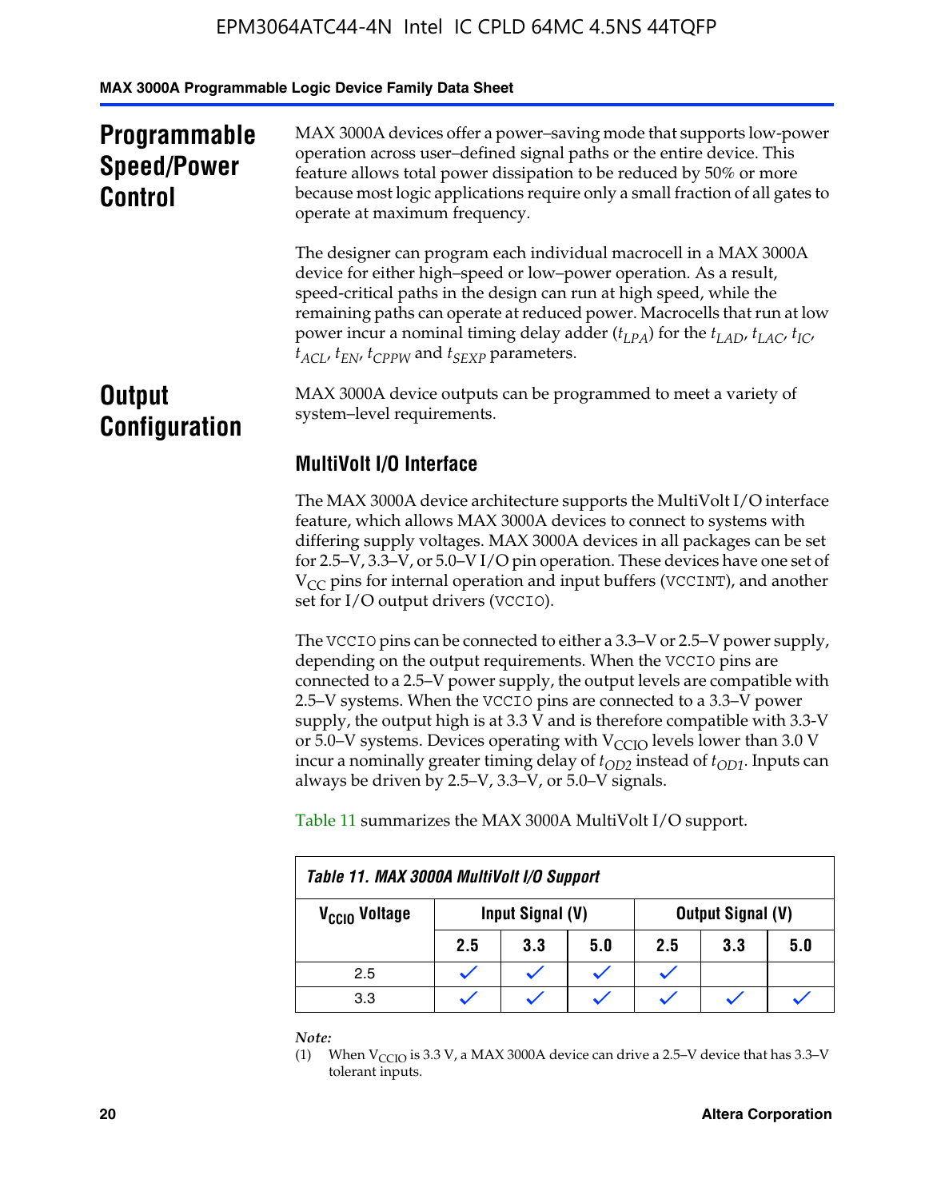## Programmable Speed/Power Control

MAX 3000A devices offer a power–saving mode that supports low-power operation across user–defined signal paths or the entire device. This feature allows total power dissipation to be reduced by 50% or more because most logic applications require only a small fraction of all gates to operate at maximum frequency.

The designer can program each individual macrocell in a MAX 3000A device for either high–speed or low–power operation. As a result, speed-critical paths in the design can run at high speed, while the remaining paths can operate at reduced power. Macrocells that run at low power incur a nominal timing delay adder ($t_{LPA}$) for the $t_{LAD}$, $t_{LAC}$, $t_{IC}$, $t_{ACL}$, $t_{EN}$, $t_{CPPW}$ and $t_{SEXP}$ parameters.

## Output Configuration

MAX 3000A device outputs can be programmed to meet a variety of system–level requirements.

### MultiVolt I/O Interface

The MAX 3000A device architecture supports the MultiVolt I/O interface feature, which allows MAX 3000A devices to connect to systems with differing supply voltages. MAX 3000A devices in all packages can be set for 2.5–V, 3.3–V, or 5.0–V I/O pin operation. These devices have one set of $V_{CC}$ pins for internal operation and input buffers (VCCINT), and another set for I/O output drivers (VCCIO).

The VCCIO pins can be connected to either a 3.3–V or 2.5–V power supply, depending on the output requirements. When the VCCIO pins are connected to a 2.5–V power supply, the output levels are compatible with 2.5–V systems. When the VCCIO pins are connected to a 3.3–V power supply, the output high is at 3.3 V and is therefore compatible with 3.3-V or 5.0–V systems. Devices operating with $V_{CCIO}$ levels lower than 3.0 V incur a nominally greater timing delay of $t_{OD2}$ instead of $t_{OD1}$. Inputs can always be driven by 2.5–V, 3.3–V, or 5.0–V signals.

Table 11 summarizes the MAX 3000A MultiVolt I/O support.

**Table 11. MAX 3000A MultiVolt I/O Support**

| $V_{CCIO}$ Voltage | Input Signal (V) | | | Output Signal (V) | | |
|---|---|---|---|---|---|---|
| | 2.5 | 3.3 | 5.0 | 2.5 | 3.3 | 5.0 |
| 2.5 | ✓ | ✓ | ✓ | ✓ | | |
| 3.3 | ✓ | ✓ | ✓ | ✓ | ✓ | ✓ |

*Note:*

(1) When $V_{CCIO}$ is 3.3 V, a MAX 3000A device can drive a 2.5–V device that has 3.3–V tolerant inputs.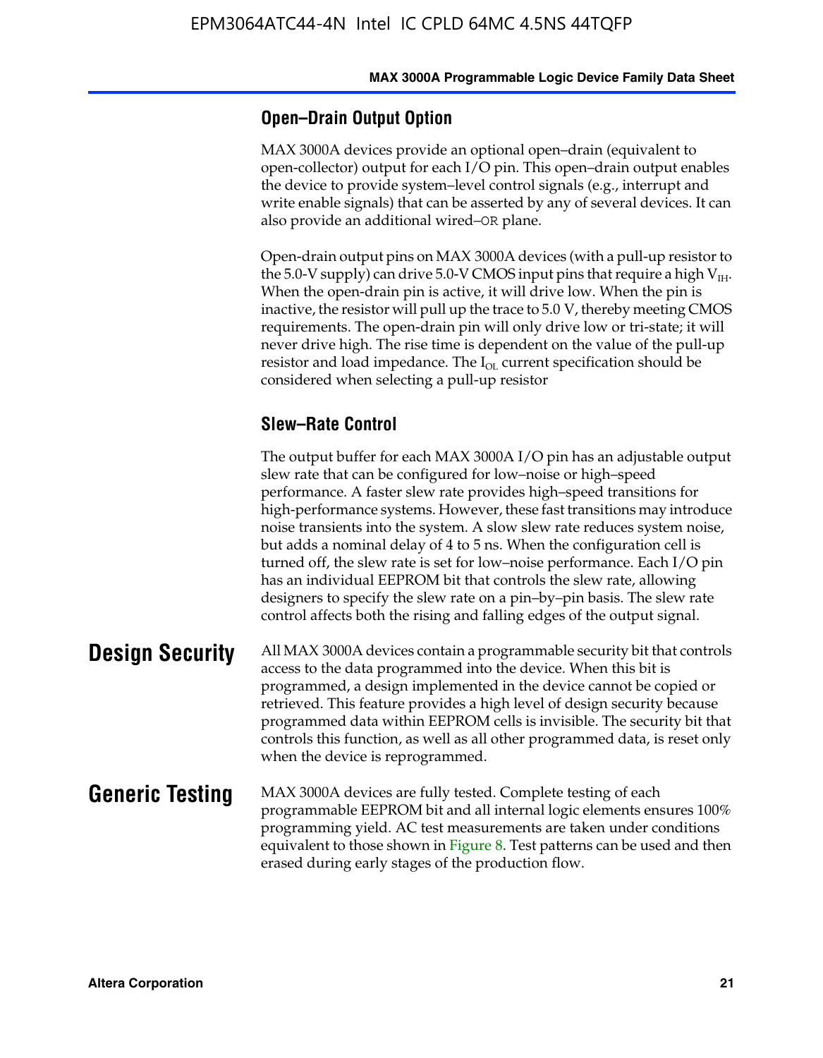### Open–Drain Output Option

MAX 3000A devices provide an optional open–drain (equivalent to open-collector) output for each I/O pin. This open–drain output enables the device to provide system–level control signals (e.g., interrupt and write enable signals) that can be asserted by any of several devices. It can also provide an additional wired–OR plane.

Open-drain output pins on MAX 3000A devices (with a pull-up resistor to the 5.0-V supply) can drive 5.0-V CMOS input pins that require a high $V_{IH}$. When the open-drain pin is active, it will drive low. When the pin is inactive, the resistor will pull up the trace to 5.0 V, thereby meeting CMOS requirements. The open-drain pin will only drive low or tri-state; it will never drive high. The rise time is dependent on the value of the pull-up resistor and load impedance. The $I_{OL}$ current specification should be considered when selecting a pull-up resistor

### Slew–Rate Control

The output buffer for each MAX 3000A I/O pin has an adjustable output slew rate that can be configured for low–noise or high–speed performance. A faster slew rate provides high–speed transitions for high-performance systems. However, these fast transitions may introduce noise transients into the system. A slow slew rate reduces system noise, but adds a nominal delay of 4 to 5 ns. When the configuration cell is turned off, the slew rate is set for low–noise performance. Each I/O pin has an individual EEPROM bit that controls the slew rate, allowing designers to specify the slew rate on a pin–by–pin basis. The slew rate control affects both the rising and falling edges of the output signal.

## Design Security

All MAX 3000A devices contain a programmable security bit that controls access to the data programmed into the device. When this bit is programmed, a design implemented in the device cannot be copied or retrieved. This feature provides a high level of design security because programmed data within EEPROM cells is invisible. The security bit that controls this function, as well as all other programmed data, is reset only when the device is reprogrammed.

## Generic Testing

MAX 3000A devices are fully tested. Complete testing of each programmable EEPROM bit and all internal logic elements ensures 100% programming yield. AC test measurements are taken under conditions equivalent to those shown in Figure 8. Test patterns can be used and then erased during early stages of the production flow.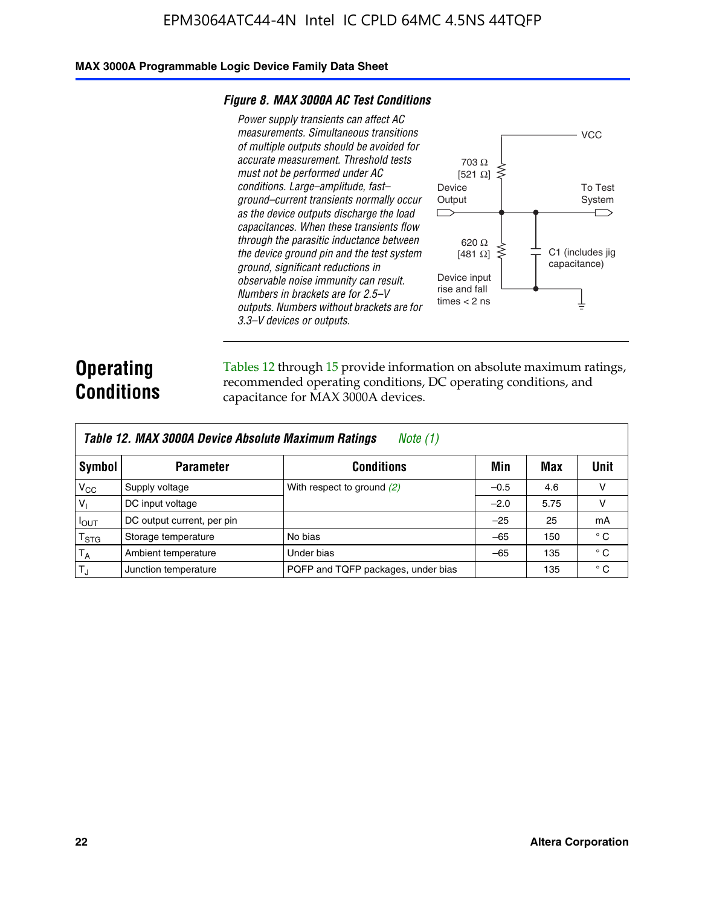**Figure 8. MAX 3000A AC Test Conditions**

*Power supply transients can affect AC measurements. Simultaneous transitions of multiple outputs should be avoided for accurate measurement. Threshold tests must not be performed under AC conditions. Large–amplitude, fast–ground–current transients normally occur as the device outputs discharge the load capacitances. When these transients flow through the parasitic inductance between the device ground pin and the test system ground, significant reductions in observable noise immunity can result. Numbers in brackets are for 2.5–V outputs. Numbers without brackets are for 3.3–V devices or outputs.*

VCC

703 Ω [521 Ω]

Device Output

To Test System

620 Ω [481 Ω]

C1 (includes jig capacitance)

Device input rise and fall times < 2 ns

# Operating Conditions

Tables 12 through 15 provide information on absolute maximum ratings, recommended operating conditions, DC operating conditions, and capacitance for MAX 3000A devices.

**Table 12. MAX 3000A Device Absolute Maximum Ratings** *Note (1)*

| Symbol | Parameter | Conditions | Min | Max | Unit |
|---|---|---|---|---|---|
| $V_{CC}$ | Supply voltage | With respect to ground *(2)* | –0.5 | 4.6 | V |
| $V_I$ | DC input voltage | | –2.0 | 5.75 | V |
| $I_{OUT}$ | DC output current, per pin | | –25 | 25 | mA |
| $T_{STG}$ | Storage temperature | No bias | –65 | 150 | ° C |
| $T_A$ | Ambient temperature | Under bias | –65 | 135 | ° C |
| $T_J$ | Junction temperature | PQFP and TQFP packages, under bias | | 135 | ° C |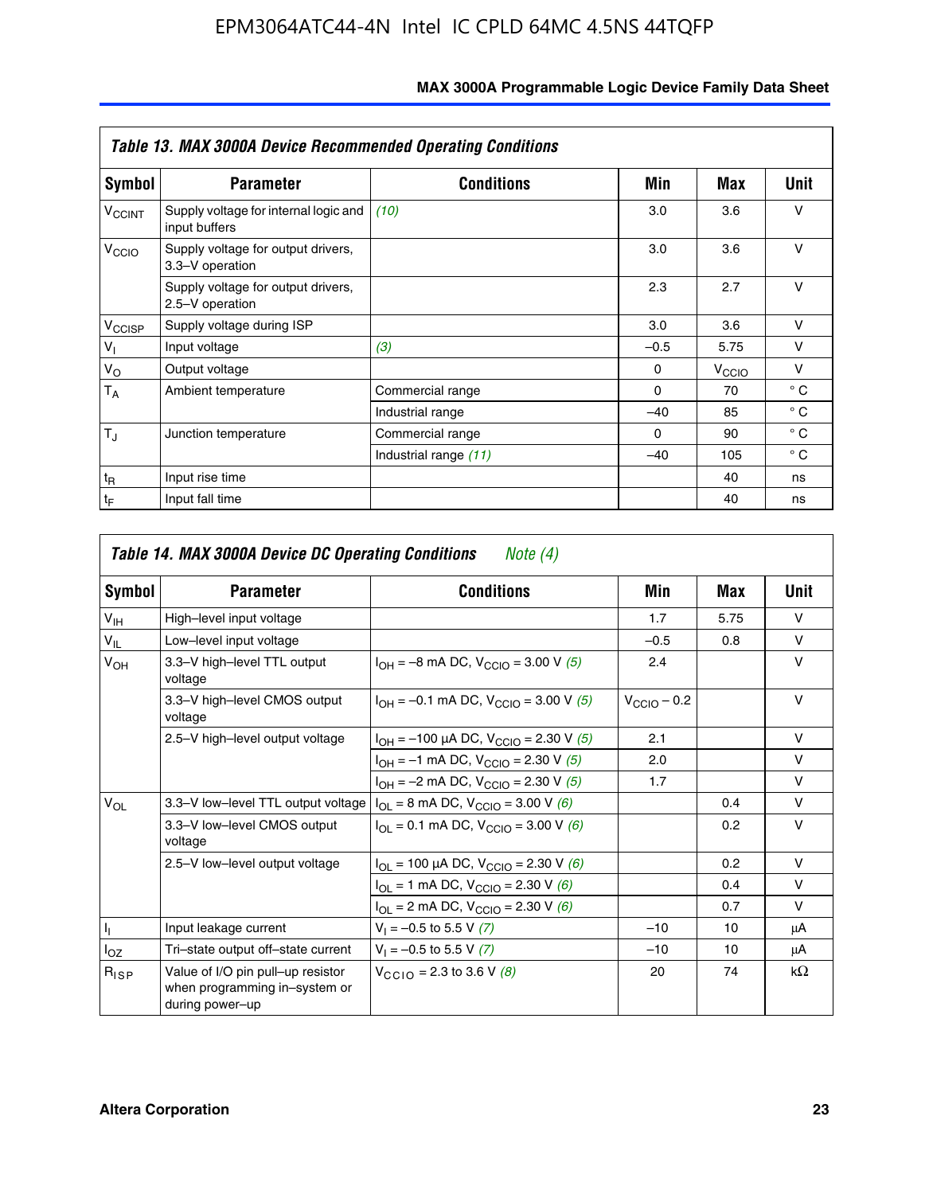**Table 13. MAX 3000A Device Recommended Operating Conditions**

| Symbol | Parameter | Conditions | Min | Max | Unit |
|---|---|---|---|---|---|
| $V_{CCINT}$ | Supply voltage for internal logic and input buffers | *(10)* | 3.0 | 3.6 | V |
| $V_{CCIO}$ | Supply voltage for output drivers, 3.3–V operation | | 3.0 | 3.6 | V |
| | Supply voltage for output drivers, 2.5–V operation | | 2.3 | 2.7 | V |
| $V_{CCISP}$ | Supply voltage during ISP | | 3.0 | 3.6 | V |
| $V_I$ | Input voltage | *(3)* | –0.5 | 5.75 | V |
| $V_O$ | Output voltage | | 0 | $V_{CCIO}$ | V |
| $T_A$ | Ambient temperature | Commercial range | 0 | 70 | ° C |
| | | Industrial range | –40 | 85 | ° C |
| $T_J$ | Junction temperature | Commercial range | 0 | 90 | ° C |
| | | Industrial range *(11)* | –40 | 105 | ° C |
| $t_R$ | Input rise time | | | 40 | ns |
| $t_F$ | Input fall time | | | 40 | ns |

**Table 14. MAX 3000A Device DC Operating Conditions** *Note (4)*

| Symbol | Parameter | Conditions | Min | Max | Unit |
|---|---|---|---|---|---|
| $V_{IH}$ | High–level input voltage | | 1.7 | 5.75 | V |
| $V_{IL}$ | Low–level input voltage | | –0.5 | 0.8 | V |
| $V_{OH}$ | 3.3–V high–level TTL output voltage | $I_{OH}$ = –8 mA DC, $V_{CCIO}$ = 3.00 V *(5)* | 2.4 | | V |
| | 3.3–V high–level CMOS output voltage | $I_{OH}$ = –0.1 mA DC, $V_{CCIO}$ = 3.00 V *(5)* | $V_{CCIO}$ – 0.2 | | V |
| | 2.5–V high–level output voltage | $I_{OH}$ = –100 µA DC, $V_{CCIO}$ = 2.30 V *(5)* | 2.1 | | V |
| | | $I_{OH}$ = –1 mA DC, $V_{CCIO}$ = 2.30 V *(5)* | 2.0 | | V |
| | | $I_{OH}$ = –2 mA DC, $V_{CCIO}$ = 2.30 V *(5)* | 1.7 | | V |
| $V_{OL}$ | 3.3–V low–level TTL output voltage | $I_{OL}$ = 8 mA DC, $V_{CCIO}$ = 3.00 V *(6)* | | 0.4 | V |
| | 3.3–V low–level CMOS output voltage | $I_{OL}$ = 0.1 mA DC, $V_{CCIO}$ = 3.00 V *(6)* | | 0.2 | V |
| | 2.5–V low–level output voltage | $I_{OL}$ = 100 µA DC, $V_{CCIO}$ = 2.30 V *(6)* | | 0.2 | V |
| | | $I_{OL}$ = 1 mA DC, $V_{CCIO}$ = 2.30 V *(6)* | | 0.4 | V |
| | | $I_{OL}$ = 2 mA DC, $V_{CCIO}$ = 2.30 V *(6)* | | 0.7 | V |
| $I_I$ | Input leakage current | $V_I$ = –0.5 to 5.5 V *(7)* | –10 | 10 | µA |
| $I_{OZ}$ | Tri–state output off–state current | $V_I$ = –0.5 to 5.5 V *(7)* | –10 | 10 | µA |
| $R_{ISP}$ | Value of I/O pin pull–up resistor when programming in–system or during power–up | $V_{CCIO}$ = 2.3 to 3.6 V *(8)* | 20 | 74 | kΩ |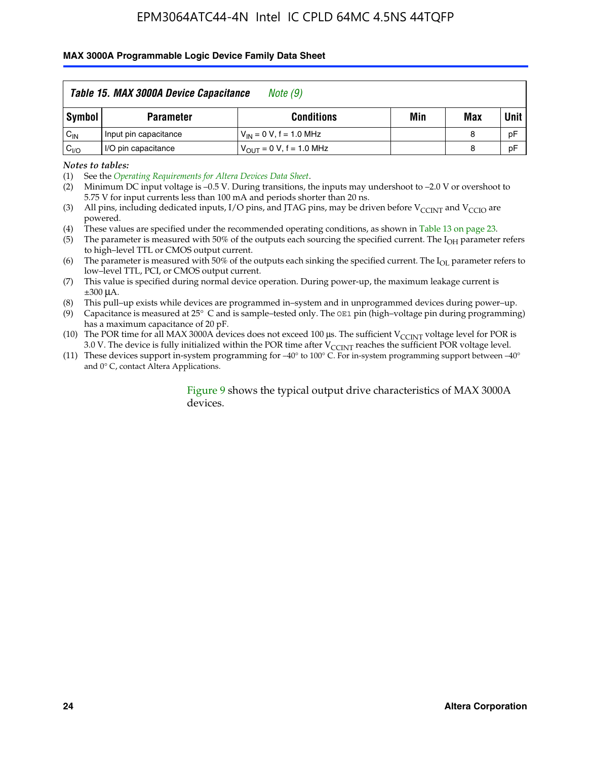**Table 15. MAX 3000A Device Capacitance** *Note (9)*

| Symbol | Parameter | Conditions | Min | Max | Unit |
|---|---|---|---|---|---|
| $C_{IN}$ | Input pin capacitance | $V_{IN}$ = 0 V, f = 1.0 MHz | | 8 | pF |
| $C_{I/O}$ | I/O pin capacitance | $V_{OUT}$ = 0 V, f = 1.0 MHz | | 8 | pF |

*Notes to tables:*

(1) See the *Operating Requirements for Altera Devices Data Sheet*.

(2) Minimum DC input voltage is –0.5 V. During transitions, the inputs may undershoot to –2.0 V or overshoot to 5.75 V for input currents less than 100 mA and periods shorter than 20 ns.

(3) All pins, including dedicated inputs, I/O pins, and JTAG pins, may be driven before $V_{CCINT}$ and $V_{CCIO}$ are powered.

(4) These values are specified under the recommended operating conditions, as shown in Table 13 on page 23.

(5) The parameter is measured with 50% of the outputs each sourcing the specified current. The $I_{OH}$ parameter refers to high–level TTL or CMOS output current.

(6) The parameter is measured with 50% of the outputs each sinking the specified current. The $I_{OL}$ parameter refers to low–level TTL, PCI, or CMOS output current.

(7) This value is specified during normal device operation. During power-up, the maximum leakage current is ±300 μA.

(8) This pull–up exists while devices are programmed in–system and in unprogrammed devices during power–up.

(9) Capacitance is measured at 25° C and is sample–tested only. The `OE1` pin (high–voltage pin during programming) has a maximum capacitance of 20 pF.

(10) The POR time for all MAX 3000A devices does not exceed 100 μs. The sufficient $V_{CCINT}$ voltage level for POR is 3.0 V. The device is fully initialized within the POR time after $V_{CCINT}$ reaches the sufficient POR voltage level.

(11) These devices support in-system programming for –40° to 100° C. For in-system programming support between –40° and 0° C, contact Altera Applications.

Figure 9 shows the typical output drive characteristics of MAX 3000A devices.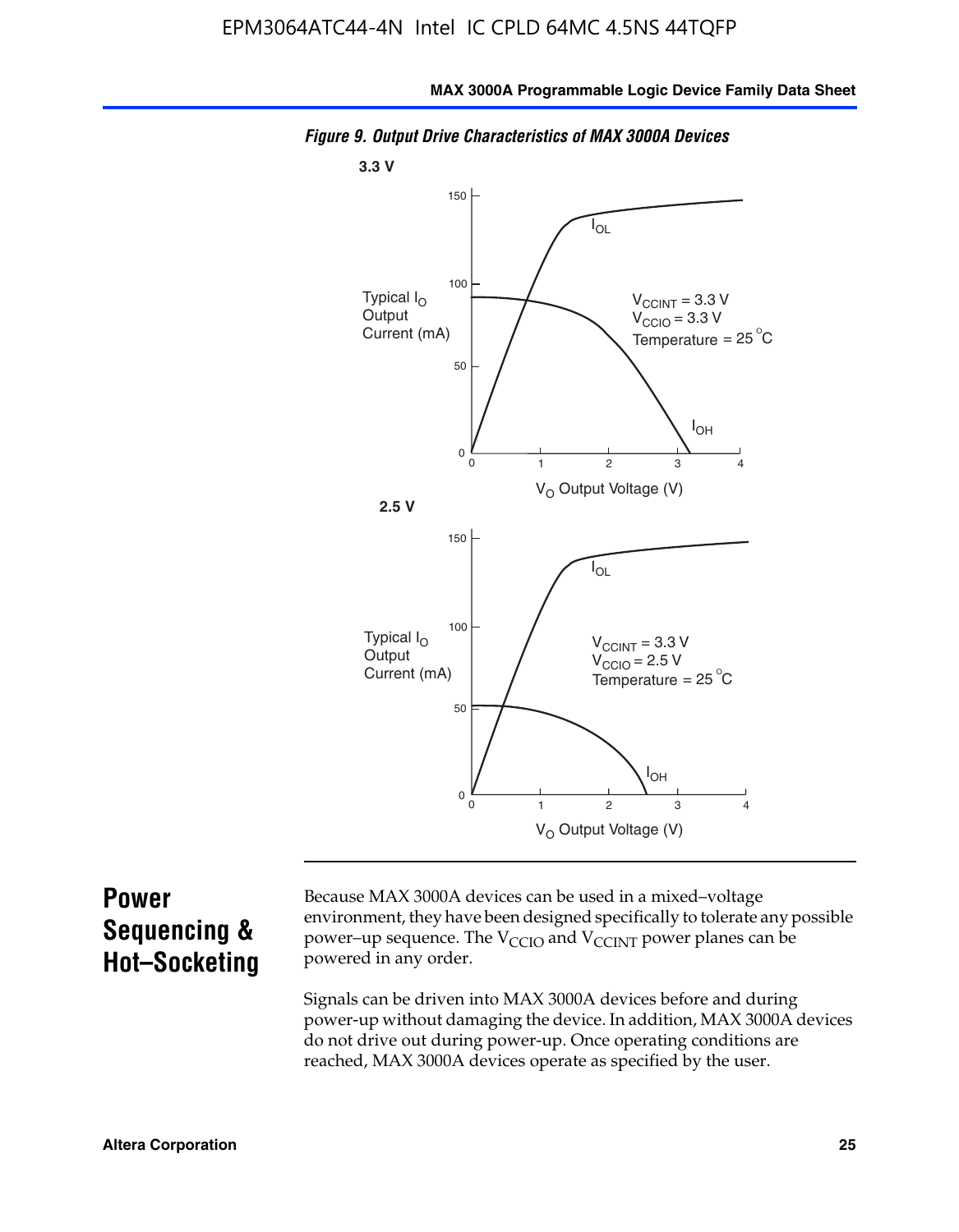*Figure 9. Output Drive Characteristics of MAX 3000A Devices*

3.3 V

Typical $I_O$ Output Current (mA)

$V_{CCINT}$ = 3.3 V
$V_{CCIO}$ = 3.3 V
Temperature = 25 °C

$I_{OL}$

$I_{OH}$

$V_O$ Output Voltage (V)

2.5 V

Typical $I_O$ Output Current (mA)

$V_{CCINT}$ = 3.3 V
$V_{CCIO}$ = 2.5 V
Temperature = 25 °C

$I_{OL}$

$I_{OH}$

$V_O$ Output Voltage (V)

## Power Sequencing & Hot–Socketing

Because MAX 3000A devices can be used in a mixed–voltage environment, they have been designed specifically to tolerate any possible power–up sequence. The $V_{CCIO}$ and $V_{CCINT}$ power planes can be powered in any order.

Signals can be driven into MAX 3000A devices before and during power-up without damaging the device. In addition, MAX 3000A devices do not drive out during power-up. Once operating conditions are reached, MAX 3000A devices operate as specified by the user.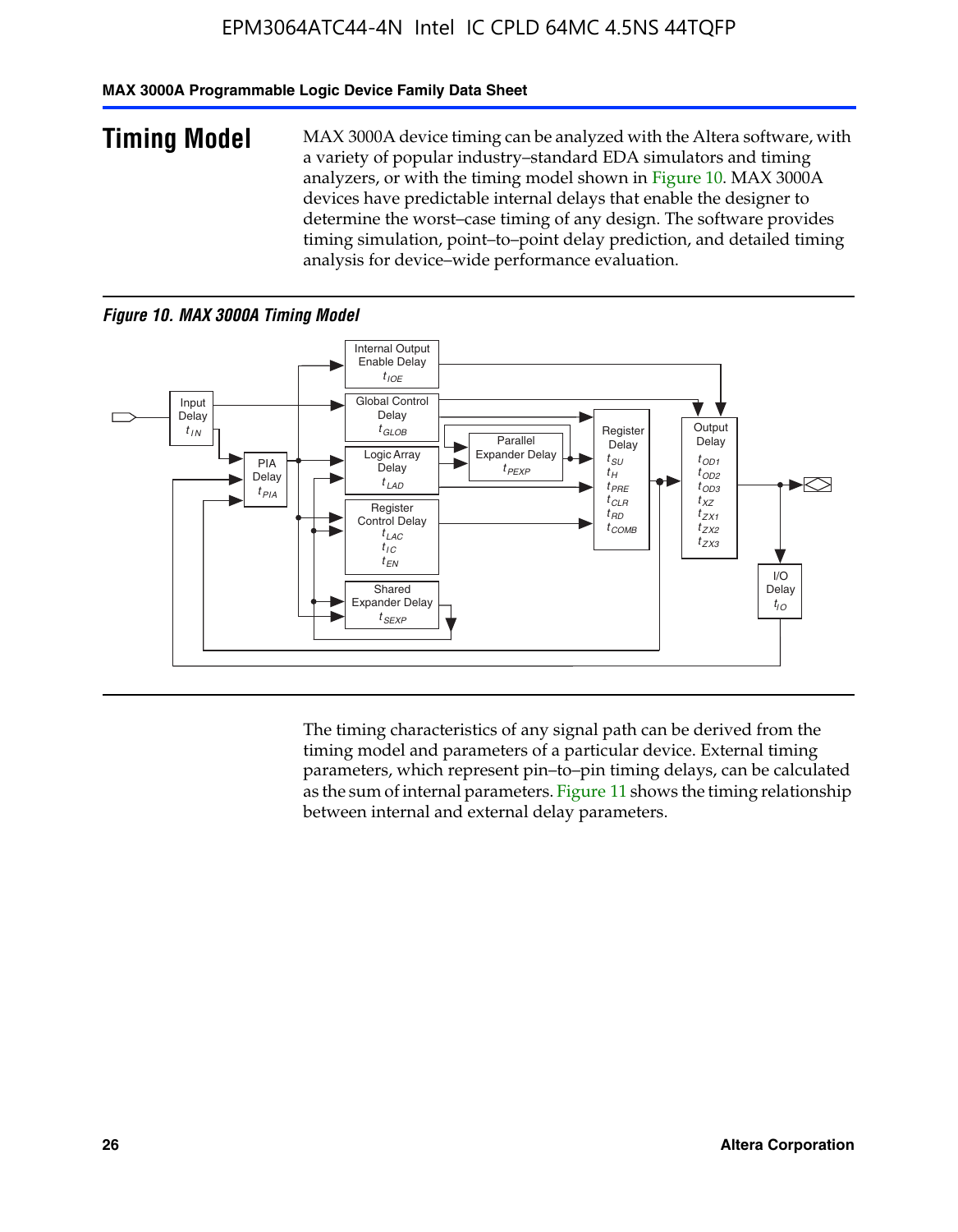## Timing Model

MAX 3000A device timing can be analyzed with the Altera software, with a variety of popular industry–standard EDA simulators and timing analyzers, or with the timing model shown in Figure 10. MAX 3000A devices have predictable internal delays that enable the designer to determine the worst–case timing of any design. The software provides timing simulation, point–to–point delay prediction, and detailed timing analysis for device–wide performance evaluation.

*Figure 10. MAX 3000A Timing Model*

The timing characteristics of any signal path can be derived from the timing model and parameters of a particular device. External timing parameters, which represent pin–to–pin timing delays, can be calculated as the sum of internal parameters. Figure 11 shows the timing relationship between internal and external delay parameters.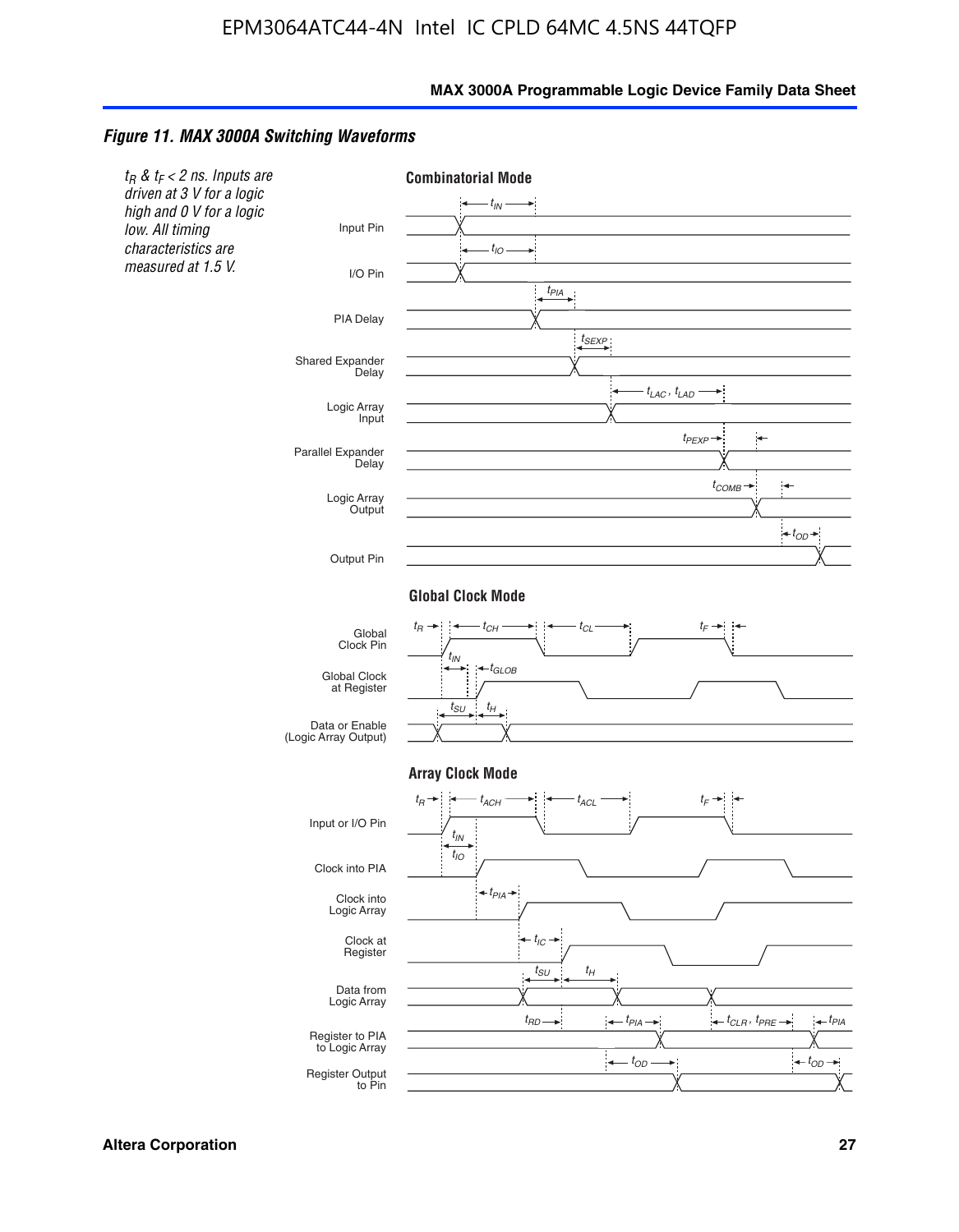## Figure 11. MAX 3000A Switching Waveforms

$t_R$ & $t_F$ < 2 ns. Inputs are driven at 3 V for a logic high and 0 V for a logic low. All timing characteristics are measured at 1.5 V.

### Combinatorial Mode

Input Pin — $t_{IN}$

I/O Pin — $t_{IO}$

PIA Delay — $t_{PIA}$

Shared Expander Delay — $t_{SEXP}$

Logic Array Input — $t_{LAC}$, $t_{LAD}$

Parallel Expander Delay — $t_{PEXP}$

Logic Array Output — $t_{COMB}$

Output Pin — $t_{OD}$

### Global Clock Mode

Global Clock Pin — $t_R$, $t_{CH}$, $t_{CL}$, $t_F$

Global Clock at Register — $t_{IN}$, $t_{GLOB}$

Data or Enable (Logic Array Output) — $t_{SU}$, $t_H$

### Array Clock Mode

Input or I/O Pin — $t_R$, $t_{ACH}$, $t_{ACL}$, $t_F$

Clock into PIA — $t_{IN}$, $t_{IO}$

Clock into Logic Array — $t_{PIA}$

Clock at Register — $t_{IC}$

Data from Logic Array — $t_{SU}$, $t_H$

Register to PIA to Logic Array — $t_{RD}$, $t_{PIA}$, $t_{CLR}$, $t_{PRE}$, $t_{PIA}$

Register Output to Pin — $t_{OD}$, $t_{OD}$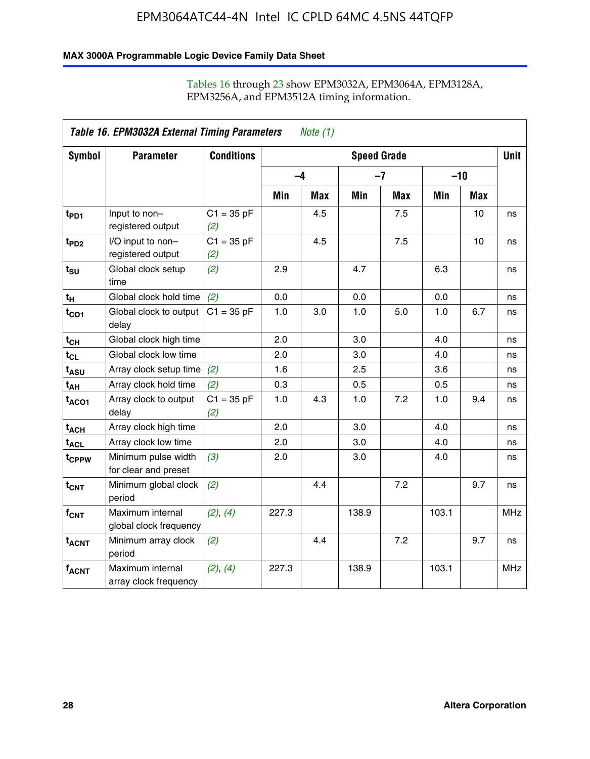Tables 16 through 23 show EPM3032A, EPM3064A, EPM3128A, EPM3256A, and EPM3512A timing information.

*Table 16. EPM3032A External Timing Parameters* *Note (1)*

| Symbol | Parameter | Conditions | Speed Grade | | | | | | Unit |
|---|---|---|---|---|---|---|---|---|---|
| | | | –4 | | –7 | | –10 | | |
| | | | Min | Max | Min | Max | Min | Max | |
| $t_{PD1}$ | Input to non–registered output | C1 = 35 pF *(2)* | | 4.5 | | 7.5 | | 10 | ns |
| $t_{PD2}$ | I/O input to non–registered output | C1 = 35 pF *(2)* | | 4.5 | | 7.5 | | 10 | ns |
| $t_{SU}$ | Global clock setup time | *(2)* | 2.9 | | 4.7 | | 6.3 | | ns |
| $t_{H}$ | Global clock hold time | *(2)* | 0.0 | | 0.0 | | 0.0 | | ns |
| $t_{CO1}$ | Global clock to output delay | C1 = 35 pF | 1.0 | 3.0 | 1.0 | 5.0 | 1.0 | 6.7 | ns |
| $t_{CH}$ | Global clock high time | | 2.0 | | 3.0 | | 4.0 | | ns |
| $t_{CL}$ | Global clock low time | | 2.0 | | 3.0 | | 4.0 | | ns |
| $t_{ASU}$ | Array clock setup time | *(2)* | 1.6 | | 2.5 | | 3.6 | | ns |
| $t_{AH}$ | Array clock hold time | *(2)* | 0.3 | | 0.5 | | 0.5 | | ns |
| $t_{ACO1}$ | Array clock to output delay | C1 = 35 pF *(2)* | 1.0 | 4.3 | 1.0 | 7.2 | 1.0 | 9.4 | ns |
| $t_{ACH}$ | Array clock high time | | 2.0 | | 3.0 | | 4.0 | | ns |
| $t_{ACL}$ | Array clock low time | | 2.0 | | 3.0 | | 4.0 | | ns |
| $t_{CPPW}$ | Minimum pulse width for clear and preset | *(3)* | 2.0 | | 3.0 | | 4.0 | | ns |
| $t_{CNT}$ | Minimum global clock period | *(2)* | | 4.4 | | 7.2 | | 9.7 | ns |
| $f_{CNT}$ | Maximum internal global clock frequency | *(2)*, *(4)* | 227.3 | | 138.9 | | 103.1 | | MHz |
| $t_{ACNT}$ | Minimum array clock period | *(2)* | | 4.4 | | 7.2 | | 9.7 | ns |
| $f_{ACNT}$ | Maximum internal array clock frequency | *(2)*, *(4)* | 227.3 | | 138.9 | | 103.1 | | MHz |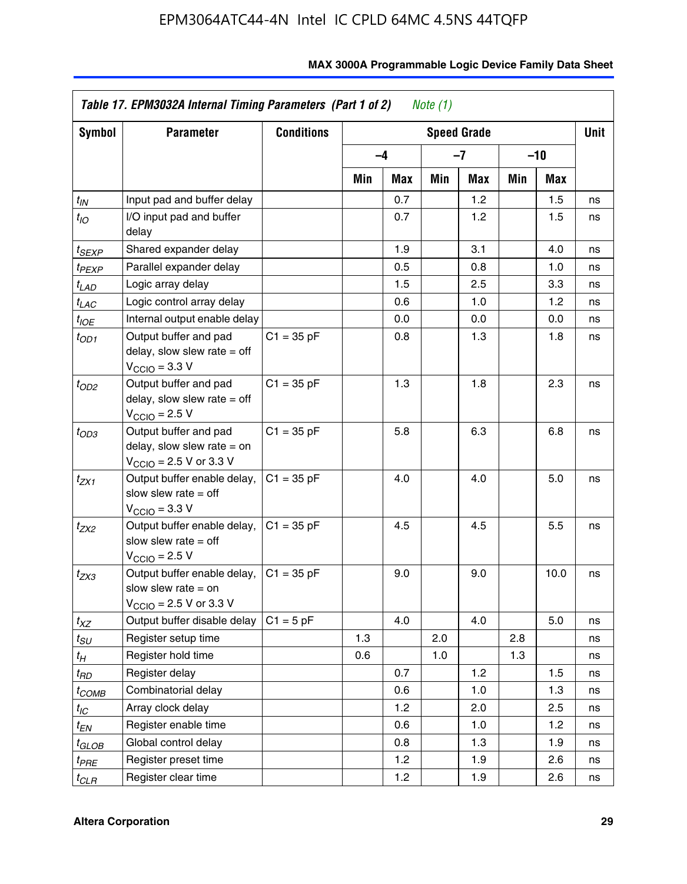**Table 17. EPM3032A Internal Timing Parameters (Part 1 of 2)** *Note (1)*

| Symbol | Parameter | Conditions | Speed Grade | | | | | | Unit |
|---|---|---|---|---|---|---|---|---|---|
| | | | –4 | | –7 | | –10 | | |
| | | | Min | Max | Min | Max | Min | Max | |
| $t_{IN}$ | Input pad and buffer delay | | | 0.7 | | 1.2 | | 1.5 | ns |
| $t_{IO}$ | I/O input pad and buffer delay | | | 0.7 | | 1.2 | | 1.5 | ns |
| $t_{SEXP}$ | Shared expander delay | | | 1.9 | | 3.1 | | 4.0 | ns |
| $t_{PEXP}$ | Parallel expander delay | | | 0.5 | | 0.8 | | 1.0 | ns |
| $t_{LAD}$ | Logic array delay | | | 1.5 | | 2.5 | | 3.3 | ns |
| $t_{LAC}$ | Logic control array delay | | | 0.6 | | 1.0 | | 1.2 | ns |
| $t_{IOE}$ | Internal output enable delay | | | 0.0 | | 0.0 | | 0.0 | ns |
| $t_{OD1}$ | Output buffer and pad delay, slow slew rate = off $V_{CCIO}$ = 3.3 V | C1 = 35 pF | | 0.8 | | 1.3 | | 1.8 | ns |
| $t_{OD2}$ | Output buffer and pad delay, slow slew rate = off $V_{CCIO}$ = 2.5 V | C1 = 35 pF | | 1.3 | | 1.8 | | 2.3 | ns |
| $t_{OD3}$ | Output buffer and pad delay, slow slew rate = on $V_{CCIO}$ = 2.5 V or 3.3 V | C1 = 35 pF | | 5.8 | | 6.3 | | 6.8 | ns |
| $t_{ZX1}$ | Output buffer enable delay, slow slew rate = off $V_{CCIO}$ = 3.3 V | C1 = 35 pF | | 4.0 | | 4.0 | | 5.0 | ns |
| $t_{ZX2}$ | Output buffer enable delay, slow slew rate = off $V_{CCIO}$ = 2.5 V | C1 = 35 pF | | 4.5 | | 4.5 | | 5.5 | ns |
| $t_{ZX3}$ | Output buffer enable delay, slow slew rate = on $V_{CCIO}$ = 2.5 V or 3.3 V | C1 = 35 pF | | 9.0 | | 9.0 | | 10.0 | ns |
| $t_{XZ}$ | Output buffer disable delay | C1 = 5 pF | | 4.0 | | 4.0 | | 5.0 | ns |
| $t_{SU}$ | Register setup time | | 1.3 | | 2.0 | | 2.8 | | ns |
| $t_{H}$ | Register hold time | | 0.6 | | 1.0 | | 1.3 | | ns |
| $t_{RD}$ | Register delay | | | 0.7 | | 1.2 | | 1.5 | ns |
| $t_{COMB}$ | Combinatorial delay | | | 0.6 | | 1.0 | | 1.3 | ns |
| $t_{IC}$ | Array clock delay | | | 1.2 | | 2.0 | | 2.5 | ns |
| $t_{EN}$ | Register enable time | | | 0.6 | | 1.0 | | 1.2 | ns |
| $t_{GLOB}$ | Global control delay | | | 0.8 | | 1.3 | | 1.9 | ns |
| $t_{PRE}$ | Register preset time | | | 1.2 | | 1.9 | | 2.6 | ns |
| $t_{CLR}$ | Register clear time | | | 1.2 | | 1.9 | | 2.6 | ns |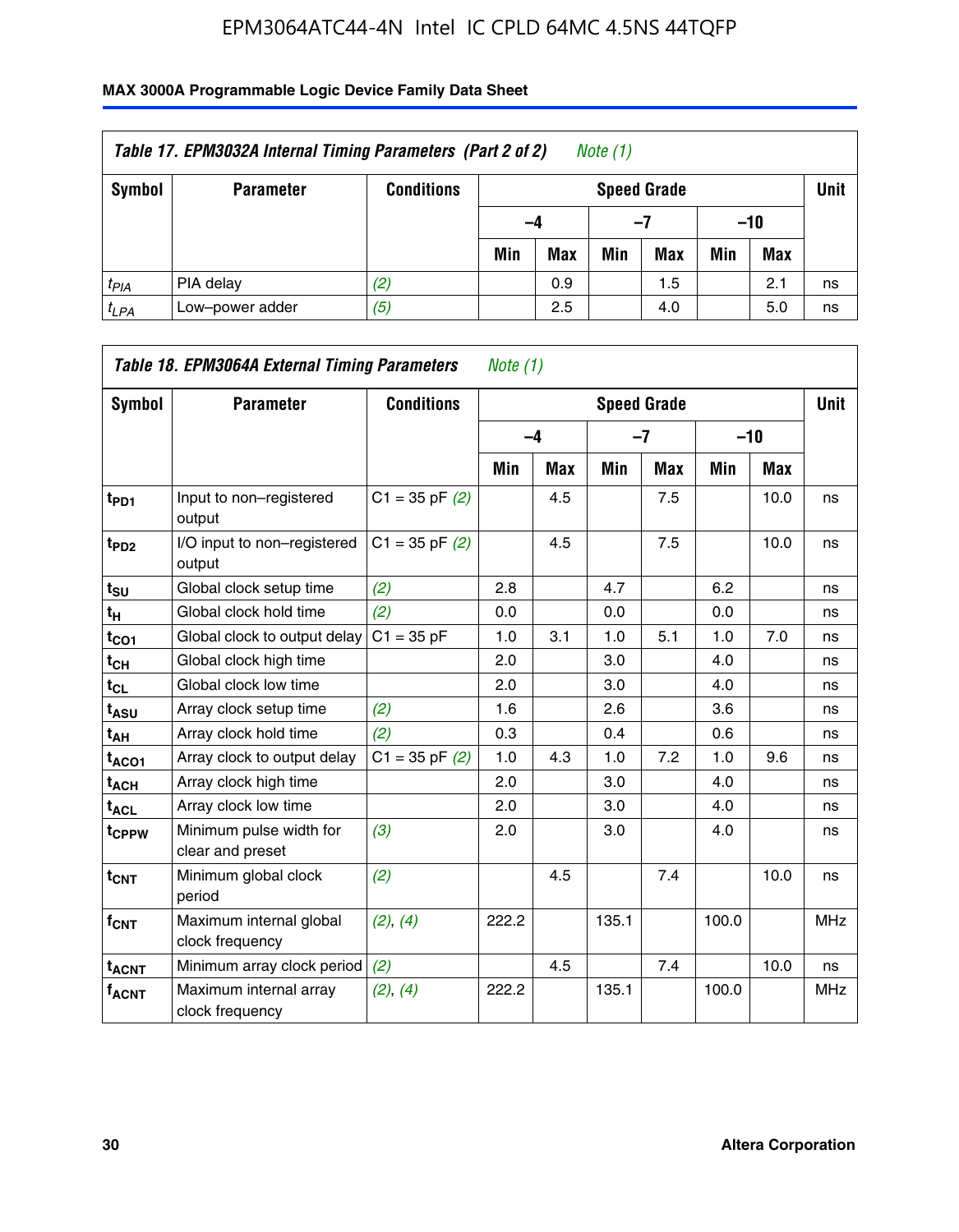| Table 17. EPM3032A Internal Timing Parameters (Part 2 of 2) Note (1) | | | | | | | | | |
|---|---|---|---|---|---|---|---|---|---|
| Symbol | Parameter | Conditions | Speed Grade | | | | | | Unit |
| | | | –4 | | –7 | | –10 | | |
| | | | Min | Max | Min | Max | Min | Max | |
| $t_{PIA}$ | PIA delay | (2) | | 0.9 | | 1.5 | | 2.1 | ns |
| $t_{LPA}$ | Low–power adder | (5) | | 2.5 | | 4.0 | | 5.0 | ns |

| Table 18. EPM3064A External Timing Parameters Note (1) | | | | | | | | | |
|---|---|---|---|---|---|---|---|---|---|
| Symbol | Parameter | Conditions | Speed Grade | | | | | | Unit |
| | | | –4 | | –7 | | –10 | | |
| | | | Min | Max | Min | Max | Min | Max | |
| $t_{PD1}$ | Input to non–registered output | C1 = 35 pF (2) | | 4.5 | | 7.5 | | 10.0 | ns |
| $t_{PD2}$ | I/O input to non–registered output | C1 = 35 pF (2) | | 4.5 | | 7.5 | | 10.0 | ns |
| $t_{SU}$ | Global clock setup time | (2) | 2.8 | | 4.7 | | 6.2 | | ns |
| $t_{H}$ | Global clock hold time | (2) | 0.0 | | 0.0 | | 0.0 | | ns |
| $t_{CO1}$ | Global clock to output delay | C1 = 35 pF | 1.0 | 3.1 | 1.0 | 5.1 | 1.0 | 7.0 | ns |
| $t_{CH}$ | Global clock high time | | 2.0 | | 3.0 | | 4.0 | | ns |
| $t_{CL}$ | Global clock low time | | 2.0 | | 3.0 | | 4.0 | | ns |
| $t_{ASU}$ | Array clock setup time | (2) | 1.6 | | 2.6 | | 3.6 | | ns |
| $t_{AH}$ | Array clock hold time | (2) | 0.3 | | 0.4 | | 0.6 | | ns |
| $t_{ACO1}$ | Array clock to output delay | C1 = 35 pF (2) | 1.0 | 4.3 | 1.0 | 7.2 | 1.0 | 9.6 | ns |
| $t_{ACH}$ | Array clock high time | | 2.0 | | 3.0 | | 4.0 | | ns |
| $t_{ACL}$ | Array clock low time | | 2.0 | | 3.0 | | 4.0 | | ns |
| $t_{CPPW}$ | Minimum pulse width for clear and preset | (3) | 2.0 | | 3.0 | | 4.0 | | ns |
| $t_{CNT}$ | Minimum global clock period | (2) | | 4.5 | | 7.4 | | 10.0 | ns |
| $f_{CNT}$ | Maximum internal global clock frequency | (2), (4) | 222.2 | | 135.1 | | 100.0 | | MHz |
| $t_{ACNT}$ | Minimum array clock period | (2) | | 4.5 | | 7.4 | | 10.0 | ns |
| $f_{ACNT}$ | Maximum internal array clock frequency | (2), (4) | 222.2 | | 135.1 | | 100.0 | | MHz |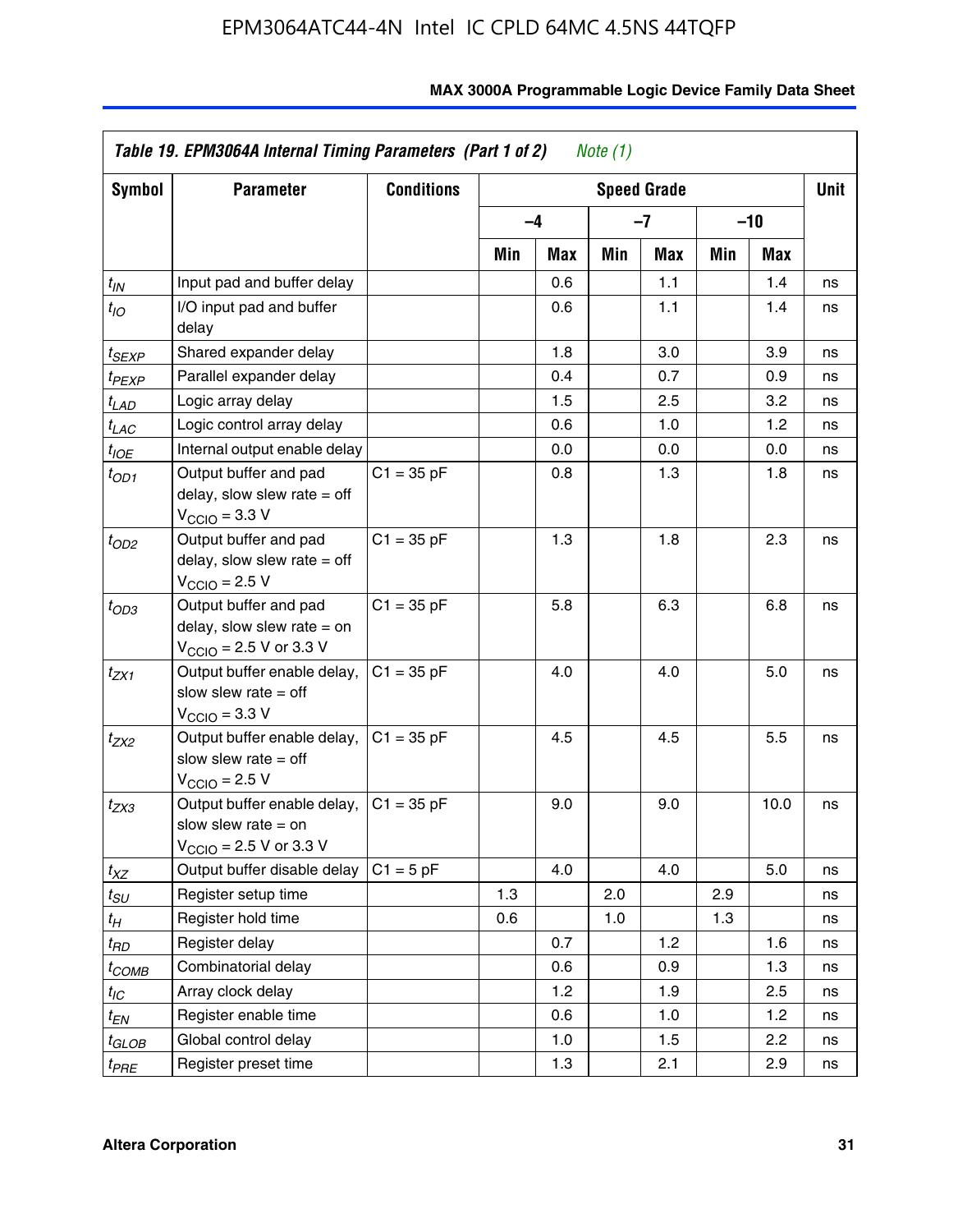**Table 19. EPM3064A Internal Timing Parameters (Part 1 of 2)** *Note (1)*

| Symbol | Parameter | Conditions | Speed Grade | | | | | | Unit |
|---|---|---|---|---|---|---|---|---|---|
| | | | –4 | | –7 | | –10 | | |
| | | | Min | Max | Min | Max | Min | Max | |
| $t_{IN}$ | Input pad and buffer delay | | | 0.6 | | 1.1 | | 1.4 | ns |
| $t_{IO}$ | I/O input pad and buffer delay | | | 0.6 | | 1.1 | | 1.4 | ns |
| $t_{SEXP}$ | Shared expander delay | | | 1.8 | | 3.0 | | 3.9 | ns |
| $t_{PEXP}$ | Parallel expander delay | | | 0.4 | | 0.7 | | 0.9 | ns |
| $t_{LAD}$ | Logic array delay | | | 1.5 | | 2.5 | | 3.2 | ns |
| $t_{LAC}$ | Logic control array delay | | | 0.6 | | 1.0 | | 1.2 | ns |
| $t_{IOE}$ | Internal output enable delay | | | 0.0 | | 0.0 | | 0.0 | ns |
| $t_{OD1}$ | Output buffer and pad delay, slow slew rate = off $V_{CCIO}$ = 3.3 V | C1 = 35 pF | | 0.8 | | 1.3 | | 1.8 | ns |
| $t_{OD2}$ | Output buffer and pad delay, slow slew rate = off $V_{CCIO}$ = 2.5 V | C1 = 35 pF | | 1.3 | | 1.8 | | 2.3 | ns |
| $t_{OD3}$ | Output buffer and pad delay, slow slew rate = on $V_{CCIO}$ = 2.5 V or 3.3 V | C1 = 35 pF | | 5.8 | | 6.3 | | 6.8 | ns |
| $t_{ZX1}$ | Output buffer enable delay, slow slew rate = off $V_{CCIO}$ = 3.3 V | C1 = 35 pF | | 4.0 | | 4.0 | | 5.0 | ns |
| $t_{ZX2}$ | Output buffer enable delay, slow slew rate = off $V_{CCIO}$ = 2.5 V | C1 = 35 pF | | 4.5 | | 4.5 | | 5.5 | ns |
| $t_{ZX3}$ | Output buffer enable delay, slow slew rate = on $V_{CCIO}$ = 2.5 V or 3.3 V | C1 = 35 pF | | 9.0 | | 9.0 | | 10.0 | ns |
| $t_{XZ}$ | Output buffer disable delay | C1 = 5 pF | | 4.0 | | 4.0 | | 5.0 | ns |
| $t_{SU}$ | Register setup time | | 1.3 | | 2.0 | | 2.9 | | ns |
| $t_{H}$ | Register hold time | | 0.6 | | 1.0 | | 1.3 | | ns |
| $t_{RD}$ | Register delay | | | 0.7 | | 1.2 | | 1.6 | ns |
| $t_{COMB}$ | Combinatorial delay | | | 0.6 | | 0.9 | | 1.3 | ns |
| $t_{IC}$ | Array clock delay | | | 1.2 | | 1.9 | | 2.5 | ns |
| $t_{EN}$ | Register enable time | | | 0.6 | | 1.0 | | 1.2 | ns |
| $t_{GLOB}$ | Global control delay | | | 1.0 | | 1.5 | | 2.2 | ns |
| $t_{PRE}$ | Register preset time | | | 1.3 | | 2.1 | | 2.9 | ns |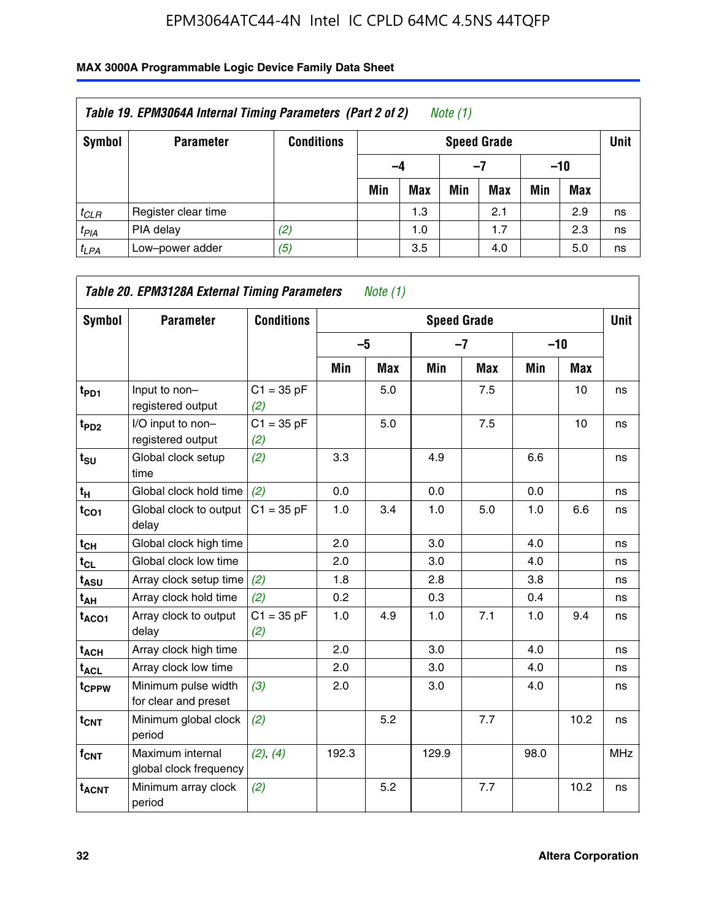| Table 19. EPM3064A Internal Timing Parameters (Part 2 of 2) Note (1) | | | | | | | | | |
|---|---|---|---|---|---|---|---|---|---|
| Symbol | Parameter | Conditions | Speed Grade | | | | | | Unit |
| | | | –4 | | –7 | | –10 | | |
| | | | Min | Max | Min | Max | Min | Max | |
| $t_{CLR}$ | Register clear time | | | 1.3 | | 2.1 | | 2.9 | ns |
| $t_{PIA}$ | PIA delay | (2) | | 1.0 | | 1.7 | | 2.3 | ns |
| $t_{LPA}$ | Low–power adder | (5) | | 3.5 | | 4.0 | | 5.0 | ns |

| Table 20. EPM3128A External Timing Parameters Note (1) | | | | | | | | | |
|---|---|---|---|---|---|---|---|---|---|
| Symbol | Parameter | Conditions | Speed Grade | | | | | | Unit |
| | | | –5 | | –7 | | –10 | | |
| | | | Min | Max | Min | Max | Min | Max | |
| $t_{PD1}$ | Input to non–registered output | C1 = 35 pF (2) | | 5.0 | | 7.5 | | 10 | ns |
| $t_{PD2}$ | I/O input to non–registered output | C1 = 35 pF (2) | | 5.0 | | 7.5 | | 10 | ns |
| $t_{SU}$ | Global clock setup time | (2) | 3.3 | | 4.9 | | 6.6 | | ns |
| $t_H$ | Global clock hold time | (2) | 0.0 | | 0.0 | | 0.0 | | ns |
| $t_{CO1}$ | Global clock to output delay | C1 = 35 pF | 1.0 | 3.4 | 1.0 | 5.0 | 1.0 | 6.6 | ns |
| $t_{CH}$ | Global clock high time | | 2.0 | | 3.0 | | 4.0 | | ns |
| $t_{CL}$ | Global clock low time | | 2.0 | | 3.0 | | 4.0 | | ns |
| $t_{ASU}$ | Array clock setup time | (2) | 1.8 | | 2.8 | | 3.8 | | ns |
| $t_{AH}$ | Array clock hold time | (2) | 0.2 | | 0.3 | | 0.4 | | ns |
| $t_{ACO1}$ | Array clock to output delay | C1 = 35 pF (2) | 1.0 | 4.9 | 1.0 | 7.1 | 1.0 | 9.4 | ns |
| $t_{ACH}$ | Array clock high time | | 2.0 | | 3.0 | | 4.0 | | ns |
| $t_{ACL}$ | Array clock low time | | 2.0 | | 3.0 | | 4.0 | | ns |
| $t_{CPPW}$ | Minimum pulse width for clear and preset | (3) | 2.0 | | 3.0 | | 4.0 | | ns |
| $t_{CNT}$ | Minimum global clock period | (2) | | 5.2 | | 7.7 | | 10.2 | ns |
| $f_{CNT}$ | Maximum internal global clock frequency | (2), (4) | 192.3 | | 129.9 | | 98.0 | | MHz |
| $t_{ACNT}$ | Minimum array clock period | (2) | | 5.2 | | 7.7 | | 10.2 | ns |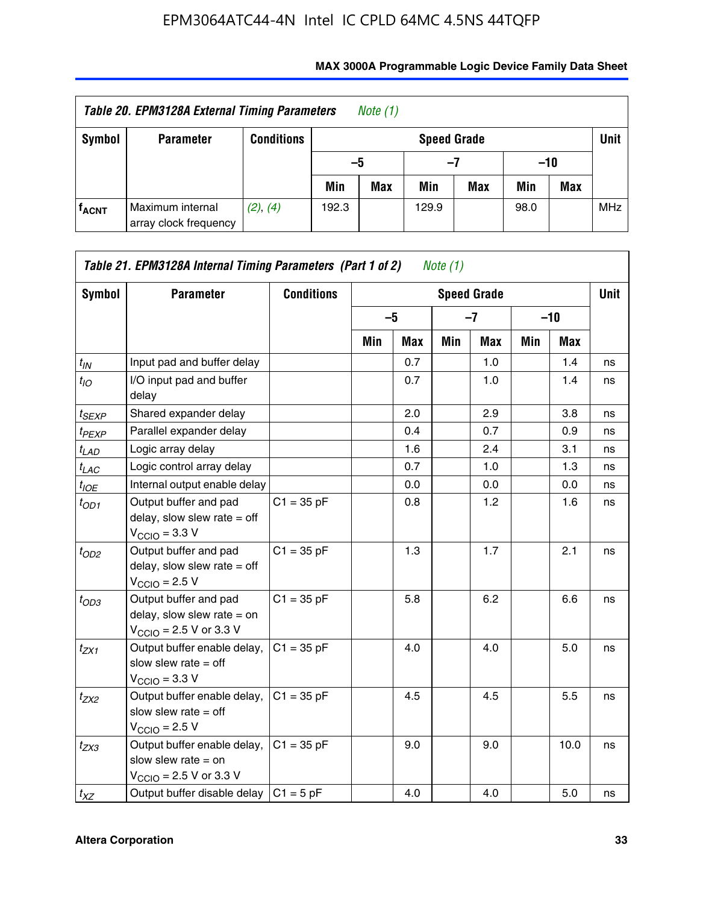| *Table 20. EPM3128A External Timing Parameters* *Note (1)* | | | | | | | | | |
|---|---|---|---|---|---|---|---|---|---|
| **Symbol** | **Parameter** | **Conditions** | **Speed Grade** | | | | | | **Unit** |
| | | | **–5** | | **–7** | | **–10** | | |
| | | | **Min** | **Max** | **Min** | **Max** | **Min** | **Max** | |
| $f_{ACNT}$ | Maximum internal array clock frequency | *(2)*, *(4)* | 192.3 | | 129.9 | | 98.0 | | MHz |

| *Table 21. EPM3128A Internal Timing Parameters (Part 1 of 2)* *Note (1)* | | | | | | | | | |
|---|---|---|---|---|---|---|---|---|---|
| **Symbol** | **Parameter** | **Conditions** | **Speed Grade** | | | | | | **Unit** |
| | | | **–5** | | **–7** | | **–10** | | |
| | | | **Min** | **Max** | **Min** | **Max** | **Min** | **Max** | |
| $t_{IN}$ | Input pad and buffer delay | | | 0.7 | | 1.0 | | 1.4 | ns |
| $t_{IO}$ | I/O input pad and buffer delay | | | 0.7 | | 1.0 | | 1.4 | ns |
| $t_{SEXP}$ | Shared expander delay | | | 2.0 | | 2.9 | | 3.8 | ns |
| $t_{PEXP}$ | Parallel expander delay | | | 0.4 | | 0.7 | | 0.9 | ns |
| $t_{LAD}$ | Logic array delay | | | 1.6 | | 2.4 | | 3.1 | ns |
| $t_{LAC}$ | Logic control array delay | | | 0.7 | | 1.0 | | 1.3 | ns |
| $t_{IOE}$ | Internal output enable delay | | | 0.0 | | 0.0 | | 0.0 | ns |
| $t_{OD1}$ | Output buffer and pad delay, slow slew rate = off $V_{CCIO}$ = 3.3 V | C1 = 35 pF | | 0.8 | | 1.2 | | 1.6 | ns |
| $t_{OD2}$ | Output buffer and pad delay, slow slew rate = off $V_{CCIO}$ = 2.5 V | C1 = 35 pF | | 1.3 | | 1.7 | | 2.1 | ns |
| $t_{OD3}$ | Output buffer and pad delay, slow slew rate = on $V_{CCIO}$ = 2.5 V or 3.3 V | C1 = 35 pF | | 5.8 | | 6.2 | | 6.6 | ns |
| $t_{ZX1}$ | Output buffer enable delay, slow slew rate = off $V_{CCIO}$ = 3.3 V | C1 = 35 pF | | 4.0 | | 4.0 | | 5.0 | ns |
| $t_{ZX2}$ | Output buffer enable delay, slow slew rate = off $V_{CCIO}$ = 2.5 V | C1 = 35 pF | | 4.5 | | 4.5 | | 5.5 | ns |
| $t_{ZX3}$ | Output buffer enable delay, slow slew rate = on $V_{CCIO}$ = 2.5 V or 3.3 V | C1 = 35 pF | | 9.0 | | 9.0 | | 10.0 | ns |
| $t_{XZ}$ | Output buffer disable delay | C1 = 5 pF | | 4.0 | | 4.0 | | 5.0 | ns |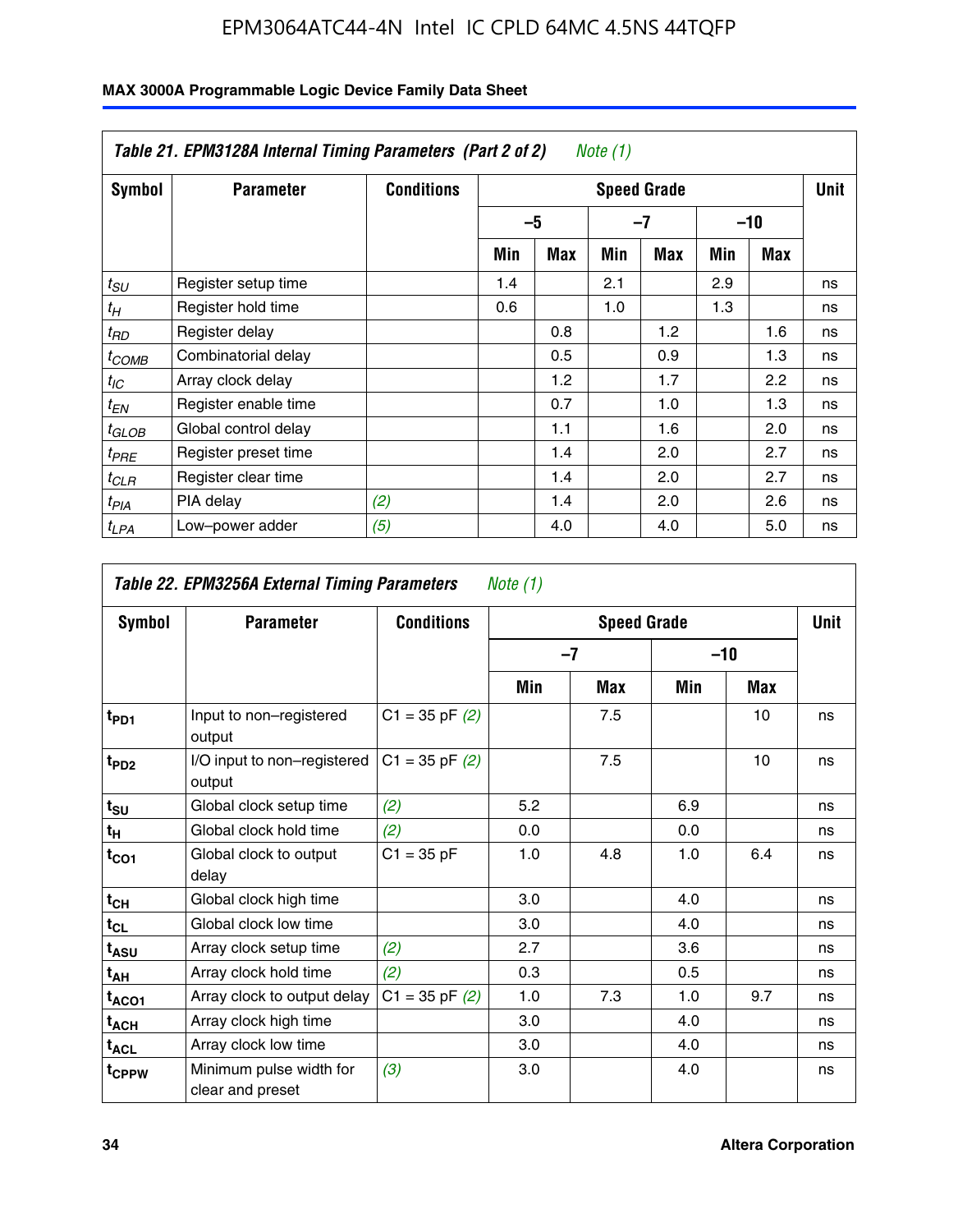| Table 21. EPM3128A Internal Timing Parameters (Part 2 of 2) *Note (1)* | | | | | | | | | |
|---|---|---|---|---|---|---|---|---|---|
| Symbol | Parameter | Conditions | Speed Grade | | | | | | Unit |
| | | | –5 | | –7 | | –10 | | |
| | | | Min | Max | Min | Max | Min | Max | |
| $t_{SU}$ | Register setup time | | 1.4 | | 2.1 | | 2.9 | | ns |
| $t_H$ | Register hold time | | 0.6 | | 1.0 | | 1.3 | | ns |
| $t_{RD}$ | Register delay | | | 0.8 | | 1.2 | | 1.6 | ns |
| $t_{COMB}$ | Combinatorial delay | | | 0.5 | | 0.9 | | 1.3 | ns |
| $t_{IC}$ | Array clock delay | | | 1.2 | | 1.7 | | 2.2 | ns |
| $t_{EN}$ | Register enable time | | | 0.7 | | 1.0 | | 1.3 | ns |
| $t_{GLOB}$ | Global control delay | | | 1.1 | | 1.6 | | 2.0 | ns |
| $t_{PRE}$ | Register preset time | | | 1.4 | | 2.0 | | 2.7 | ns |
| $t_{CLR}$ | Register clear time | | | 1.4 | | 2.0 | | 2.7 | ns |
| $t_{PIA}$ | PIA delay | *(2)* | | 1.4 | | 2.0 | | 2.6 | ns |
| $t_{LPA}$ | Low–power adder | *(5)* | | 4.0 | | 4.0 | | 5.0 | ns |

| Table 22. EPM3256A External Timing Parameters *Note (1)* | | | | | | | |
|---|---|---|---|---|---|---|---|
| Symbol | Parameter | Conditions | Speed Grade | | | | Unit |
| | | | –7 | | –10 | | |
| | | | Min | Max | Min | Max | |
| $t_{PD1}$ | Input to non–registered output | C1 = 35 pF *(2)* | | 7.5 | | 10 | ns |
| $t_{PD2}$ | I/O input to non–registered output | C1 = 35 pF *(2)* | | 7.5 | | 10 | ns |
| $t_{SU}$ | Global clock setup time | *(2)* | 5.2 | | 6.9 | | ns |
| $t_H$ | Global clock hold time | *(2)* | 0.0 | | 0.0 | | ns |
| $t_{CO1}$ | Global clock to output delay | C1 = 35 pF | 1.0 | 4.8 | 1.0 | 6.4 | ns |
| $t_{CH}$ | Global clock high time | | 3.0 | | 4.0 | | ns |
| $t_{CL}$ | Global clock low time | | 3.0 | | 4.0 | | ns |
| $t_{ASU}$ | Array clock setup time | *(2)* | 2.7 | | 3.6 | | ns |
| $t_{AH}$ | Array clock hold time | *(2)* | 0.3 | | 0.5 | | ns |
| $t_{ACO1}$ | Array clock to output delay | C1 = 35 pF *(2)* | 1.0 | 7.3 | 1.0 | 9.7 | ns |
| $t_{ACH}$ | Array clock high time | | 3.0 | | 4.0 | | ns |
| $t_{ACL}$ | Array clock low time | | 3.0 | | 4.0 | | ns |
| $t_{CPPW}$ | Minimum pulse width for clear and preset | *(3)* | 3.0 | | 4.0 | | ns |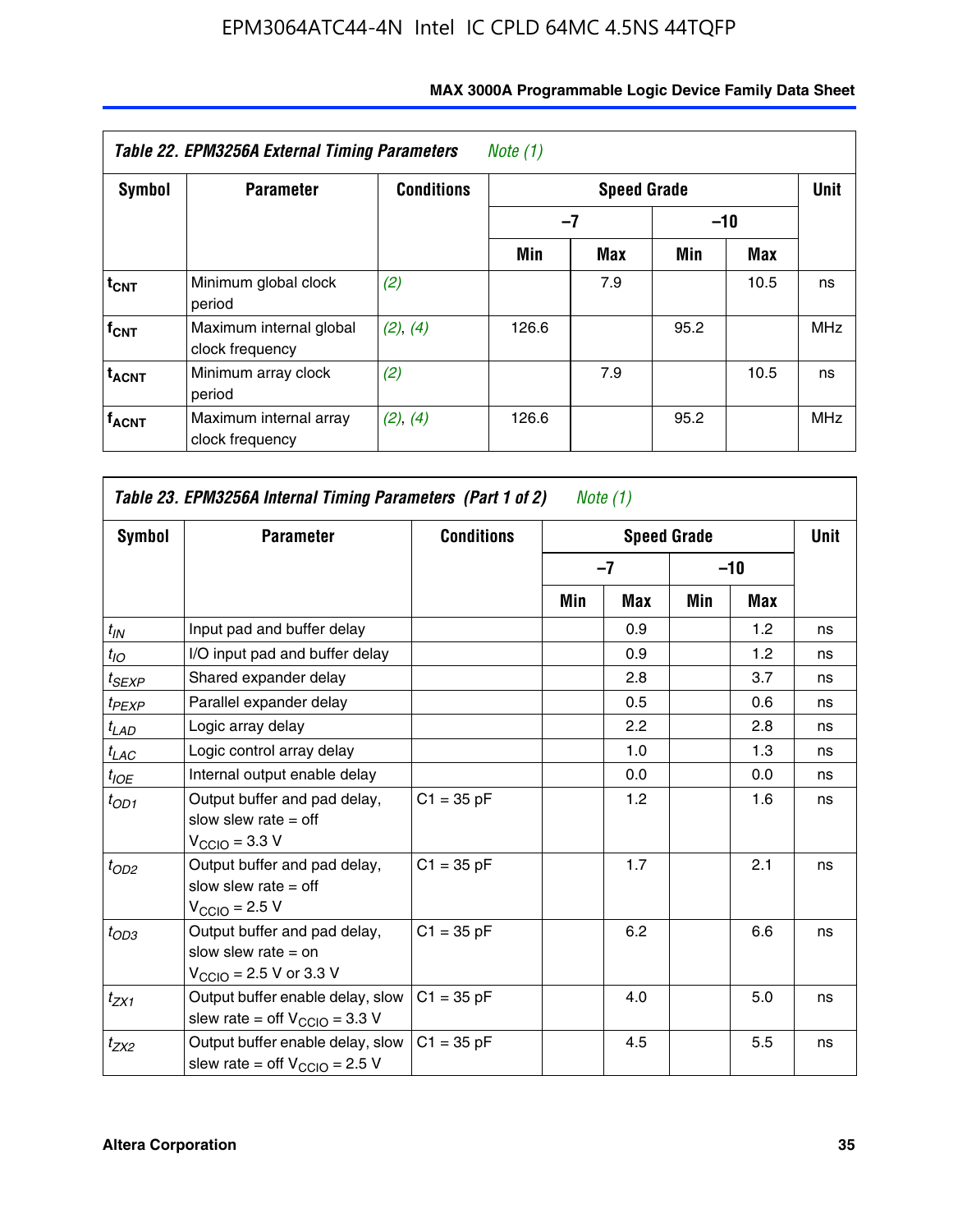| *Table 22. EPM3256A External Timing Parameters* | *Note (1)* | | | | | | |
|---|---|---|---|---|---|---|---|
| **Symbol** | **Parameter** | **Conditions** | **Speed Grade** | | | | **Unit** |
| | | | **–7** | | **–10** | | |
| | | | **Min** | **Max** | **Min** | **Max** | |
| $t_{CNT}$ | Minimum global clock period | *(2)* | | 7.9 | | 10.5 | ns |
| $f_{CNT}$ | Maximum internal global clock frequency | *(2)*, *(4)* | 126.6 | | 95.2 | | MHz |
| $t_{ACNT}$ | Minimum array clock period | *(2)* | | 7.9 | | 10.5 | ns |
| $f_{ACNT}$ | Maximum internal array clock frequency | *(2)*, *(4)* | 126.6 | | 95.2 | | MHz |

| *Table 23. EPM3256A Internal Timing Parameters (Part 1 of 2)* | *Note (1)* | | | | | | |
|---|---|---|---|---|---|---|---|
| **Symbol** | **Parameter** | **Conditions** | **Speed Grade** | | | | **Unit** |
| | | | **–7** | | **–10** | | |
| | | | **Min** | **Max** | **Min** | **Max** | |
| $t_{IN}$ | Input pad and buffer delay | | | 0.9 | | 1.2 | ns |
| $t_{IO}$ | I/O input pad and buffer delay | | | 0.9 | | 1.2 | ns |
| $t_{SEXP}$ | Shared expander delay | | | 2.8 | | 3.7 | ns |
| $t_{PEXP}$ | Parallel expander delay | | | 0.5 | | 0.6 | ns |
| $t_{LAD}$ | Logic array delay | | | 2.2 | | 2.8 | ns |
| $t_{LAC}$ | Logic control array delay | | | 1.0 | | 1.3 | ns |
| $t_{IOE}$ | Internal output enable delay | | | 0.0 | | 0.0 | ns |
| $t_{OD1}$ | Output buffer and pad delay, slow slew rate = off $V_{CCIO}$ = 3.3 V | C1 = 35 pF | | 1.2 | | 1.6 | ns |
| $t_{OD2}$ | Output buffer and pad delay, slow slew rate = off $V_{CCIO}$ = 2.5 V | C1 = 35 pF | | 1.7 | | 2.1 | ns |
| $t_{OD3}$ | Output buffer and pad delay, slow slew rate = on $V_{CCIO}$ = 2.5 V or 3.3 V | C1 = 35 pF | | 6.2 | | 6.6 | ns |
| $t_{ZX1}$ | Output buffer enable delay, slow slew rate = off $V_{CCIO}$ = 3.3 V | C1 = 35 pF | | 4.0 | | 5.0 | ns |
| $t_{ZX2}$ | Output buffer enable delay, slow slew rate = off $V_{CCIO}$ = 2.5 V | C1 = 35 pF | | 4.5 | | 5.5 | ns |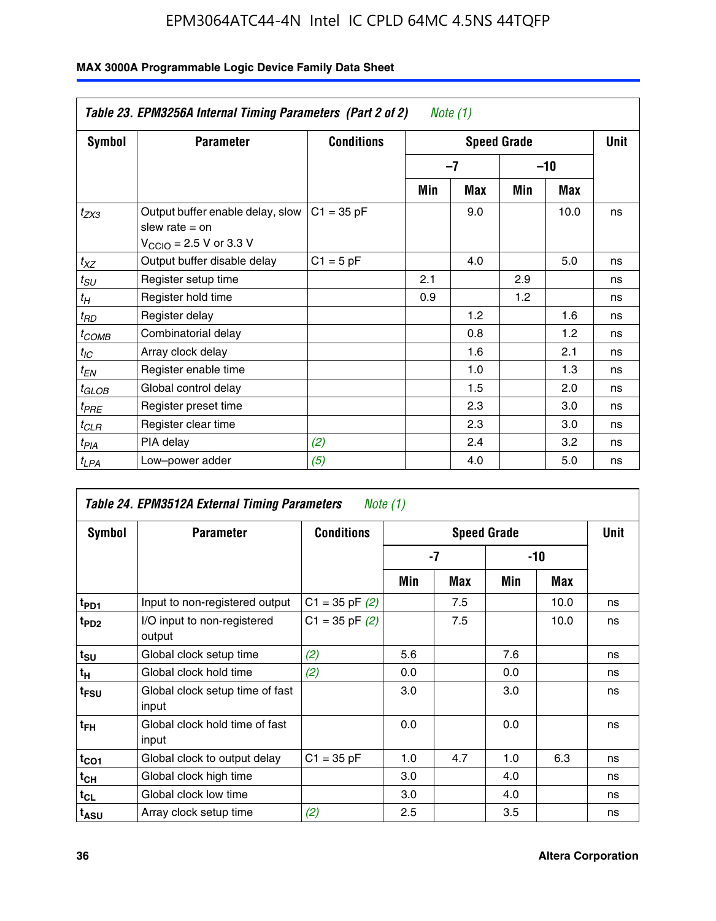| Table 23. EPM3256A Internal Timing Parameters (Part 2 of 2) Note (1) | | | | | | | |
|---|---|---|---|---|---|---|---|
| Symbol | Parameter | Conditions | Speed Grade | | | | Unit |
| | | | –7 | | –10 | | |
| | | | Min | Max | Min | Max | |
| $t_{ZX3}$ | Output buffer enable delay, slow slew rate = on $V_{CCIO}$ = 2.5 V or 3.3 V | C1 = 35 pF | | 9.0 | | 10.0 | ns |
| $t_{XZ}$ | Output buffer disable delay | C1 = 5 pF | | 4.0 | | 5.0 | ns |
| $t_{SU}$ | Register setup time | | 2.1 | | 2.9 | | ns |
| $t_{H}$ | Register hold time | | 0.9 | | 1.2 | | ns |
| $t_{RD}$ | Register delay | | | 1.2 | | 1.6 | ns |
| $t_{COMB}$ | Combinatorial delay | | | 0.8 | | 1.2 | ns |
| $t_{IC}$ | Array clock delay | | | 1.6 | | 2.1 | ns |
| $t_{EN}$ | Register enable time | | | 1.0 | | 1.3 | ns |
| $t_{GLOB}$ | Global control delay | | | 1.5 | | 2.0 | ns |
| $t_{PRE}$ | Register preset time | | | 2.3 | | 3.0 | ns |
| $t_{CLR}$ | Register clear time | | | 2.3 | | 3.0 | ns |
| $t_{PIA}$ | PIA delay | (2) | | 2.4 | | 3.2 | ns |
| $t_{LPA}$ | Low–power adder | (5) | | 4.0 | | 5.0 | ns |

| Table 24. EPM3512A External Timing Parameters Note (1) | | | | | | | |
|---|---|---|---|---|---|---|---|
| Symbol | Parameter | Conditions | Speed Grade | | | | Unit |
| | | | -7 | | -10 | | |
| | | | Min | Max | Min | Max | |
| $t_{PD1}$ | Input to non-registered output | C1 = 35 pF (2) | | 7.5 | | 10.0 | ns |
| $t_{PD2}$ | I/O input to non-registered output | C1 = 35 pF (2) | | 7.5 | | 10.0 | ns |
| $t_{SU}$ | Global clock setup time | (2) | 5.6 | | 7.6 | | ns |
| $t_{H}$ | Global clock hold time | (2) | 0.0 | | 0.0 | | ns |
| $t_{FSU}$ | Global clock setup time of fast input | | 3.0 | | 3.0 | | ns |
| $t_{FH}$ | Global clock hold time of fast input | | 0.0 | | 0.0 | | ns |
| $t_{CO1}$ | Global clock to output delay | C1 = 35 pF | 1.0 | 4.7 | 1.0 | 6.3 | ns |
| $t_{CH}$ | Global clock high time | | 3.0 | | 4.0 | | ns |
| $t_{CL}$ | Global clock low time | | 3.0 | | 4.0 | | ns |
| $t_{ASU}$ | Array clock setup time | (2) | 2.5 | | 3.5 | | ns |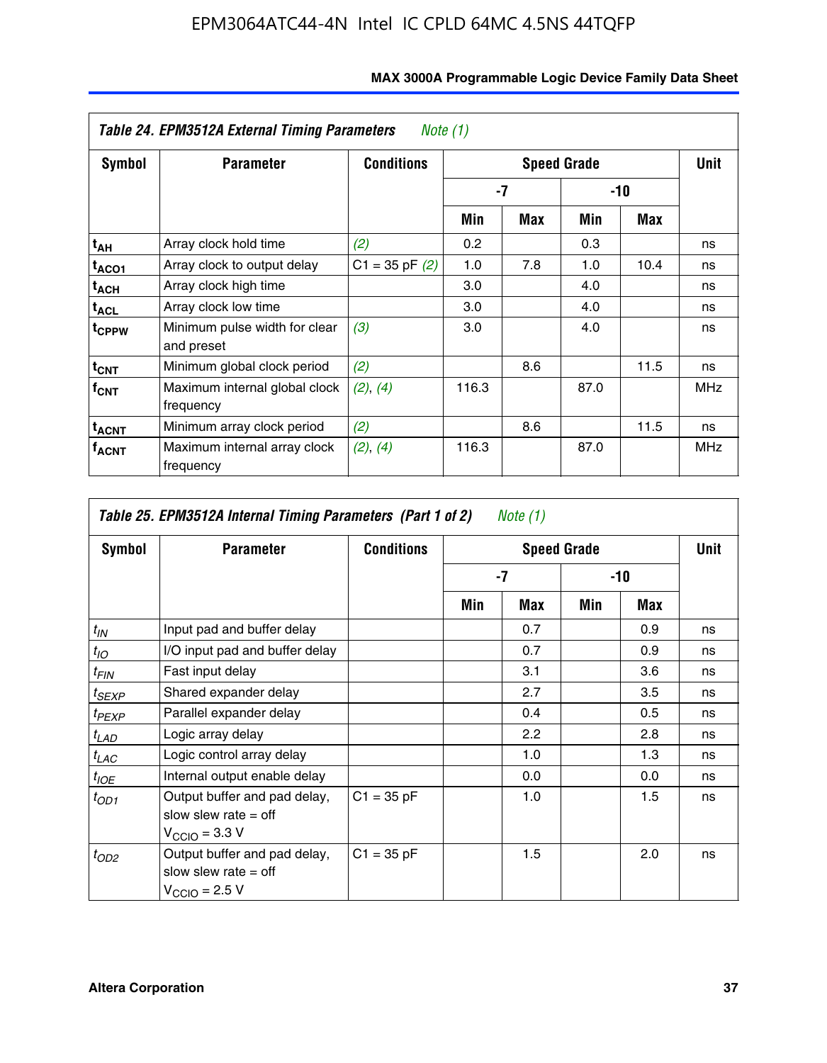**Table 24. EPM3512A External Timing Parameters** *Note (1)*

| Symbol | Parameter | Conditions | Speed Grade | | | | Unit |
|---|---|---|---|---|---|---|---|
| | | | -7 | | -10 | | |
| | | | Min | Max | Min | Max | |
| $t_{AH}$ | Array clock hold time | *(2)* | 0.2 | | 0.3 | | ns |
| $t_{ACO1}$ | Array clock to output delay | C1 = 35 pF *(2)* | 1.0 | 7.8 | 1.0 | 10.4 | ns |
| $t_{ACH}$ | Array clock high time | | 3.0 | | 4.0 | | ns |
| $t_{ACL}$ | Array clock low time | | 3.0 | | 4.0 | | ns |
| $t_{CPPW}$ | Minimum pulse width for clear and preset | *(3)* | 3.0 | | 4.0 | | ns |
| $t_{CNT}$ | Minimum global clock period | *(2)* | | 8.6 | | 11.5 | ns |
| $f_{CNT}$ | Maximum internal global clock frequency | *(2)*, *(4)* | 116.3 | | 87.0 | | MHz |
| $t_{ACNT}$ | Minimum array clock period | *(2)* | | 8.6 | | 11.5 | ns |
| $f_{ACNT}$ | Maximum internal array clock frequency | *(2)*, *(4)* | 116.3 | | 87.0 | | MHz |

**Table 25. EPM3512A Internal Timing Parameters (Part 1 of 2)** *Note (1)*

| Symbol | Parameter | Conditions | Speed Grade | | | | Unit |
|---|---|---|---|---|---|---|---|
| | | | -7 | | -10 | | |
| | | | Min | Max | Min | Max | |
| $t_{IN}$ | Input pad and buffer delay | | | 0.7 | | 0.9 | ns |
| $t_{IO}$ | I/O input pad and buffer delay | | | 0.7 | | 0.9 | ns |
| $t_{FIN}$ | Fast input delay | | | 3.1 | | 3.6 | ns |
| $t_{SEXP}$ | Shared expander delay | | | 2.7 | | 3.5 | ns |
| $t_{PEXP}$ | Parallel expander delay | | | 0.4 | | 0.5 | ns |
| $t_{LAD}$ | Logic array delay | | | 2.2 | | 2.8 | ns |
| $t_{LAC}$ | Logic control array delay | | | 1.0 | | 1.3 | ns |
| $t_{IOE}$ | Internal output enable delay | | | 0.0 | | 0.0 | ns |
| $t_{OD1}$ | Output buffer and pad delay, slow slew rate = off $V_{CCIO}$ = 3.3 V | C1 = 35 pF | | 1.0 | | 1.5 | ns |
| $t_{OD2}$ | Output buffer and pad delay, slow slew rate = off $V_{CCIO}$ = 2.5 V | C1 = 35 pF | | 1.5 | | 2.0 | ns |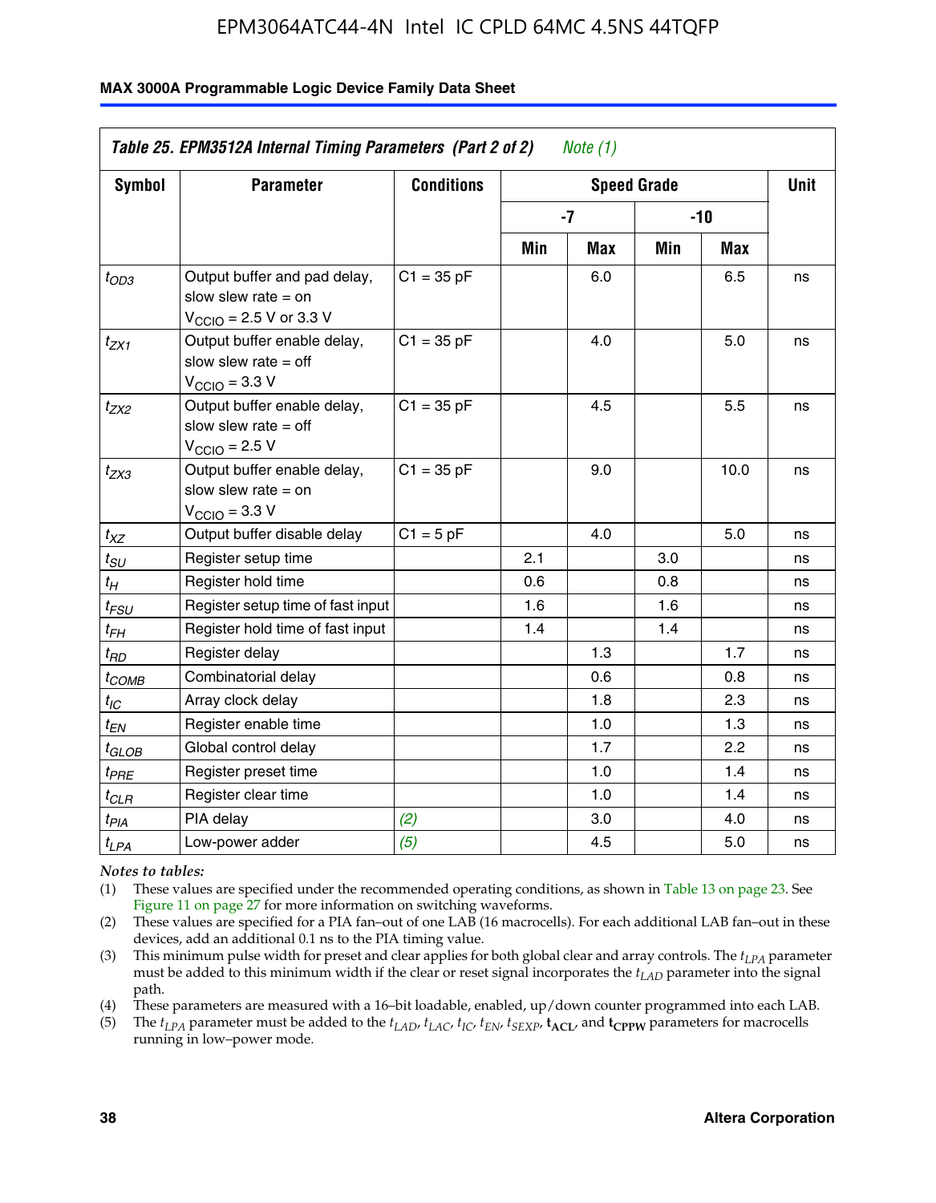**Table 25. EPM3512A Internal Timing Parameters (Part 2 of 2)** *Note (1)*

| Symbol | Parameter | Conditions | Speed Grade | | | | Unit |
|---|---|---|---|---|---|---|---|
| | | | -7 | | -10 | | |
| | | | Min | Max | Min | Max | |
| $t_{OD3}$ | Output buffer and pad delay, slow slew rate = on $V_{CCIO}$ = 2.5 V or 3.3 V | C1 = 35 pF | | 6.0 | | 6.5 | ns |
| $t_{ZX1}$ | Output buffer enable delay, slow slew rate = off $V_{CCIO}$ = 3.3 V | C1 = 35 pF | | 4.0 | | 5.0 | ns |
| $t_{ZX2}$ | Output buffer enable delay, slow slew rate = off $V_{CCIO}$ = 2.5 V | C1 = 35 pF | | 4.5 | | 5.5 | ns |
| $t_{ZX3}$ | Output buffer enable delay, slow slew rate = on $V_{CCIO}$ = 3.3 V | C1 = 35 pF | | 9.0 | | 10.0 | ns |
| $t_{XZ}$ | Output buffer disable delay | C1 = 5 pF | | 4.0 | | 5.0 | ns |
| $t_{SU}$ | Register setup time | | 2.1 | | 3.0 | | ns |
| $t_{H}$ | Register hold time | | 0.6 | | 0.8 | | ns |
| $t_{FSU}$ | Register setup time of fast input | | 1.6 | | 1.6 | | ns |
| $t_{FH}$ | Register hold time of fast input | | 1.4 | | 1.4 | | ns |
| $t_{RD}$ | Register delay | | | 1.3 | | 1.7 | ns |
| $t_{COMB}$ | Combinatorial delay | | | 0.6 | | 0.8 | ns |
| $t_{IC}$ | Array clock delay | | | 1.8 | | 2.3 | ns |
| $t_{EN}$ | Register enable time | | | 1.0 | | 1.3 | ns |
| $t_{GLOB}$ | Global control delay | | | 1.7 | | 2.2 | ns |
| $t_{PRE}$ | Register preset time | | | 1.0 | | 1.4 | ns |
| $t_{CLR}$ | Register clear time | | | 1.0 | | 1.4 | ns |
| $t_{PIA}$ | PIA delay | *(2)* | | 3.0 | | 4.0 | ns |
| $t_{LPA}$ | Low-power adder | *(5)* | | 4.5 | | 5.0 | ns |

*Notes to tables:*

(1) These values are specified under the recommended operating conditions, as shown in Table 13 on page 23. See Figure 11 on page 27 for more information on switching waveforms.

(2) These values are specified for a PIA fan–out of one LAB (16 macrocells). For each additional LAB fan–out in these devices, add an additional 0.1 ns to the PIA timing value.

(3) This minimum pulse width for preset and clear applies for both global clear and array controls. The $t_{LPA}$ parameter must be added to this minimum width if the clear or reset signal incorporates the $t_{LAD}$ parameter into the signal path.

(4) These parameters are measured with a 16–bit loadable, enabled, up/down counter programmed into each LAB.

(5) The $t_{LPA}$ parameter must be added to the $t_{LAD}$, $t_{LAC}$, $t_{IC}$, $t_{EN}$, $t_{SEXP}$, $\mathbf{t_{ACL}}$, and $\mathbf{t_{CPPW}}$ parameters for macrocells running in low–power mode.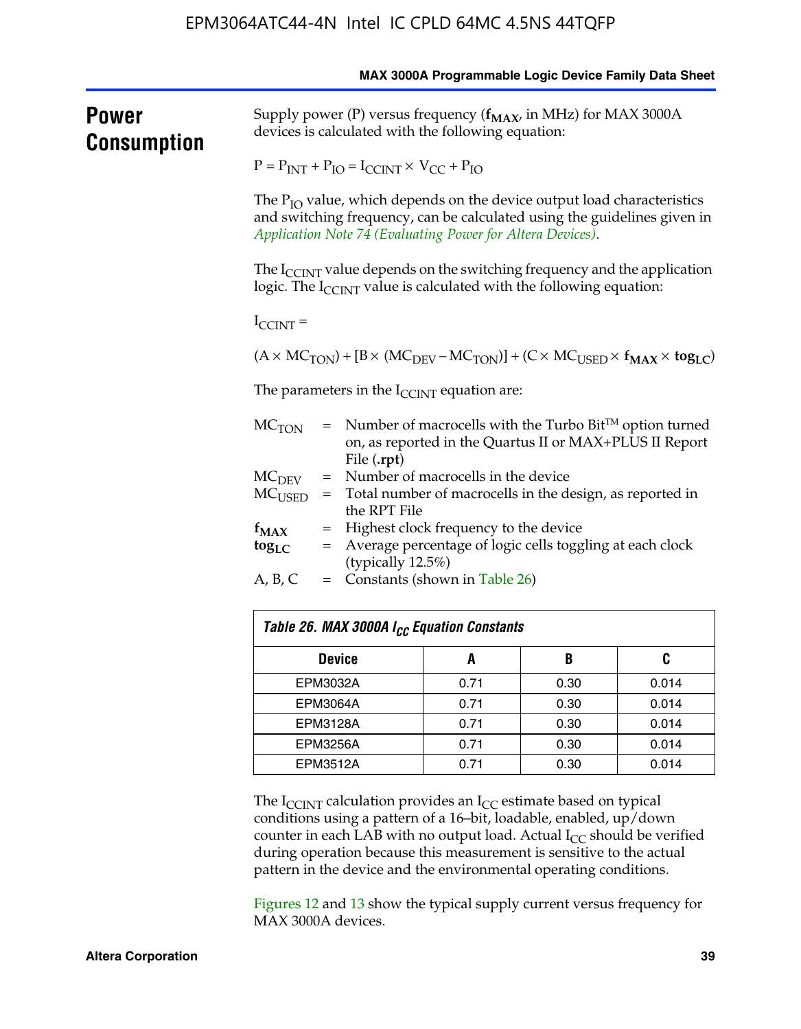## Power Consumption

Supply power (P) versus frequency ($\mathbf{f_{MAX}}$, in MHz) for MAX 3000A devices is calculated with the following equation:

$$P = P_{INT} + P_{IO} = I_{CCINT} \times V_{CC} + P_{IO}$$

The $P_{IO}$ value, which depends on the device output load characteristics and switching frequency, can be calculated using the guidelines given in *Application Note 74 (Evaluating Power for Altera Devices)*.

The $I_{CCINT}$ value depends on the switching frequency and the application logic. The $I_{CCINT}$ value is calculated with the following equation:

$I_{CCINT}$ =

$$(A \times MC_{TON}) + [B \times (MC_{DEV} - MC_{TON})] + (C \times MC_{USED} \times \mathbf{f_{MAX}} \times \mathbf{tog_{LC}})$$

The parameters in the $I_{CCINT}$ equation are:

| | | |
|---|---|---|
| $MC_{TON}$ | = | Number of macrocells with the Turbo Bit™ option turned on, as reported in the Quartus II or MAX+PLUS II Report File (**.rpt**) |
| $MC_{DEV}$ | = | Number of macrocells in the device |
| $MC_{USED}$ | = | Total number of macrocells in the design, as reported in the RPT File |
| $\mathbf{f_{MAX}}$ | = | Highest clock frequency to the device |
| $\mathbf{tog_{LC}}$ | = | Average percentage of logic cells toggling at each clock (typically 12.5%) |
| A, B, C | = | Constants (shown in Table 26) |

*Table 26. MAX 3000A $I_{CC}$ Equation Constants*

| Device | A | B | C |
|---|---|---|---|
| EPM3032A | 0.71 | 0.30 | 0.014 |
| EPM3064A | 0.71 | 0.30 | 0.014 |
| EPM3128A | 0.71 | 0.30 | 0.014 |
| EPM3256A | 0.71 | 0.30 | 0.014 |
| EPM3512A | 0.71 | 0.30 | 0.014 |

The $I_{CCINT}$ calculation provides an $I_{CC}$ estimate based on typical conditions using a pattern of a 16–bit, loadable, enabled, up/down counter in each LAB with no output load. Actual $I_{CC}$ should be verified during operation because this measurement is sensitive to the actual pattern in the device and the environmental operating conditions.

Figures 12 and 13 show the typical supply current versus frequency for MAX 3000A devices.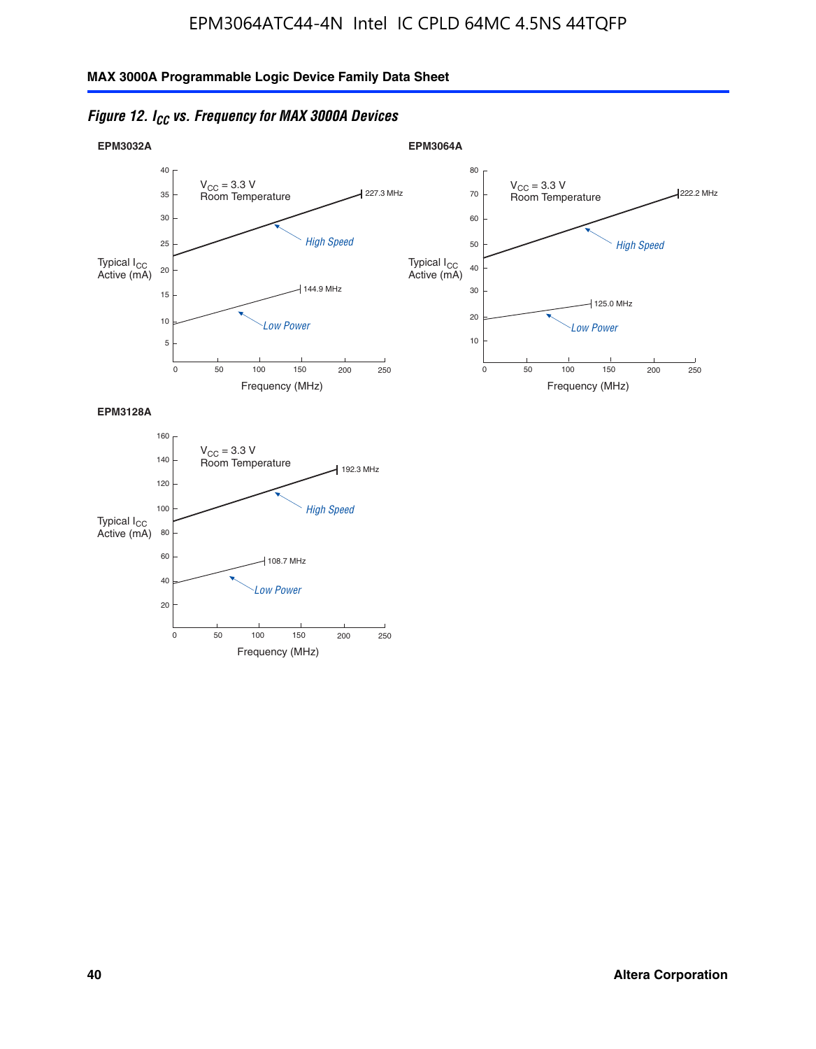**Figure 12. $I_{CC}$ vs. Frequency for MAX 3000A Devices**

**EPM3032A**

$V_{CC}$ = 3.3 V
Room Temperature

Typical $I_{CC}$ Active (mA)

Frequency (MHz)

High Speed — 227.3 MHz

Low Power — 144.9 MHz

**EPM3064A**

$V_{CC}$ = 3.3 V
Room Temperature

Typical $I_{CC}$ Active (mA)

Frequency (MHz)

High Speed — 222.2 MHz

Low Power — 125.0 MHz

**EPM3128A**

$V_{CC}$ = 3.3 V
Room Temperature

Typical $I_{CC}$ Active (mA)

Frequency (MHz)

High Speed — 192.3 MHz

Low Power — 108.7 MHz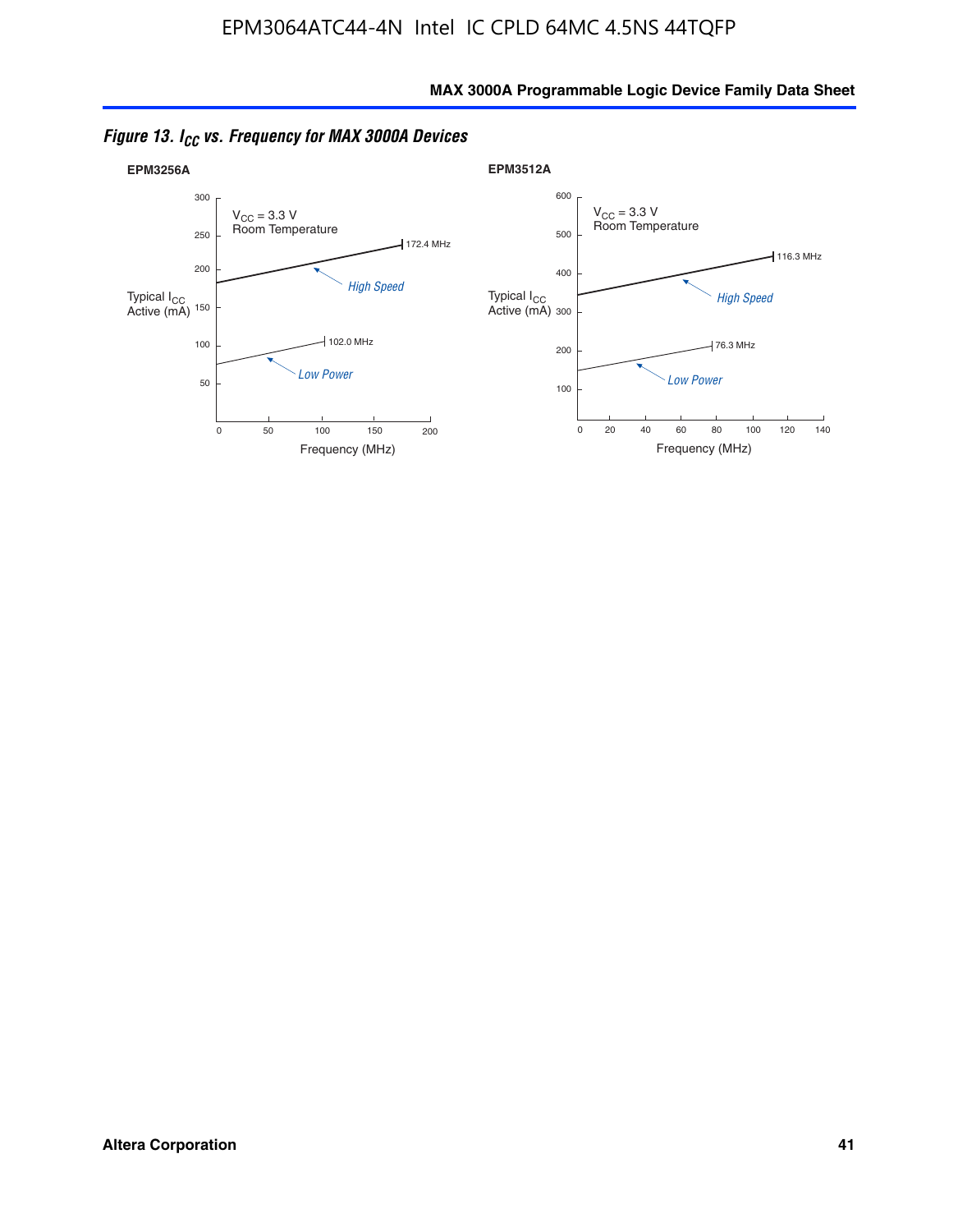*Figure 13. $I_{CC}$ vs. Frequency for MAX 3000A Devices*

**EPM3256A**

$V_{CC}$ = 3.3 V
Room Temperature

Typical $I_{CC}$ Active (mA)

172.4 MHz — High Speed

102.0 MHz — Low Power

Frequency (MHz)

**EPM3512A**

$V_{CC}$ = 3.3 V
Room Temperature

Typical $I_{CC}$ Active (mA)

116.3 MHz — High Speed

76.3 MHz — Low Power

Frequency (MHz)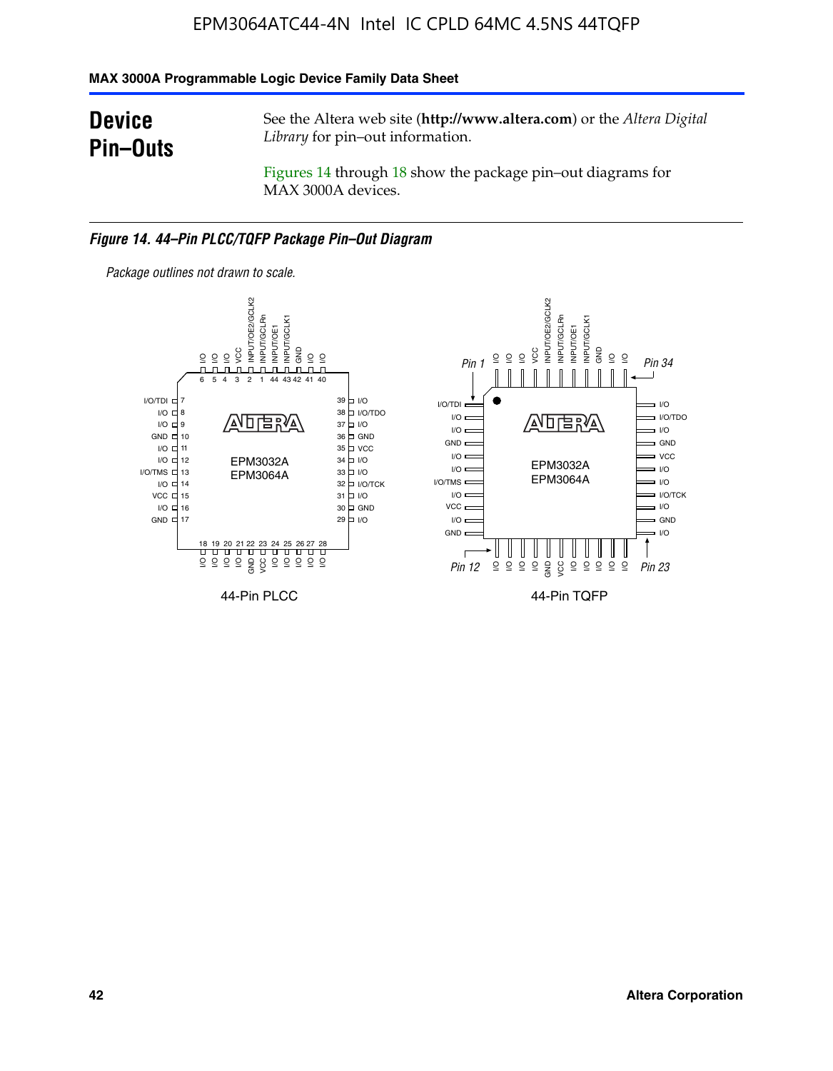## Device Pin–Outs

See the Altera web site (**http://www.altera.com**) or the *Altera Digital Library* for pin–out information.

Figures 14 through 18 show the package pin–out diagrams for MAX 3000A devices.

***Figure 14. 44–Pin PLCC/TQFP Package Pin–Out Diagram***

*Package outlines not drawn to scale.*

44-Pin PLCC

44-Pin TQFP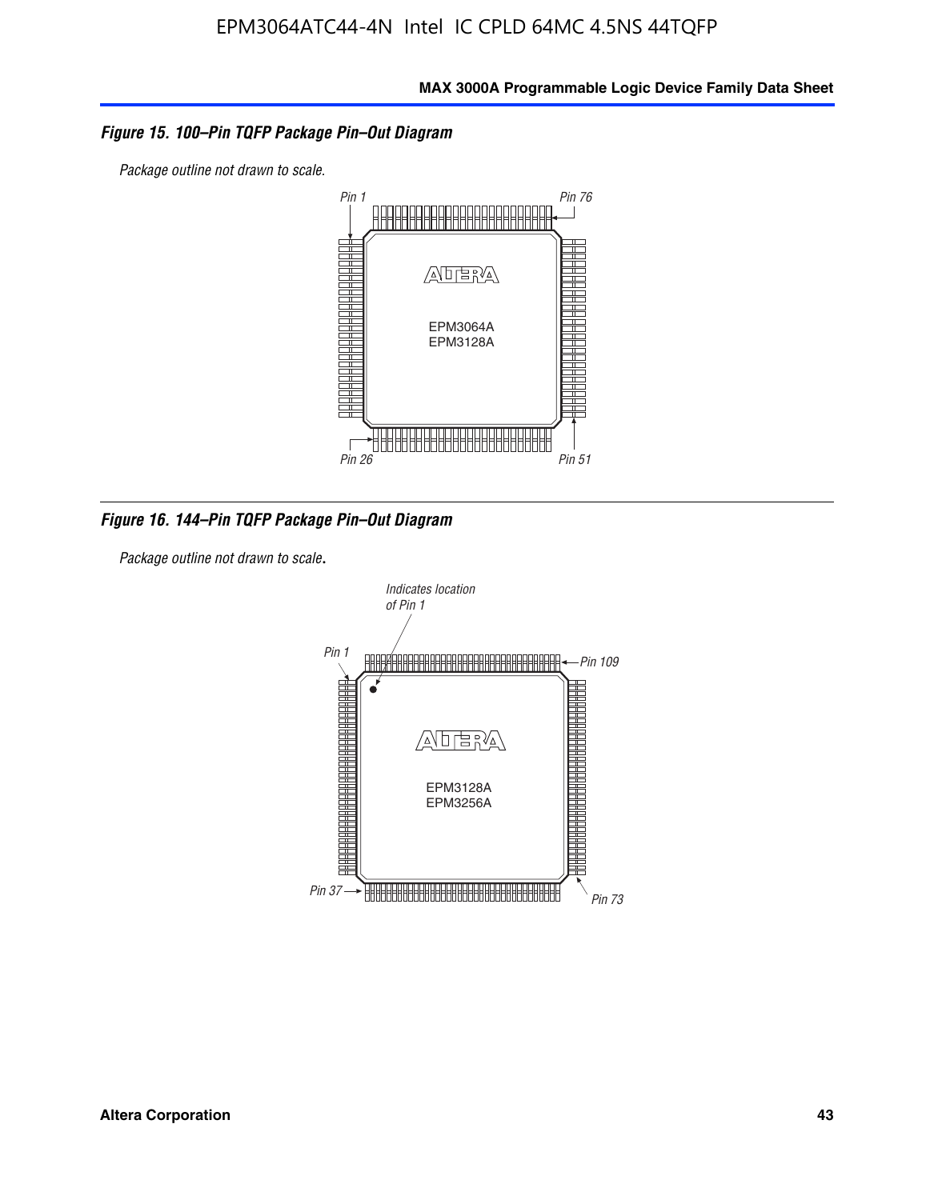**Figure 15. 100–Pin TQFP Package Pin–Out Diagram**

*Package outline not drawn to scale.*

Pin 1 | Pin 76 | Pin 26 | Pin 51

EPM3064A
EPM3128A

**Figure 16. 144–Pin TQFP Package Pin–Out Diagram**

*Package outline not drawn to scale.*

Indicates location of Pin 1

Pin 1 | Pin 109 | Pin 37 | Pin 73

EPM3128A
EPM3256A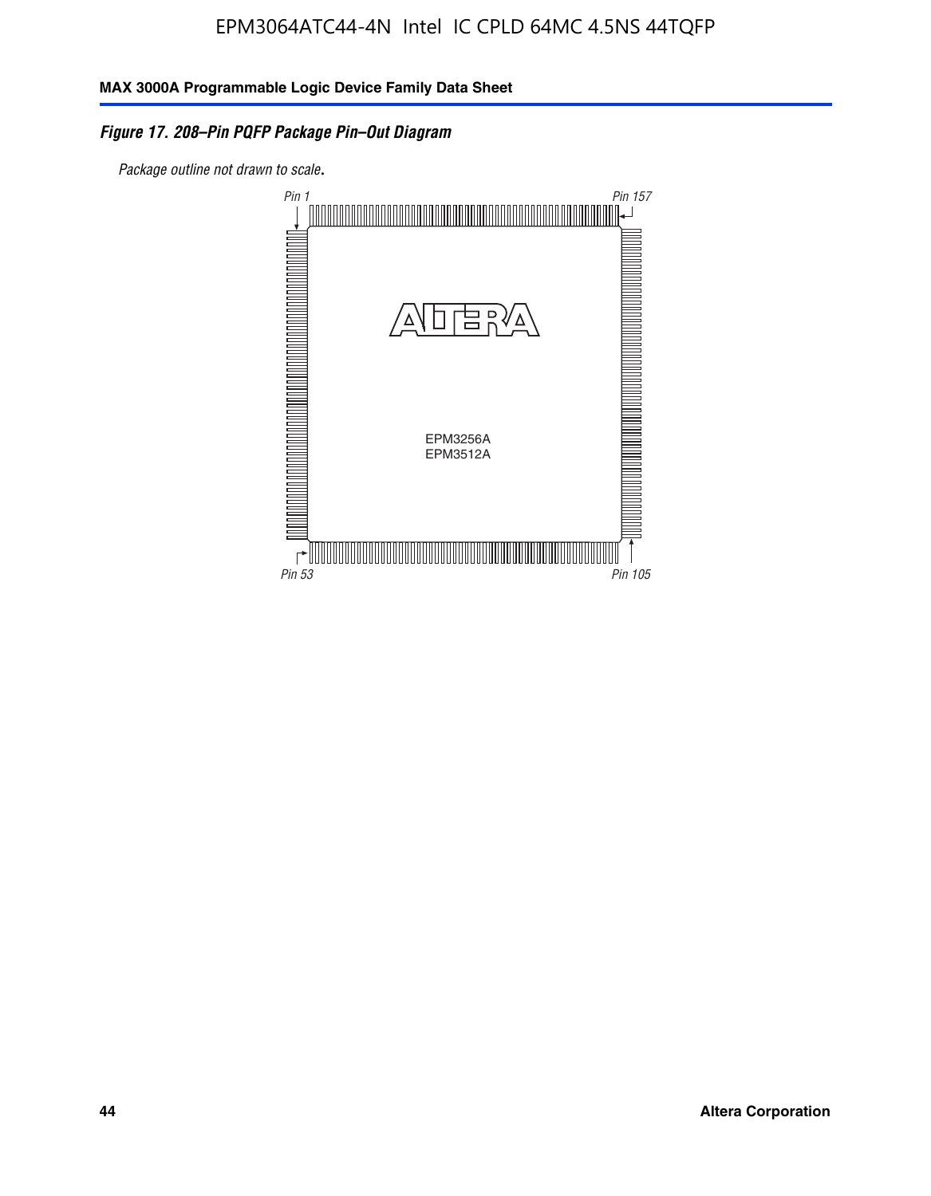*Figure 17. 208–Pin PQFP Package Pin–Out Diagram*

*Package outline not drawn to scale.*

Pin 1

Pin 157

EPM3256A
EPM3512A

Pin 53

Pin 105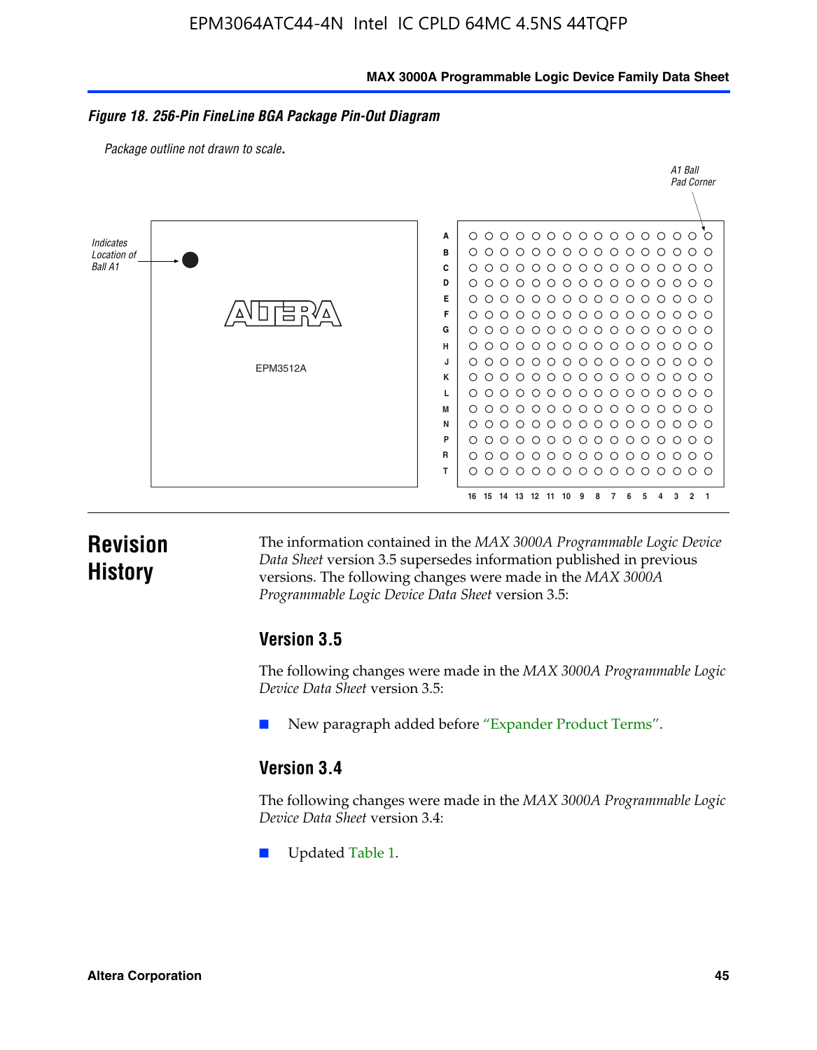**Figure 18. 256-Pin FineLine BGA Package Pin-Out Diagram**

*Package outline not drawn to scale.*

Indicates Location of Ball A1

EPM3512A

A1 Ball Pad Corner

A B C D E F G H J K L M N P R T

16 15 14 13 12 11 10 9 8 7 6 5 4 3 2 1

# Revision History

The information contained in the *MAX 3000A Programmable Logic Device Data Sheet* version 3.5 supersedes information published in previous versions. The following changes were made in the *MAX 3000A Programmable Logic Device Data Sheet* version 3.5:

## Version 3.5

The following changes were made in the *MAX 3000A Programmable Logic Device Data Sheet* version 3.5:

- New paragraph added before "Expander Product Terms".

## Version 3.4

The following changes were made in the *MAX 3000A Programmable Logic Device Data Sheet* version 3.4:

- Updated Table 1.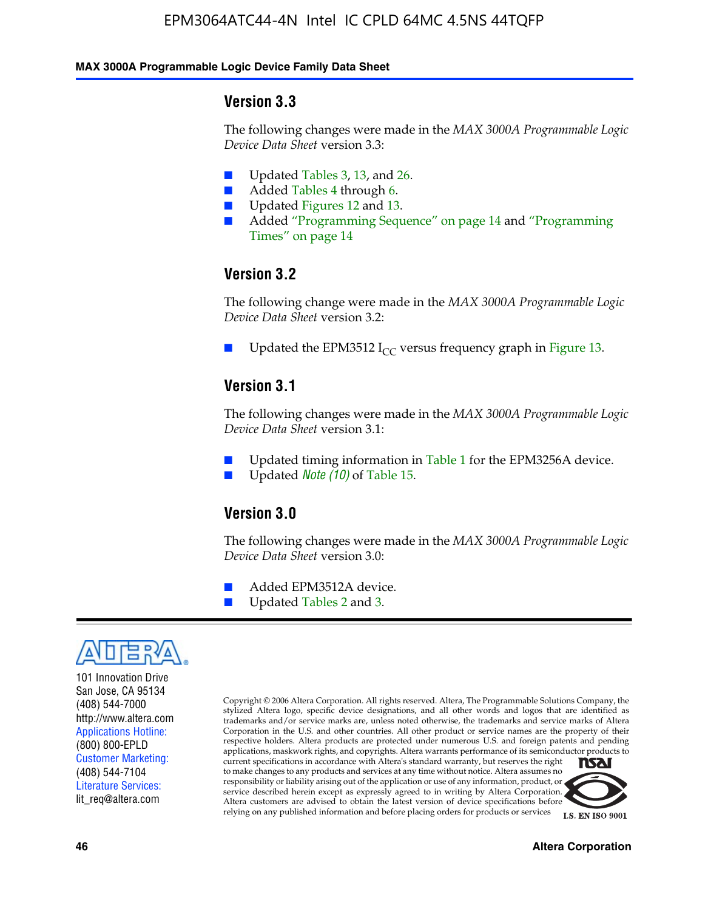### Version 3.3

The following changes were made in the *MAX 3000A Programmable Logic Device Data Sheet* version 3.3:

- Updated Tables 3, 13, and 26.
- Added Tables 4 through 6.
- Updated Figures 12 and 13.
- Added "Programming Sequence" on page 14 and "Programming Times" on page 14

### Version 3.2

The following change were made in the *MAX 3000A Programmable Logic Device Data Sheet* version 3.2:

- Updated the EPM3512 $I_{CC}$ versus frequency graph in Figure 13.

### Version 3.1

The following changes were made in the *MAX 3000A Programmable Logic Device Data Sheet* version 3.1:

- Updated timing information in Table 1 for the EPM3256A device.
- Updated *Note (10)* of Table 15.

### Version 3.0

The following changes were made in the *MAX 3000A Programmable Logic Device Data Sheet* version 3.0:

- Added EPM3512A device.
- Updated Tables 2 and 3.

101 Innovation Drive
San Jose, CA 95134
(408) 544-7000
http://www.altera.com
Applications Hotline:
(800) 800-EPLD
Customer Marketing:
(408) 544-7104
Literature Services:
lit_req@altera.com

Copyright © 2006 Altera Corporation. All rights reserved. Altera, The Programmable Solutions Company, the stylized Altera logo, specific device designations, and all other words and logos that are identified as trademarks and/or service marks are, unless noted otherwise, the trademarks and service marks of Altera Corporation in the U.S. and other countries. All other product or service names are the property of their respective holders. Altera products are protected under numerous U.S. and foreign patents and pending applications, maskwork rights, and copyrights. Altera warrants performance of its semiconductor products to current specifications in accordance with Altera's standard warranty, but reserves the right to make changes to any products and services at any time without notice. Altera assumes no responsibility or liability arising out of the application or use of any information, product, or service described herein except as expressly agreed to in writing by Altera Corporation. Altera customers are advised to obtain the latest version of device specifications before relying on any published information and before placing orders for products or services

I.S. EN ISO 9001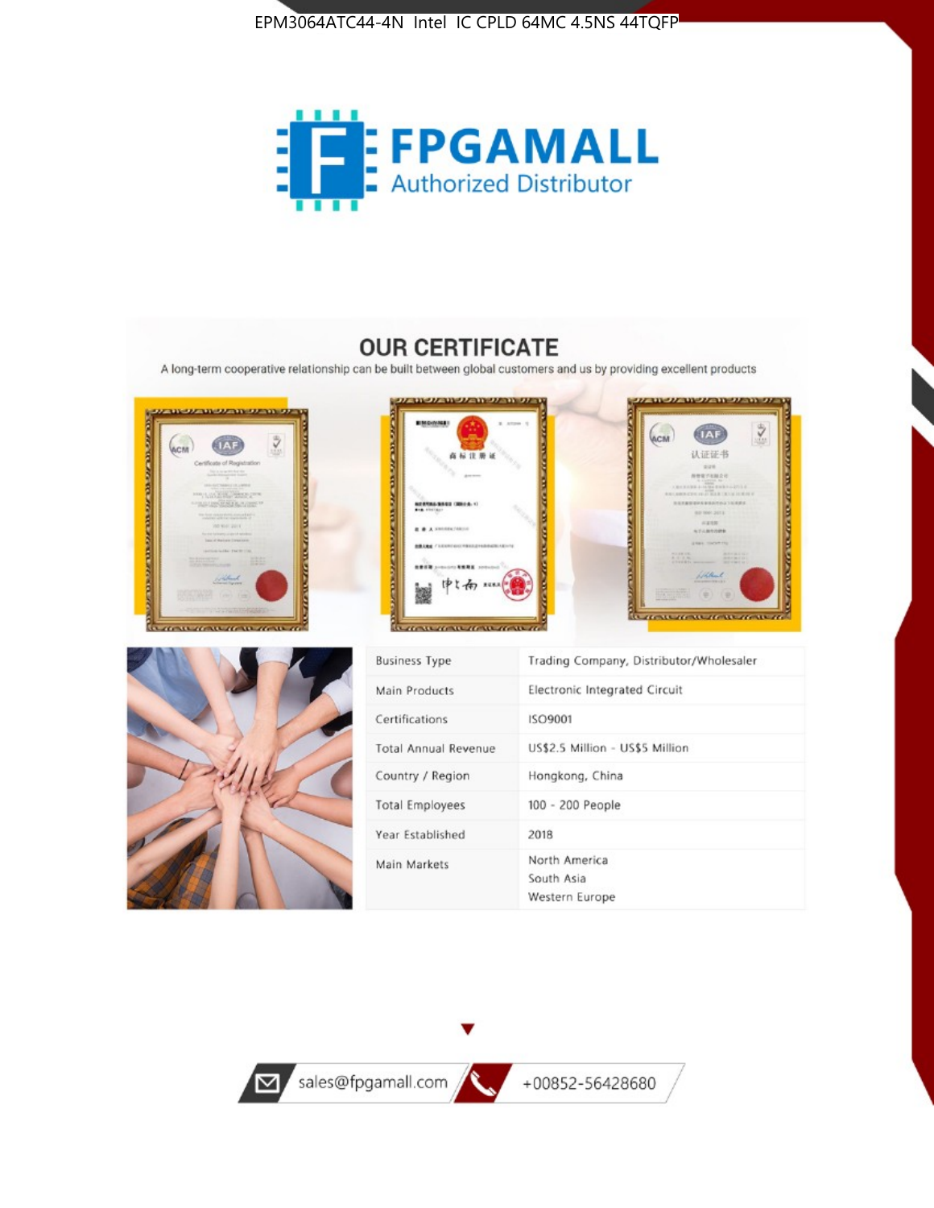# FPGAMALL

Authorized Distributor

## OUR CERTIFICATE

A long-term cooperative relationship can be built between global customers and us by providing excellent products

| | |
|---|---|
| Business Type | Trading Company, Distributor/Wholesaler |
| Main Products | Electronic Integrated Circuit |
| Certifications | ISO9001 |
| Total Annual Revenue | US$2.5 Million - US$5 Million |
| Country / Region | Hongkong, China |
| Total Employees | 100 - 200 People |
| Year Established | 2018 |
| Main Markets | North America<br>South Asia<br>Western Europe |

sales@fpgamall.com

+00852-56428680